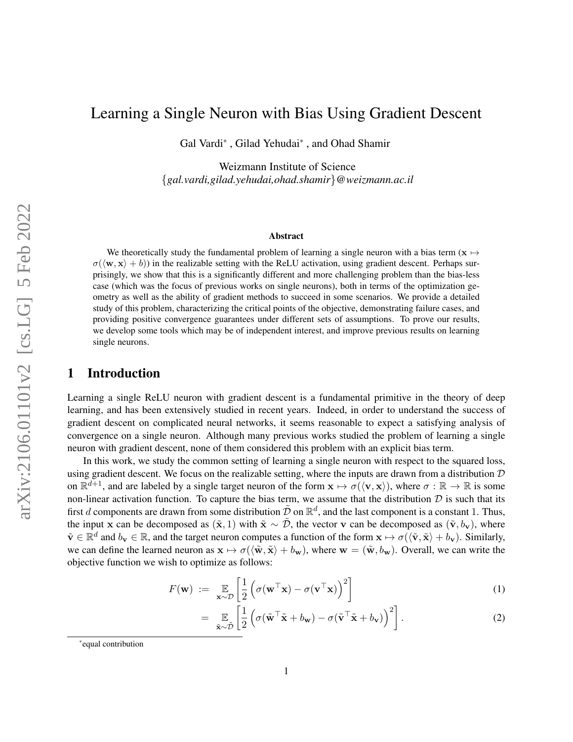# Learning a Single Neuron with Bias Using Gradient Descent

Gal Vardi[*], Gilad Yehudai[*], and Ohad Shamir

Weizmann Institute of Science
{*gal.vardi,gilad.yehudai,ohad.shamir*}*@weizmann.ac.il*

### Abstract

We theoretically study the fundamental problem of learning a single neuron with a bias term ($\mathbf{x} \mapsto \sigma(\langle \mathbf{w}, \mathbf{x} \rangle + b)$) in the realizable setting with the ReLU activation, using gradient descent. Perhaps surprisingly, we show that this is a significantly different and more challenging problem than the bias-less case (which was the focus of previous works on single neurons), both in terms of the optimization geometry as well as the ability of gradient methods to succeed in some scenarios. We provide a detailed study of this problem, characterizing the critical points of the objective, demonstrating failure cases, and providing positive convergence guarantees under different sets of assumptions. To prove our results, we develop some tools which may be of independent interest, and improve previous results on learning single neurons.

## 1 Introduction

Learning a single ReLU neuron with gradient descent is a fundamental primitive in the theory of deep learning, and has been extensively studied in recent years. Indeed, in order to understand the success of gradient descent on complicated neural networks, it seems reasonable to expect a satisfying analysis of convergence on a single neuron. Although many previous works studied the problem of learning a single neuron with gradient descent, none of them considered this problem with an explicit bias term.

In this work, we study the common setting of learning a single neuron with respect to the squared loss, using gradient descent. We focus on the realizable setting, where the inputs are drawn from a distribution $\mathcal{D}$ on $\mathbb{R}^{d+1}$, and are labeled by a single target neuron of the form $\mathbf{x} \mapsto \sigma(\langle \mathbf{v}, \mathbf{x} \rangle)$, where $\sigma : \mathbb{R} \to \mathbb{R}$ is some non-linear activation function. To capture the bias term, we assume that the distribution $\mathcal{D}$ is such that its first $d$ components are drawn from some distribution $\tilde{\mathcal{D}}$ on $\mathbb{R}^d$, and the last component is a constant 1. Thus, the input $\mathbf{x}$ can be decomposed as $(\tilde{\mathbf{x}}, 1)$ with $\tilde{\mathbf{x}} \sim \tilde{\mathcal{D}}$, the vector $\mathbf{v}$ can be decomposed as $(\tilde{\mathbf{v}}, b_{\mathbf{v}})$, where $\tilde{\mathbf{v}} \in \mathbb{R}^d$ and $b_{\mathbf{v}} \in \mathbb{R}$, and the target neuron computes a function of the form $\mathbf{x} \mapsto \sigma(\langle \tilde{\mathbf{v}}, \tilde{\mathbf{x}} \rangle + b_{\mathbf{v}})$. Similarly, we can define the learned neuron as $\mathbf{x} \mapsto \sigma(\langle \tilde{\mathbf{w}}, \tilde{\mathbf{x}} \rangle + b_{\mathbf{w}})$, where $\mathbf{w} = (\tilde{\mathbf{w}}, b_{\mathbf{w}})$. Overall, we can write the objective function we wish to optimize as follows:

$$F(\mathbf{w}) := \mathop{\mathbb{E}}_{\mathbf{x} \sim \mathcal{D}} \left[ \frac{1}{2} \left( \sigma(\mathbf{w}^\top \mathbf{x}) - \sigma(\mathbf{v}^\top \mathbf{x}) \right)^2 \right] \tag{1}$$

$$= \mathop{\mathbb{E}}_{\tilde{\mathbf{x}} \sim \tilde{\mathcal{D}}} \left[ \frac{1}{2} \left( \sigma(\tilde{\mathbf{w}}^\top \tilde{\mathbf{x}} + b_{\mathbf{w}}) - \sigma(\tilde{\mathbf{v}}^\top \tilde{\mathbf{x}} + b_{\mathbf{v}}) \right)^2 \right]. \tag{2}$$

[*] equal contribution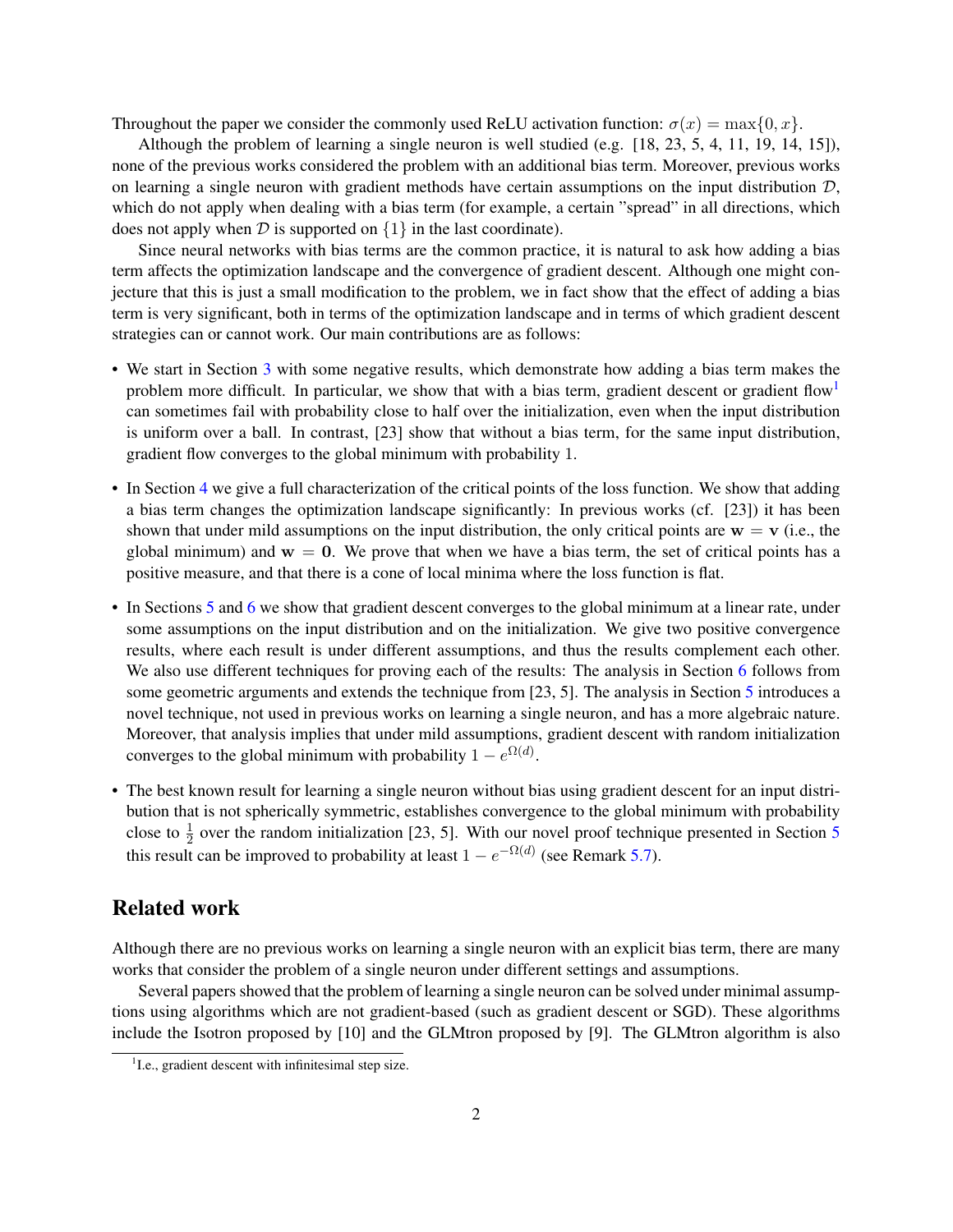Throughout the paper we consider the commonly used ReLU activation function: $\sigma(x) = \max\{0, x\}$.

Although the problem of learning a single neuron is well studied (e.g. [18, 23, 5, 4, 11, 19, 14, 15]), none of the previous works considered the problem with an additional bias term. Moreover, previous works on learning a single neuron with gradient methods have certain assumptions on the input distribution $\mathcal{D}$, which do not apply when dealing with a bias term (for example, a certain "spread" in all directions, which does not apply when $\mathcal{D}$ is supported on $\{1\}$ in the last coordinate).

Since neural networks with bias terms are the common practice, it is natural to ask how adding a bias term affects the optimization landscape and the convergence of gradient descent. Although one might conjecture that this is just a small modification to the problem, we in fact show that the effect of adding a bias term is very significant, both in terms of the optimization landscape and in terms of which gradient descent strategies can or cannot work. Our main contributions are as follows:

- We start in Section 3 with some negative results, which demonstrate how adding a bias term makes the problem more difficult. In particular, we show that with a bias term, gradient descent or gradient flow[1] can sometimes fail with probability close to half over the initialization, even when the input distribution is uniform over a ball. In contrast, [23] show that without a bias term, for the same input distribution, gradient flow converges to the global minimum with probability 1.
- In Section 4 we give a full characterization of the critical points of the loss function. We show that adding a bias term changes the optimization landscape significantly: In previous works (cf. [23]) it has been shown that under mild assumptions on the input distribution, the only critical points are $\mathbf{w} = \mathbf{v}$ (i.e., the global minimum) and $\mathbf{w} = \mathbf{0}$. We prove that when we have a bias term, the set of critical points has a positive measure, and that there is a cone of local minima where the loss function is flat.
- In Sections 5 and 6 we show that gradient descent converges to the global minimum at a linear rate, under some assumptions on the input distribution and on the initialization. We give two positive convergence results, where each result is under different assumptions, and thus the results complement each other. We also use different techniques for proving each of the results: The analysis in Section 6 follows from some geometric arguments and extends the technique from [23, 5]. The analysis in Section 5 introduces a novel technique, not used in previous works on learning a single neuron, and has a more algebraic nature. Moreover, that analysis implies that under mild assumptions, gradient descent with random initialization converges to the global minimum with probability $1 - e^{\Omega(d)}$.
- The best known result for learning a single neuron without bias using gradient descent for an input distribution that is not spherically symmetric, establishes convergence to the global minimum with probability close to $\frac{1}{2}$ over the random initialization [23, 5]. With our novel proof technique presented in Section 5 this result can be improved to probability at least $1 - e^{-\Omega(d)}$ (see Remark 5.7).

## Related work

Although there are no previous works on learning a single neuron with an explicit bias term, there are many works that consider the problem of a single neuron under different settings and assumptions.

Several papers showed that the problem of learning a single neuron can be solved under minimal assumptions using algorithms which are not gradient-based (such as gradient descent or SGD). These algorithms include the Isotron proposed by [10] and the GLMtron proposed by [9]. The GLMtron algorithm is also

[1] I.e., gradient descent with infinitesimal step size.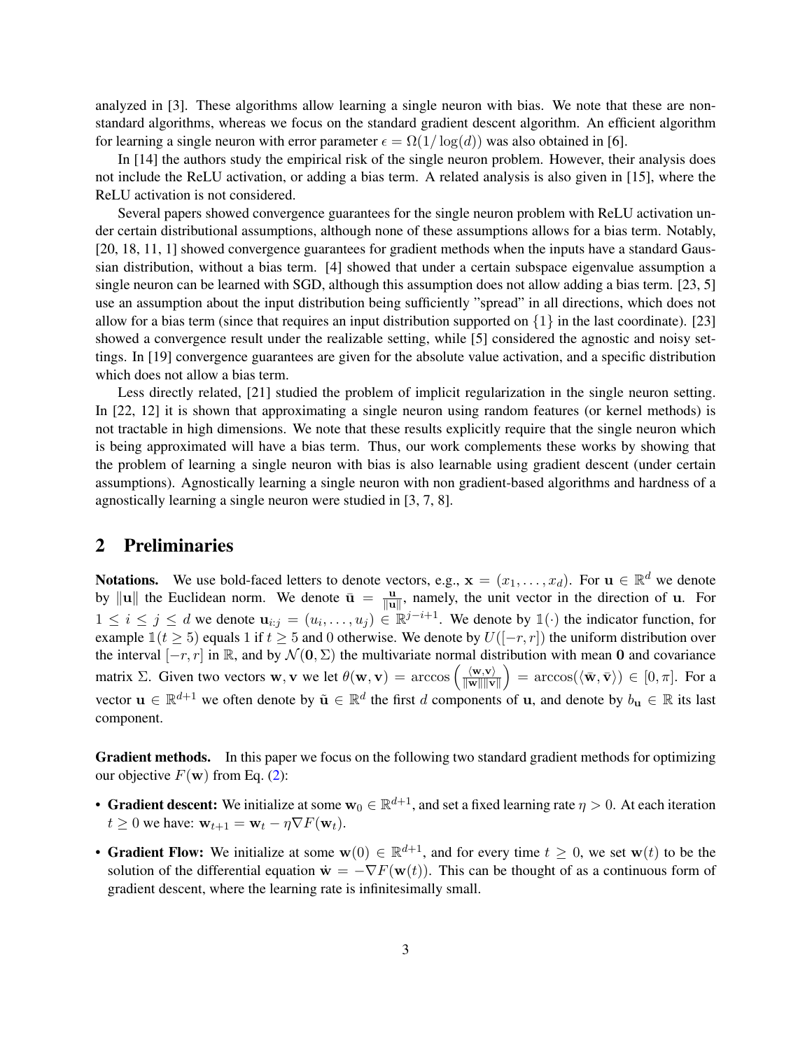analyzed in [3]. These algorithms allow learning a single neuron with bias. We note that these are non-standard algorithms, whereas we focus on the standard gradient descent algorithm. An efficient algorithm for learning a single neuron with error parameter $\epsilon = \Omega(1/\log(d))$ was also obtained in [6].

In [14] the authors study the empirical risk of the single neuron problem. However, their analysis does not include the ReLU activation, or adding a bias term. A related analysis is also given in [15], where the ReLU activation is not considered.

Several papers showed convergence guarantees for the single neuron problem with ReLU activation under certain distributional assumptions, although none of these assumptions allows for a bias term. Notably, [20, 18, 11, 1] showed convergence guarantees for gradient methods when the inputs have a standard Gaussian distribution, without a bias term. [4] showed that under a certain subspace eigenvalue assumption a single neuron can be learned with SGD, although this assumption does not allow adding a bias term. [23, 5] use an assumption about the input distribution being sufficiently "spread" in all directions, which does not allow for a bias term (since that requires an input distribution supported on $\{1\}$ in the last coordinate). [23] showed a convergence result under the realizable setting, while [5] considered the agnostic and noisy settings. In [19] convergence guarantees are given for the absolute value activation, and a specific distribution which does not allow a bias term.

Less directly related, [21] studied the problem of implicit regularization in the single neuron setting. In [22, 12] it is shown that approximating a single neuron using random features (or kernel methods) is not tractable in high dimensions. We note that these results explicitly require that the single neuron which is being approximated will have a bias term. Thus, our work complements these works by showing that the problem of learning a single neuron with bias is also learnable using gradient descent (under certain assumptions). Agnostically learning a single neuron with non gradient-based algorithms and hardness of a agnostically learning a single neuron were studied in [3, 7, 8].

## 2 Preliminaries

**Notations.** We use bold-faced letters to denote vectors, e.g., $\mathbf{x} = (x_1, \dots, x_d)$. For $\mathbf{u} \in \mathbb{R}^d$ we denote by $\|\mathbf{u}\|$ the Euclidean norm. We denote $\bar{\mathbf{u}} = \frac{\mathbf{u}}{\|\mathbf{u}\|}$, namely, the unit vector in the direction of $\mathbf{u}$. For $1 \leq i \leq j \leq d$ we denote $\mathbf{u}_{i:j} = (u_i, \dots, u_j) \in \mathbb{R}^{j-i+1}$. We denote by $\mathbb{1}(\cdot)$ the indicator function, for example $\mathbb{1}(t \geq 5)$ equals 1 if $t \geq 5$ and 0 otherwise. We denote by $U([-r, r])$ the uniform distribution over the interval $[-r, r]$ in $\mathbb{R}$, and by $\mathcal{N}(\mathbf{0}, \Sigma)$ the multivariate normal distribution with mean $\mathbf{0}$ and covariance matrix $\Sigma$. Given two vectors $\mathbf{w}, \mathbf{v}$ we let $\theta(\mathbf{w}, \mathbf{v}) = \arccos\left(\frac{\langle \mathbf{w}, \mathbf{v} \rangle}{\|\mathbf{w}\|\|\mathbf{v}\|}\right) = \arccos(\langle \bar{\mathbf{w}}, \bar{\mathbf{v}} \rangle) \in [0, \pi]$. For a vector $\mathbf{u} \in \mathbb{R}^{d+1}$ we often denote by $\tilde{\mathbf{u}} \in \mathbb{R}^d$ the first $d$ components of $\mathbf{u}$, and denote by $b_{\mathbf{u}} \in \mathbb{R}$ its last component.

**Gradient methods.** In this paper we focus on the following two standard gradient methods for optimizing our objective $F(\mathbf{w})$ from Eq. (2):

- **Gradient descent:** We initialize at some $\mathbf{w}_0 \in \mathbb{R}^{d+1}$, and set a fixed learning rate $\eta > 0$. At each iteration $t \geq 0$ we have: $\mathbf{w}_{t+1} = \mathbf{w}_t - \eta \nabla F(\mathbf{w}_t)$.
- **Gradient Flow:** We initialize at some $\mathbf{w}(0) \in \mathbb{R}^{d+1}$, and for every time $t \geq 0$, we set $\mathbf{w}(t)$ to be the solution of the differential equation $\dot{\mathbf{w}} = -\nabla F(\mathbf{w}(t))$. This can be thought of as a continuous form of gradient descent, where the learning rate is infinitesimally small.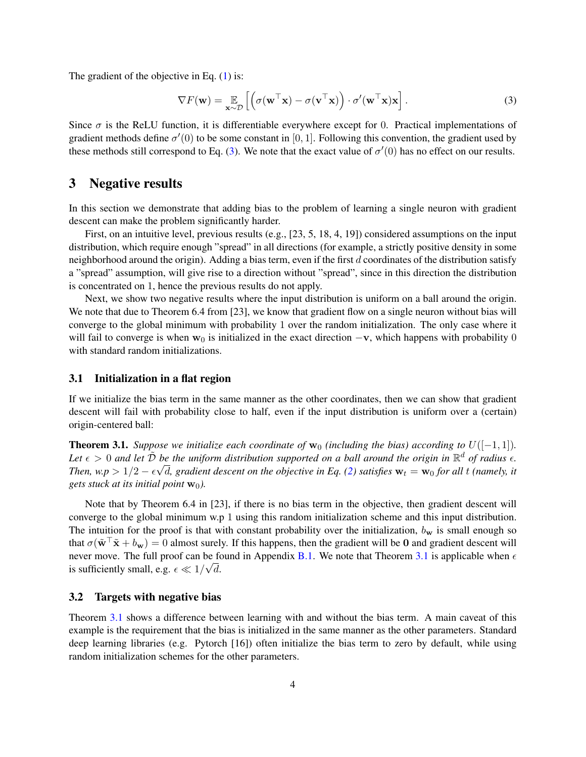The gradient of the objective in Eq. (1) is:

$$\nabla F(\mathbf{w}) = \mathbb{E}_{\mathbf{x}\sim\mathcal{D}}\left[\left(\sigma(\mathbf{w}^\top\mathbf{x}) - \sigma(\mathbf{v}^\top\mathbf{x})\right)\cdot\sigma'(\mathbf{w}^\top\mathbf{x})\mathbf{x}\right]. \tag{3}$$

Since $\sigma$ is the ReLU function, it is differentiable everywhere except for 0. Practical implementations of gradient methods define $\sigma'(0)$ to be some constant in $[0, 1]$. Following this convention, the gradient used by these methods still correspond to Eq. (3). We note that the exact value of $\sigma'(0)$ has no effect on our results.

## 3 Negative results

In this section we demonstrate that adding bias to the problem of learning a single neuron with gradient descent can make the problem significantly harder.

First, on an intuitive level, previous results (e.g., [23, 5, 18, 4, 19]) considered assumptions on the input distribution, which require enough "spread" in all directions (for example, a strictly positive density in some neighborhood around the origin). Adding a bias term, even if the first $d$ coordinates of the distribution satisfy a "spread" assumption, will give rise to a direction without "spread", since in this direction the distribution is concentrated on 1, hence the previous results do not apply.

Next, we show two negative results where the input distribution is uniform on a ball around the origin. We note that due to Theorem 6.4 from [23], we know that gradient flow on a single neuron without bias will converge to the global minimum with probability 1 over the random initialization. The only case where it will fail to converge is when $\mathbf{w}_0$ is initialized in the exact direction $-\mathbf{v}$, which happens with probability 0 with standard random initializations.

### 3.1 Initialization in a flat region

If we initialize the bias term in the same manner as the other coordinates, then we can show that gradient descent will fail with probability close to half, even if the input distribution is uniform over a (certain) origin-centered ball:

**Theorem 3.1.** *Suppose we initialize each coordinate of $\mathbf{w}_0$ (including the bias) according to $U([-1, 1])$. Let $\epsilon > 0$ and let $\tilde{\mathcal{D}}$ be the uniform distribution supported on a ball around the origin in $\mathbb{R}^d$ of radius $\epsilon$. Then, w.p $> 1/2 - \epsilon\sqrt{d}$, gradient descent on the objective in Eq. (2) satisfies $\mathbf{w}_t = \mathbf{w}_0$ for all $t$ (namely, it gets stuck at its initial point $\mathbf{w}_0$).*

Note that by Theorem 6.4 in [23], if there is no bias term in the objective, then gradient descent will converge to the global minimum w.p 1 using this random initialization scheme and this input distribution. The intuition for the proof is that with constant probability over the initialization, $b_\mathbf{w}$ is small enough so that $\sigma(\tilde{\mathbf{w}}^\top\tilde{\mathbf{x}} + b_\mathbf{w}) = 0$ almost surely. If this happens, then the gradient will be $\mathbf{0}$ and gradient descent will never move. The full proof can be found in Appendix B.1. We note that Theorem 3.1 is applicable when $\epsilon$ is sufficiently small, e.g. $\epsilon \ll 1/\sqrt{d}$.

### 3.2 Targets with negative bias

Theorem 3.1 shows a difference between learning with and without the bias term. A main caveat of this example is the requirement that the bias is initialized in the same manner as the other parameters. Standard deep learning libraries (e.g. Pytorch [16]) often initialize the bias term to zero by default, while using random initialization schemes for the other parameters.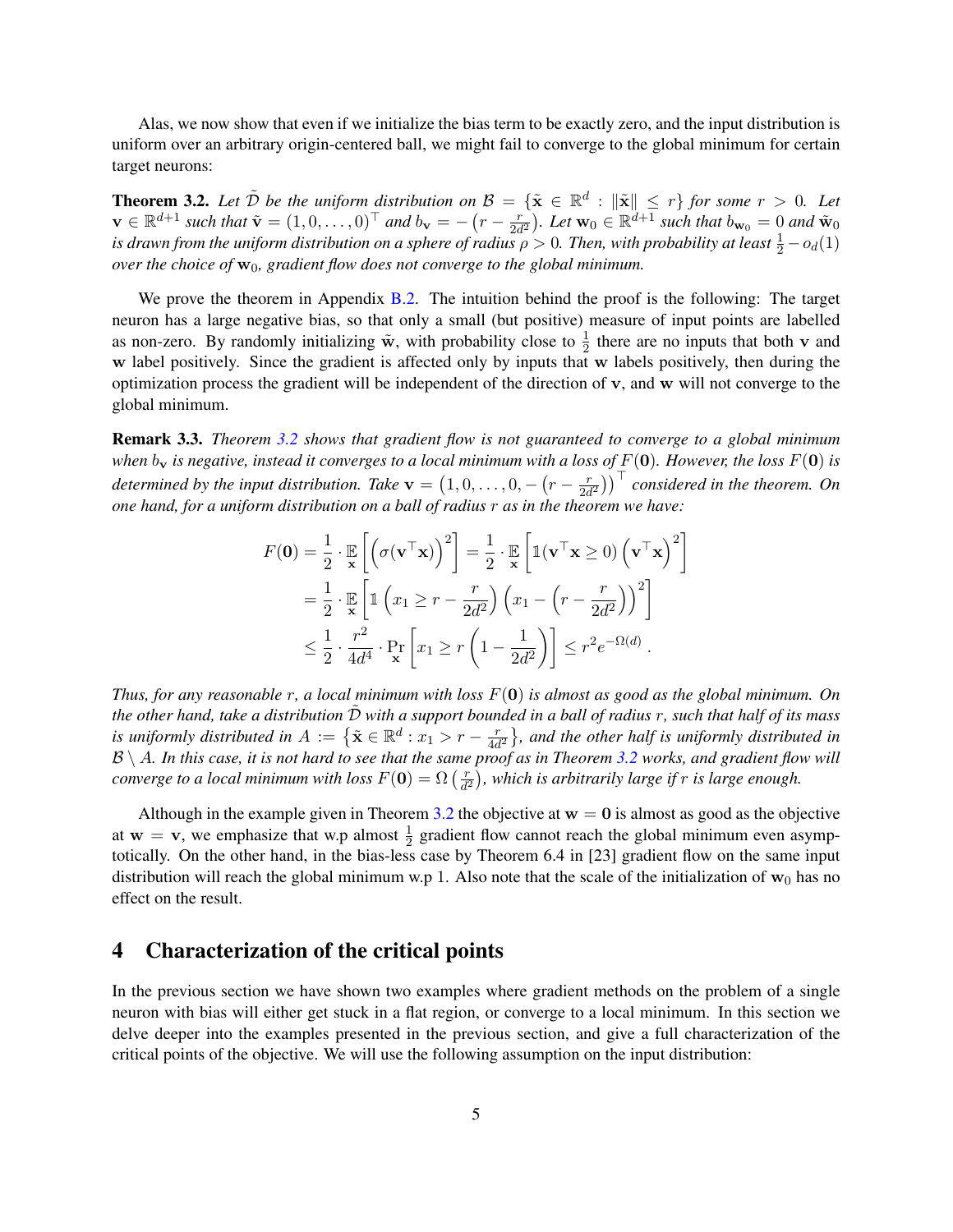Alas, we now show that even if we initialize the bias term to be exactly zero, and the input distribution is uniform over an arbitrary origin-centered ball, we might fail to converge to the global minimum for certain target neurons:

**Theorem 3.2.** *Let $\tilde{\mathcal{D}}$ be the uniform distribution on $\mathcal{B} = \{\tilde{\mathbf{x}} \in \mathbb{R}^d : \|\tilde{\mathbf{x}}\| \leq r\}$ for some $r > 0$. Let $\mathbf{v} \in \mathbb{R}^{d+1}$ such that $\tilde{\mathbf{v}} = (1, 0, \dots, 0)^\top$ and $b_{\mathbf{v}} = -\left(r - \frac{r}{2d^2}\right)$. Let $\mathbf{w}_0 \in \mathbb{R}^{d+1}$ such that $b_{\mathbf{w}_0} = 0$ and $\tilde{\mathbf{w}}_0$ is drawn from the uniform distribution on a sphere of radius $\rho > 0$. Then, with probability at least $\frac{1}{2} - o_d(1)$ over the choice of $\mathbf{w}_0$, gradient flow does not converge to the global minimum.*

We prove the theorem in Appendix B.2. The intuition behind the proof is the following: The target neuron has a large negative bias, so that only a small (but positive) measure of input points are labelled as non-zero. By randomly initializing $\tilde{\mathbf{w}}$, with probability close to $\frac{1}{2}$ there are no inputs that both $\mathbf{v}$ and $\mathbf{w}$ label positively. Since the gradient is affected only by inputs that $\mathbf{w}$ labels positively, then during the optimization process the gradient will be independent of the direction of $\mathbf{v}$, and $\mathbf{w}$ will not converge to the global minimum.

**Remark 3.3.** *Theorem 3.2 shows that gradient flow is not guaranteed to converge to a global minimum when $b_{\mathbf{v}}$ is negative, instead it converges to a local minimum with a loss of $F(\mathbf{0})$. However, the loss $F(\mathbf{0})$ is determined by the input distribution. Take $\mathbf{v} = \left(1, 0, \dots, 0, -\left(r - \frac{r}{2d^2}\right)\right)^\top$ considered in the theorem. On one hand, for a uniform distribution on a ball of radius $r$ as in the theorem we have:*

$$
\begin{aligned}
F(\mathbf{0}) &= \frac{1}{2} \cdot \mathop{\mathbb{E}}_{\mathbf{x}} \left[ \left( \sigma(\mathbf{v}^\top \mathbf{x}) \right)^2 \right] = \frac{1}{2} \cdot \mathop{\mathbb{E}}_{\mathbf{x}} \left[ \mathbb{1}(\mathbf{v}^\top \mathbf{x} \geq 0) \left( \mathbf{v}^\top \mathbf{x} \right)^2 \right] \\
&= \frac{1}{2} \cdot \mathop{\mathbb{E}}_{\mathbf{x}} \left[ \mathbb{1}\left( x_1 \geq r - \frac{r}{2d^2} \right) \left( x_1 - \left( r - \frac{r}{2d^2} \right) \right)^2 \right] \\
&\leq \frac{1}{2} \cdot \frac{r^2}{4d^4} \cdot \Pr_{\mathbf{x}} \left[ x_1 \geq r \left( 1 - \frac{1}{2d^2} \right) \right] \leq r^2 e^{-\Omega(d)} .
\end{aligned}
$$

*Thus, for any reasonable $r$, a local minimum with loss $F(\mathbf{0})$ is almost as good as the global minimum. On the other hand, take a distribution $\tilde{\mathcal{D}}$ with a support bounded in a ball of radius $r$, such that half of its mass is uniformly distributed in $A := \left\{ \tilde{\mathbf{x}} \in \mathbb{R}^d : x_1 > r - \frac{r}{4d^2} \right\}$, and the other half is uniformly distributed in $\mathcal{B} \setminus A$. In this case, it is not hard to see that the same proof as in Theorem 3.2 works, and gradient flow will converge to a local minimum with loss $F(\mathbf{0}) = \Omega\left(\frac{r}{d^2}\right)$, which is arbitrarily large if $r$ is large enough.*

Although in the example given in Theorem 3.2 the objective at $\mathbf{w} = \mathbf{0}$ is almost as good as the objective at $\mathbf{w} = \mathbf{v}$, we emphasize that w.p almost $\frac{1}{2}$ gradient flow cannot reach the global minimum even asymptotically. On the other hand, in the bias-less case by Theorem 6.4 in [23] gradient flow on the same input distribution will reach the global minimum w.p 1. Also note that the scale of the initialization of $\mathbf{w}_0$ has no effect on the result.

## 4 Characterization of the critical points

In the previous section we have shown two examples where gradient methods on the problem of a single neuron with bias will either get stuck in a flat region, or converge to a local minimum. In this section we delve deeper into the examples presented in the previous section, and give a full characterization of the critical points of the objective. We will use the following assumption on the input distribution: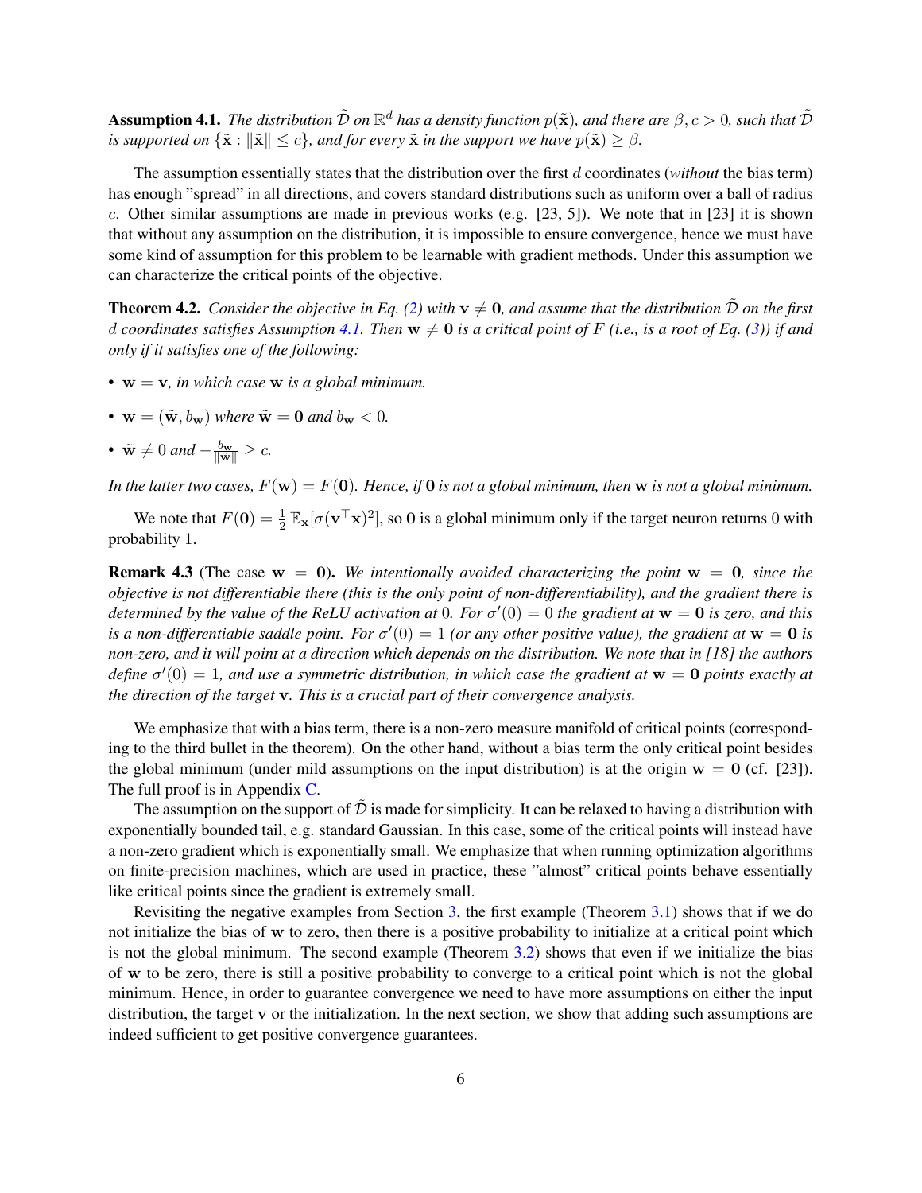**Assumption 4.1.** *The distribution $\tilde{\mathcal{D}}$ on $\mathbb{R}^d$ has a density function $p(\tilde{\mathbf{x}})$, and there are $\beta, c > 0$, such that $\tilde{\mathcal{D}}$ is supported on $\{\tilde{\mathbf{x}} : \|\tilde{\mathbf{x}}\| \leq c\}$, and for every $\tilde{\mathbf{x}}$ in the support we have $p(\tilde{\mathbf{x}}) \geq \beta$.*

The assumption essentially states that the distribution over the first $d$ coordinates (*without* the bias term) has enough "spread" in all directions, and covers standard distributions such as uniform over a ball of radius $c$. Other similar assumptions are made in previous works (e.g. [23, 5]). We note that in [23] it is shown that without any assumption on the distribution, it is impossible to ensure convergence, hence we must have some kind of assumption for this problem to be learnable with gradient methods. Under this assumption we can characterize the critical points of the objective.

**Theorem 4.2.** *Consider the objective in Eq. (2) with $\mathbf{v} \neq \mathbf{0}$, and assume that the distribution $\tilde{\mathcal{D}}$ on the first $d$ coordinates satisfies Assumption 4.1. Then $\mathbf{w} \neq \mathbf{0}$ is a critical point of $F$ (i.e., is a root of Eq. (3)) if and only if it satisfies one of the following:*

- *$\mathbf{w} = \mathbf{v}$, in which case $\mathbf{w}$ is a global minimum.*
- *$\mathbf{w} = (\tilde{\mathbf{w}}, b_{\mathbf{w}})$ where $\tilde{\mathbf{w}} = \mathbf{0}$ and $b_{\mathbf{w}} < 0$.*
- *$\tilde{\mathbf{w}} \neq 0$ and $-\frac{b_{\mathbf{w}}}{\|\tilde{\mathbf{w}}\|} \geq c$.*

*In the latter two cases, $F(\mathbf{w}) = F(\mathbf{0})$. Hence, if $\mathbf{0}$ is not a global minimum, then $\mathbf{w}$ is not a global minimum.*

We note that $F(\mathbf{0}) = \frac{1}{2}\mathbb{E}_{\mathbf{x}}[\sigma(\mathbf{v}^\top \mathbf{x})^2]$, so $\mathbf{0}$ is a global minimum only if the target neuron returns $0$ with probability 1.

**Remark 4.3** (The case $\mathbf{w} = \mathbf{0}$). *We intentionally avoided characterizing the point $\mathbf{w} = \mathbf{0}$, since the objective is not differentiable there (this is the only point of non-differentiability), and the gradient there is determined by the value of the ReLU activation at $0$. For $\sigma'(0) = 0$ the gradient at $\mathbf{w} = \mathbf{0}$ is zero, and this is a non-differentiable saddle point. For $\sigma'(0) = 1$ (or any other positive value), the gradient at $\mathbf{w} = \mathbf{0}$ is non-zero, and it will point at a direction which depends on the distribution. We note that in [18] the authors define $\sigma'(0) = 1$, and use a symmetric distribution, in which case the gradient at $\mathbf{w} = \mathbf{0}$ points exactly at the direction of the target $\mathbf{v}$. This is a crucial part of their convergence analysis.*

We emphasize that with a bias term, there is a non-zero measure manifold of critical points (corresponding to the third bullet in the theorem). On the other hand, without a bias term the only critical point besides the global minimum (under mild assumptions on the input distribution) is at the origin $\mathbf{w} = \mathbf{0}$ (cf. [23]). The full proof is in Appendix C.

The assumption on the support of $\tilde{\mathcal{D}}$ is made for simplicity. It can be relaxed to having a distribution with exponentially bounded tail, e.g. standard Gaussian. In this case, some of the critical points will instead have a non-zero gradient which is exponentially small. We emphasize that when running optimization algorithms on finite-precision machines, which are used in practice, these "almost" critical points behave essentially like critical points since the gradient is extremely small.

Revisiting the negative examples from Section 3, the first example (Theorem 3.1) shows that if we do not initialize the bias of $\mathbf{w}$ to zero, then there is a positive probability to initialize at a critical point which is not the global minimum. The second example (Theorem 3.2) shows that even if we initialize the bias of $\mathbf{w}$ to be zero, there is still a positive probability to converge to a critical point which is not the global minimum. Hence, in order to guarantee convergence we need to have more assumptions on either the input distribution, the target $\mathbf{v}$ or the initialization. In the next section, we show that adding such assumptions are indeed sufficient to get positive convergence guarantees.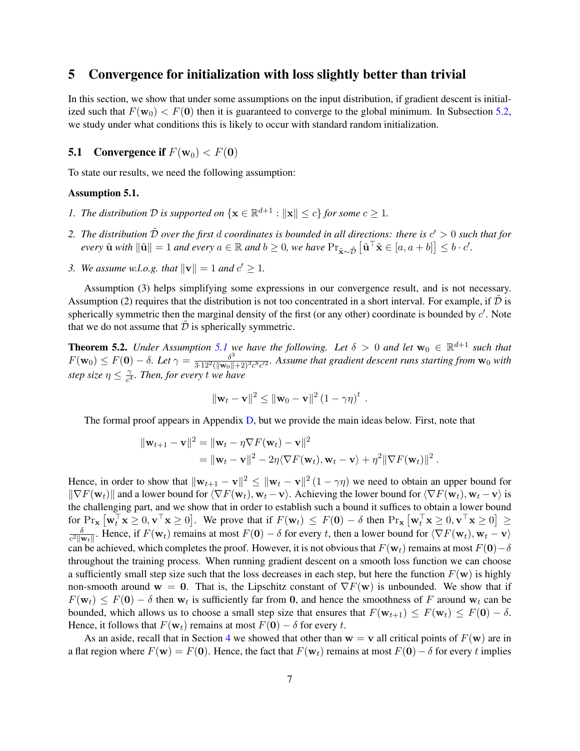## 5 Convergence for initialization with loss slightly better than trivial

In this section, we show that under some assumptions on the input distribution, if gradient descent is initialized such that $F(\mathbf{w}_0) < F(\mathbf{0})$ then it is guaranteed to converge to the global minimum. In Subsection 5.2, we study under what conditions this is likely to occur with standard random initialization.

### 5.1 Convergence if $F(\mathbf{w}_0) < F(\mathbf{0})$

To state our results, we need the following assumption:

**Assumption 5.1.**

1. *The distribution $\mathcal{D}$ is supported on $\{\mathbf{x} \in \mathbb{R}^{d+1} : \|\mathbf{x}\| \leq c\}$ for some $c \geq 1$.*
2. *The distribution $\tilde{\mathcal{D}}$ over the first $d$ coordinates is bounded in all directions: there is $c' > 0$ such that for every $\tilde{\mathbf{u}}$ with $\|\tilde{\mathbf{u}}\| = 1$ and every $a \in \mathbb{R}$ and $b \geq 0$, we have $\Pr_{\tilde{\mathbf{x}} \sim \tilde{\mathcal{D}}} \left[\tilde{\mathbf{u}}^\top \tilde{\mathbf{x}} \in [a, a+b]\right] \leq b \cdot c'$.*
3. *We assume w.l.o.g. that $\|\mathbf{v}\| = 1$ and $c' \geq 1$.*

Assumption (3) helps simplifying some expressions in our convergence result, and is not necessary. Assumption (2) requires that the distribution is not too concentrated in a short interval. For example, if $\tilde{\mathcal{D}}$ is spherically symmetric then the marginal density of the first (or any other) coordinate is bounded by $c'$. Note that we do not assume that $\tilde{\mathcal{D}}$ is spherically symmetric.

**Theorem 5.2.** *Under Assumption 5.1 we have the following. Let $\delta > 0$ and let $\mathbf{w}_0 \in \mathbb{R}^{d+1}$ such that $F(\mathbf{w}_0) \leq F(\mathbf{0}) - \delta$. Let $\gamma = \frac{\delta^3}{3 \cdot 12^2 (\|\mathbf{w}_0\|+2)^3 c^8 c'^2}$. Assume that gradient descent runs starting from $\mathbf{w}_0$ with step size $\eta \leq \frac{\gamma}{c^4}$. Then, for every $t$ we have*

$$\|\mathbf{w}_t - \mathbf{v}\|^2 \leq \|\mathbf{w}_0 - \mathbf{v}\|^2 (1 - \gamma\eta)^t \ .$$

The formal proof appears in Appendix D, but we provide the main ideas below. First, note that

$$\begin{aligned}
\|\mathbf{w}_{t+1} - \mathbf{v}\|^2 &= \|\mathbf{w}_t - \eta \nabla F(\mathbf{w}_t) - \mathbf{v}\|^2 \\
&= \|\mathbf{w}_t - \mathbf{v}\|^2 - 2\eta \langle \nabla F(\mathbf{w}_t), \mathbf{w}_t - \mathbf{v} \rangle + \eta^2 \|\nabla F(\mathbf{w}_t)\|^2 \ .
\end{aligned}$$

Hence, in order to show that $\|\mathbf{w}_{t+1} - \mathbf{v}\|^2 \leq \|\mathbf{w}_t - \mathbf{v}\|^2 (1 - \gamma\eta)$ we need to obtain an upper bound for $\|\nabla F(\mathbf{w}_t)\|$ and a lower bound for $\langle \nabla F(\mathbf{w}_t), \mathbf{w}_t - \mathbf{v} \rangle$. Achieving the lower bound for $\langle \nabla F(\mathbf{w}_t), \mathbf{w}_t - \mathbf{v} \rangle$ is the challenging part, and we show that in order to establish such a bound it suffices to obtain a lower bound for $\Pr_{\mathbf{x}} \left[\mathbf{w}_t^\top \mathbf{x} \geq 0, \mathbf{v}^\top \mathbf{x} \geq 0\right]$. We prove that if $F(\mathbf{w}_t) \leq F(\mathbf{0}) - \delta$ then $\Pr_{\mathbf{x}} \left[\mathbf{w}_t^\top \mathbf{x} \geq 0, \mathbf{v}^\top \mathbf{x} \geq 0\right] \geq \frac{\delta}{c^2 \|\mathbf{w}_t\|}$. Hence, if $F(\mathbf{w}_t)$ remains at most $F(\mathbf{0}) - \delta$ for every $t$, then a lower bound for $\langle \nabla F(\mathbf{w}_t), \mathbf{w}_t - \mathbf{v} \rangle$ can be achieved, which completes the proof. However, it is not obvious that $F(\mathbf{w}_t)$ remains at most $F(\mathbf{0}) - \delta$ throughout the training process. When running gradient descent on a smooth loss function we can choose a sufficiently small step size such that the loss decreases in each step, but here the function $F(\mathbf{w})$ is highly non-smooth around $\mathbf{w} = \mathbf{0}$. That is, the Lipschitz constant of $\nabla F(\mathbf{w})$ is unbounded. We show that if $F(\mathbf{w}_t) \leq F(\mathbf{0}) - \delta$ then $\mathbf{w}_t$ is sufficiently far from $\mathbf{0}$, and hence the smoothness of $F$ around $\mathbf{w}_t$ can be bounded, which allows us to choose a small step size that ensures that $F(\mathbf{w}_{t+1}) \leq F(\mathbf{w}_t) \leq F(\mathbf{0}) - \delta$. Hence, it follows that $F(\mathbf{w}_t)$ remains at most $F(\mathbf{0}) - \delta$ for every $t$.

As an aside, recall that in Section 4 we showed that other than $\mathbf{w} = \mathbf{v}$ all critical points of $F(\mathbf{w})$ are in a flat region where $F(\mathbf{w}) = F(\mathbf{0})$. Hence, the fact that $F(\mathbf{w}_t)$ remains at most $F(\mathbf{0}) - \delta$ for every $t$ implies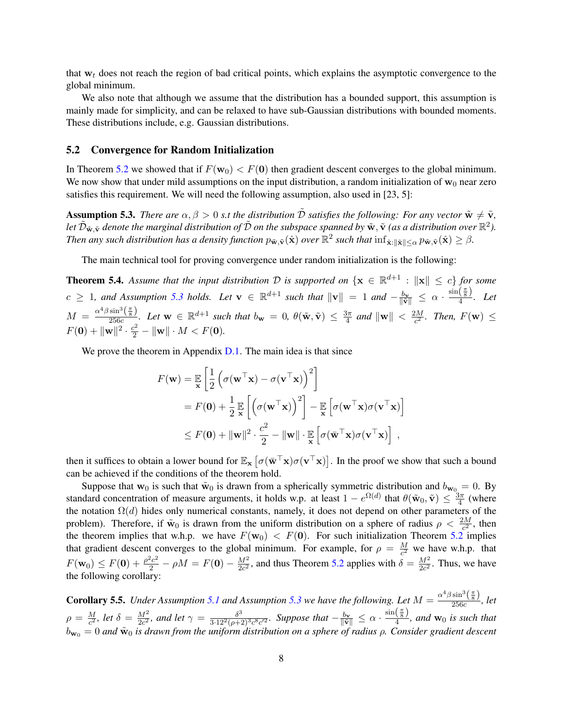that $\mathbf{w}_t$ does not reach the region of bad critical points, which explains the asymptotic convergence to the global minimum.

We also note that although we assume that the distribution has a bounded support, this assumption is mainly made for simplicity, and can be relaxed to have sub-Gaussian distributions with bounded moments. These distributions include, e.g. Gaussian distributions.

## 5.2 Convergence for Random Initialization

In Theorem 5.2 we showed that if $F(\mathbf{w}_0) < F(\mathbf{0})$ then gradient descent converges to the global minimum. We now show that under mild assumptions on the input distribution, a random initialization of $\mathbf{w}_0$ near zero satisfies this requirement. We will need the following assumption, also used in [23, 5]:

**Assumption 5.3.** *There are $\alpha, \beta > 0$ s.t the distribution $\tilde{\mathcal{D}}$ satisfies the following: For any vector $\tilde{\mathbf{w}} \neq \tilde{\mathbf{v}}$, let $\tilde{\mathcal{D}}_{\tilde{\mathbf{w}},\tilde{\mathbf{v}}}$ denote the marginal distribution of $\tilde{\mathcal{D}}$ on the subspace spanned by $\tilde{\mathbf{w}}, \tilde{\mathbf{v}}$ (as a distribution over $\mathbb{R}^2$). Then any such distribution has a density function $p_{\tilde{\mathbf{w}},\tilde{\mathbf{v}}}(\hat{\mathbf{x}})$ over $\mathbb{R}^2$ such that $\inf_{\hat{\mathbf{x}}:\|\hat{\mathbf{x}}\|\leq\alpha} p_{\tilde{\mathbf{w}},\tilde{\mathbf{v}}}(\hat{\mathbf{x}}) \geq \beta$.*

The main technical tool for proving convergence under random initialization is the following:

**Theorem 5.4.** *Assume that the input distribution $\mathcal{D}$ is supported on $\{\mathbf{x} \in \mathbb{R}^{d+1} : \|\mathbf{x}\| \leq c\}$ for some $c \geq 1$, and Assumption 5.3 holds. Let $\mathbf{v} \in \mathbb{R}^{d+1}$ such that $\|\mathbf{v}\| = 1$ and $-\frac{b_{\mathbf{v}}}{\|\tilde{\mathbf{v}}\|} \leq \alpha \cdot \frac{\sin\left(\frac{\pi}{8}\right)}{4}$. Let $M = \frac{\alpha^4 \beta \sin^3\left(\frac{\pi}{8}\right)}{256c}$. Let $\mathbf{w} \in \mathbb{R}^{d+1}$ such that $b_{\mathbf{w}} = 0$, $\theta(\tilde{\mathbf{w}}, \tilde{\mathbf{v}}) \leq \frac{3\pi}{4}$ and $\|\mathbf{w}\| < \frac{2M}{c^2}$. Then, $F(\mathbf{w}) \leq F(\mathbf{0}) + \|\mathbf{w}\|^2 \cdot \frac{c^2}{2} - \|\mathbf{w}\| \cdot M < F(\mathbf{0})$.*

We prove the theorem in Appendix D.1. The main idea is that since

$$
\begin{aligned}
F(\mathbf{w}) &= \mathop{\mathbb{E}}_{\mathbf{x}}\left[\frac{1}{2}\left(\sigma(\mathbf{w}^\top \mathbf{x}) - \sigma(\mathbf{v}^\top \mathbf{x})\right)^2\right] \\
&= F(\mathbf{0}) + \frac{1}{2}\mathop{\mathbb{E}}_{\mathbf{x}}\left[\left(\sigma(\mathbf{w}^\top \mathbf{x})\right)^2\right] - \mathop{\mathbb{E}}_{\mathbf{x}}\left[\sigma(\mathbf{w}^\top \mathbf{x})\sigma(\mathbf{v}^\top \mathbf{x})\right] \\
&\leq F(\mathbf{0}) + \|\mathbf{w}\|^2 \cdot \frac{c^2}{2} - \|\mathbf{w}\| \cdot \mathop{\mathbb{E}}_{\mathbf{x}}\left[\sigma(\bar{\mathbf{w}}^\top \mathbf{x})\sigma(\mathbf{v}^\top \mathbf{x})\right] ,
\end{aligned}
$$

then it suffices to obtain a lower bound for $\mathbb{E}_{\mathbf{x}}\left[\sigma(\bar{\mathbf{w}}^\top \mathbf{x})\sigma(\mathbf{v}^\top \mathbf{x})\right]$. In the proof we show that such a bound can be achieved if the conditions of the theorem hold.

Suppose that $\mathbf{w}_0$ is such that $\tilde{\mathbf{w}}_0$ is drawn from a spherically symmetric distribution and $b_{\mathbf{w}_0} = 0$. By standard concentration of measure arguments, it holds w.p. at least $1 - e^{\Omega(d)}$ that $\theta(\tilde{\mathbf{w}}_0, \tilde{\mathbf{v}}) \leq \frac{3\pi}{4}$ (where the notation $\Omega(d)$ hides only numerical constants, namely, it does not depend on other parameters of the problem). Therefore, if $\tilde{\mathbf{w}}_0$ is drawn from the uniform distribution on a sphere of radius $\rho < \frac{2M}{c^2}$, then the theorem implies that w.h.p. we have $F(\mathbf{w}_0) < F(\mathbf{0})$. For such initialization Theorem 5.2 implies that gradient descent converges to the global minimum. For example, for $\rho = \frac{M}{c^2}$ we have w.h.p. that $F(\mathbf{w}_0) \leq F(\mathbf{0}) + \frac{\rho^2 c^2}{2} - \rho M = F(\mathbf{0}) - \frac{M^2}{2c^2}$, and thus Theorem 5.2 applies with $\delta = \frac{M^2}{2c^2}$. Thus, we have the following corollary:

**Corollary 5.5.** *Under Assumption 5.1 and Assumption 5.3 we have the following. Let $M = \frac{\alpha^4 \beta \sin^3\left(\frac{\pi}{8}\right)}{256c}$, let $\rho = \frac{M}{c^2}$, let $\delta = \frac{M^2}{2c^2}$, and let $\gamma = \frac{\delta^3}{3 \cdot 12^2 (\rho+2)^3 c^8 c'^2}$. Suppose that $-\frac{b_{\mathbf{v}}}{\|\tilde{\mathbf{v}}\|} \leq \alpha \cdot \frac{\sin\left(\frac{\pi}{8}\right)}{4}$, and $\mathbf{w}_0$ is such that $b_{\mathbf{w}_0} = 0$ and $\tilde{\mathbf{w}}_0$ is drawn from the uniform distribution on a sphere of radius $\rho$. Consider gradient descent*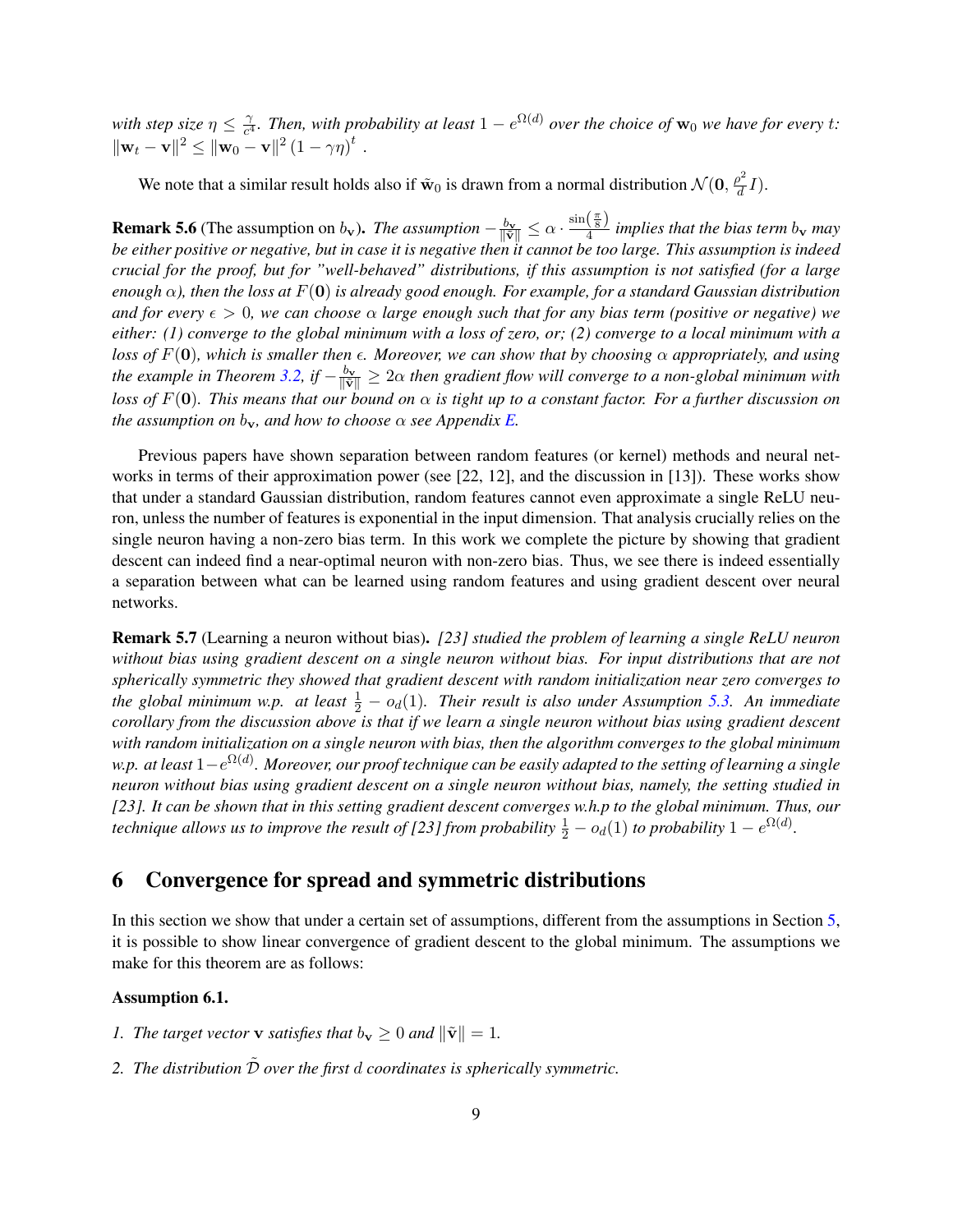*with step size $\eta \leq \frac{\gamma}{c^4}$. Then, with probability at least $1 - e^{\Omega(d)}$ over the choice of $\mathbf{w}_0$ we have for every $t$: $\|\mathbf{w}_t - \mathbf{v}\|^2 \leq \|\mathbf{w}_0 - \mathbf{v}\|^2 (1 - \gamma\eta)^t$ .*

We note that a similar result holds also if $\tilde{\mathbf{w}}_0$ is drawn from a normal distribution $\mathcal{N}(\mathbf{0}, \frac{\rho^2}{d} I)$.

**Remark 5.6** (The assumption on $b_\mathbf{v}$). *The assumption $-\frac{b_\mathbf{v}}{\|\tilde{\mathbf{v}}\|} \leq \alpha \cdot \frac{\sin\left(\frac{\pi}{8}\right)}{4}$ implies that the bias term $b_\mathbf{v}$ may be either positive or negative, but in case it is negative then it cannot be too large. This assumption is indeed crucial for the proof, but for "well-behaved" distributions, if this assumption is not satisfied (for a large enough $\alpha$), then the loss at $F(\mathbf{0})$ is already good enough. For example, for a standard Gaussian distribution and for every $\epsilon > 0$, we can choose $\alpha$ large enough such that for any bias term (positive or negative) we either: (1) converge to the global minimum with a loss of zero, or; (2) converge to a local minimum with a loss of $F(\mathbf{0})$, which is smaller then $\epsilon$. Moreover, we can show that by choosing $\alpha$ appropriately, and using the example in Theorem 3.2, if $-\frac{b_\mathbf{v}}{\|\tilde{\mathbf{v}}\|} \geq 2\alpha$ then gradient flow will converge to a non-global minimum with loss of $F(\mathbf{0})$. This means that our bound on $\alpha$ is tight up to a constant factor. For a further discussion on the assumption on $b_\mathbf{v}$, and how to choose $\alpha$ see Appendix E.*

Previous papers have shown separation between random features (or kernel) methods and neural networks in terms of their approximation power (see [22, 12], and the discussion in [13]). These works show that under a standard Gaussian distribution, random features cannot even approximate a single ReLU neuron, unless the number of features is exponential in the input dimension. That analysis crucially relies on the single neuron having a non-zero bias term. In this work we complete the picture by showing that gradient descent can indeed find a near-optimal neuron with non-zero bias. Thus, we see there is indeed essentially a separation between what can be learned using random features and using gradient descent over neural networks.

**Remark 5.7** (Learning a neuron without bias). *[23] studied the problem of learning a single ReLU neuron without bias using gradient descent on a single neuron without bias. For input distributions that are not spherically symmetric they showed that gradient descent with random initialization near zero converges to the global minimum w.p. at least $\frac{1}{2} - o_d(1)$. Their result is also under Assumption 5.3. An immediate corollary from the discussion above is that if we learn a single neuron without bias using gradient descent with random initialization on a single neuron with bias, then the algorithm converges to the global minimum w.p. at least $1 - e^{\Omega(d)}$. Moreover, our proof technique can be easily adapted to the setting of learning a single neuron without bias using gradient descent on a single neuron without bias, namely, the setting studied in [23]. It can be shown that in this setting gradient descent converges w.h.p to the global minimum. Thus, our technique allows us to improve the result of [23] from probability $\frac{1}{2} - o_d(1)$ to probability $1 - e^{\Omega(d)}$.*

## 6 Convergence for spread and symmetric distributions

In this section we show that under a certain set of assumptions, different from the assumptions in Section 5, it is possible to show linear convergence of gradient descent to the global minimum. The assumptions we make for this theorem are as follows:

**Assumption 6.1.**

1. *The target vector $\mathbf{v}$ satisfies that $b_\mathbf{v} \geq 0$ and $\|\tilde{\mathbf{v}}\| = 1$.*
2. *The distribution $\tilde{\mathcal{D}}$ over the first $d$ coordinates is spherically symmetric.*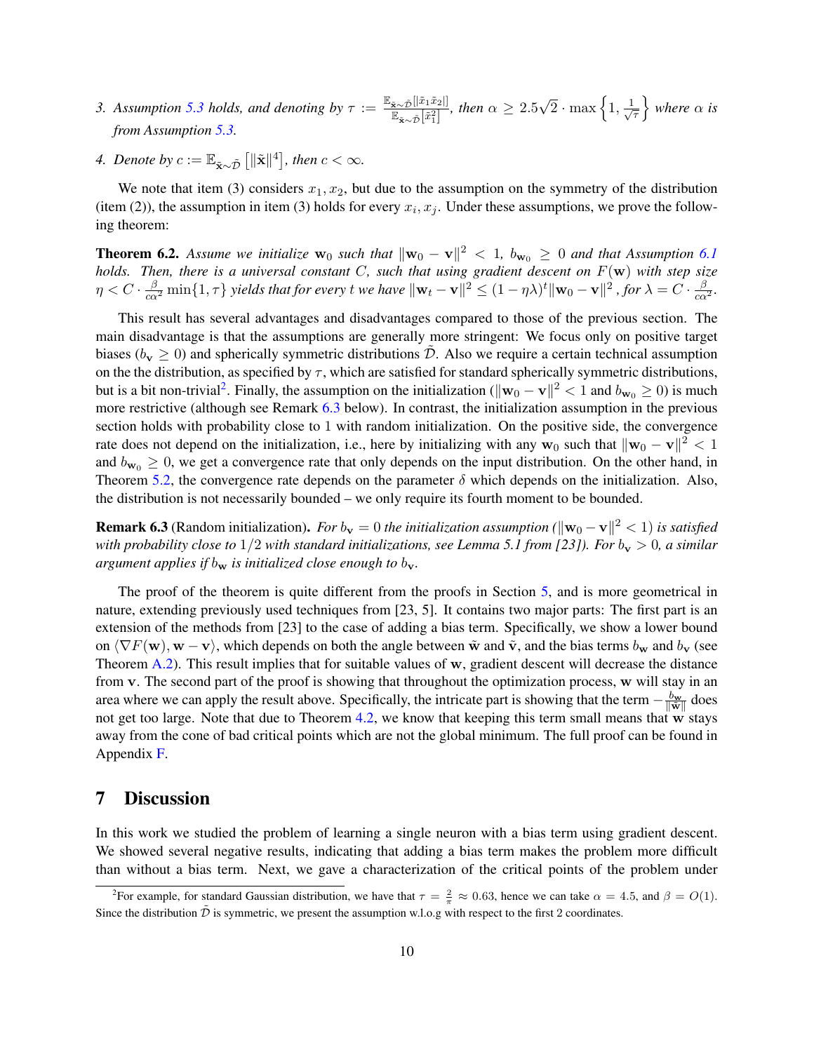3. *Assumption 5.3 holds, and denoting by* $\tau := \frac{\mathbb{E}_{\tilde{\mathbf{x}}\sim\tilde{\mathcal{D}}}[|\tilde{x}_1\tilde{x}_2|]}{\mathbb{E}_{\tilde{\mathbf{x}}\sim\tilde{\mathcal{D}}}[\tilde{x}_1^2]}$*, then* $\alpha \geq 2.5\sqrt{2}\cdot\max\left\{1, \frac{1}{\sqrt{\tau}}\right\}$ *where* $\alpha$ *is from Assumption 5.3.*

4. *Denote by* $c := \mathbb{E}_{\tilde{\mathbf{x}}\sim\tilde{\mathcal{D}}}\left[\|\tilde{\mathbf{x}}\|^4\right]$*, then* $c < \infty$*.*

We note that item (3) considers $x_1, x_2$, but due to the assumption on the symmetry of the distribution (item (2)), the assumption in item (3) holds for every $x_i, x_j$. Under these assumptions, we prove the following theorem:

**Theorem 6.2.** *Assume we initialize* $\mathbf{w}_0$ *such that* $\|\mathbf{w}_0 - \mathbf{v}\|^2 < 1$*,* $b_{\mathbf{w}_0} \geq 0$ *and that Assumption 6.1 holds. Then, there is a universal constant* $C$*, such that using gradient descent on* $F(\mathbf{w})$ *with step size* $\eta < C \cdot \frac{\beta}{c\alpha^2}\min\{1, \tau\}$ *yields that for every* $t$ *we have* $\|\mathbf{w}_t - \mathbf{v}\|^2 \leq (1 - \eta\lambda)^t\|\mathbf{w}_0 - \mathbf{v}\|^2$ *, for* $\lambda = C \cdot \frac{\beta}{c\alpha^2}$*.*

This result has several advantages and disadvantages compared to those of the previous section. The main disadvantage is that the assumptions are generally more stringent: We focus only on positive target biases ($b_{\mathbf{v}} \geq 0$) and spherically symmetric distributions $\tilde{\mathcal{D}}$. Also we require a certain technical assumption on the the distribution, as specified by $\tau$, which are satisfied for standard spherically symmetric distributions, but is a bit non-trivial[2]. Finally, the assumption on the initialization ($\|\mathbf{w}_0 - \mathbf{v}\|^2 < 1$ and $b_{\mathbf{w}_0} \geq 0$) is much more restrictive (although see Remark 6.3 below). In contrast, the initialization assumption in the previous section holds with probability close to 1 with random initialization. On the positive side, the convergence rate does not depend on the initialization, i.e., here by initializing with any $\mathbf{w}_0$ such that $\|\mathbf{w}_0 - \mathbf{v}\|^2 < 1$ and $b_{\mathbf{w}_0} \geq 0$, we get a convergence rate that only depends on the input distribution. On the other hand, in Theorem 5.2, the convergence rate depends on the parameter $\delta$ which depends on the initialization. Also, the distribution is not necessarily bounded – we only require its fourth moment to be bounded.

**Remark 6.3** (Random initialization)**.** *For* $b_{\mathbf{v}} = 0$ *the initialization assumption (*$\|\mathbf{w}_0 - \mathbf{v}\|^2 < 1$*) is satisfied with probability close to* $1/2$ *with standard initializations, see Lemma 5.1 from [23]). For* $b_{\mathbf{v}} > 0$*, a similar argument applies if* $b_{\mathbf{w}}$ *is initialized close enough to* $b_{\mathbf{v}}$*.*

The proof of the theorem is quite different from the proofs in Section 5, and is more geometrical in nature, extending previously used techniques from [23, 5]. It contains two major parts: The first part is an extension of the methods from [23] to the case of adding a bias term. Specifically, we show a lower bound on $\langle \nabla F(\mathbf{w}), \mathbf{w} - \mathbf{v}\rangle$, which depends on both the angle between $\tilde{\mathbf{w}}$ and $\tilde{\mathbf{v}}$, and the bias terms $b_{\mathbf{w}}$ and $b_{\mathbf{v}}$ (see Theorem A.2). This result implies that for suitable values of $\mathbf{w}$, gradient descent will decrease the distance from $\mathbf{v}$. The second part of the proof is showing that throughout the optimization process, $\mathbf{w}$ will stay in an area where we can apply the result above. Specifically, the intricate part is showing that the term $-\frac{b_{\mathbf{w}}}{\|\tilde{\mathbf{w}}\|}$ does not get too large. Note that due to Theorem 4.2, we know that keeping this term small means that $\mathbf{w}$ stays away from the cone of bad critical points which are not the global minimum. The full proof can be found in Appendix F.

## 7 Discussion

In this work we studied the problem of learning a single neuron with a bias term using gradient descent. We showed several negative results, indicating that adding a bias term makes the problem more difficult than without a bias term. Next, we gave a characterization of the critical points of the problem under

[2] For example, for standard Gaussian distribution, we have that $\tau = \frac{2}{\pi} \approx 0.63$, hence we can take $\alpha = 4.5$, and $\beta = O(1)$. Since the distribution $\tilde{\mathcal{D}}$ is symmetric, we present the assumption w.l.o.g with respect to the first 2 coordinates.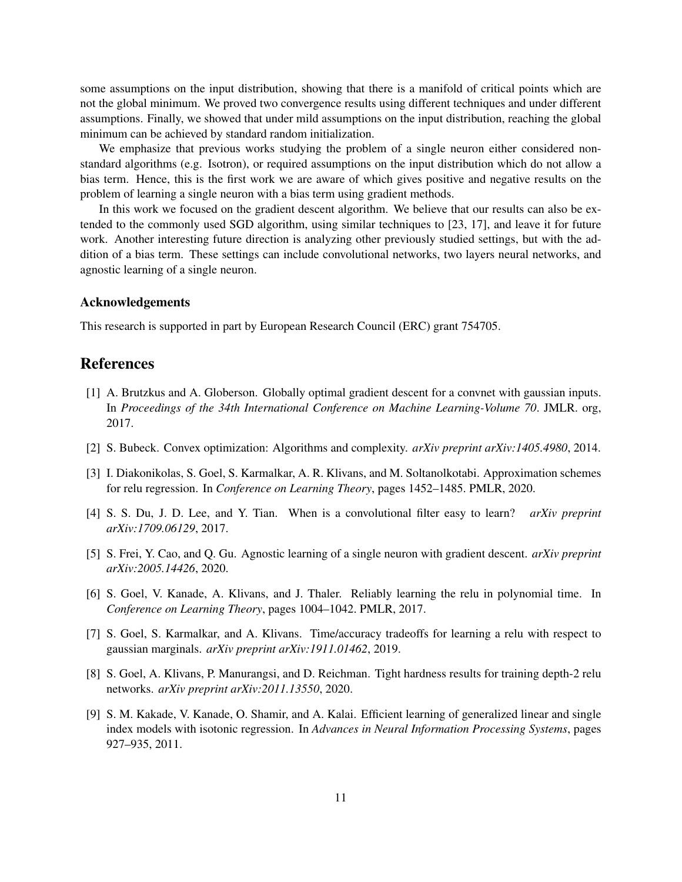some assumptions on the input distribution, showing that there is a manifold of critical points which are not the global minimum. We proved two convergence results using different techniques and under different assumptions. Finally, we showed that under mild assumptions on the input distribution, reaching the global minimum can be achieved by standard random initialization.

We emphasize that previous works studying the problem of a single neuron either considered non-standard algorithms (e.g. Isotron), or required assumptions on the input distribution which do not allow a bias term. Hence, this is the first work we are aware of which gives positive and negative results on the problem of learning a single neuron with a bias term using gradient methods.

In this work we focused on the gradient descent algorithm. We believe that our results can also be extended to the commonly used SGD algorithm, using similar techniques to [23, 17], and leave it for future work. Another interesting future direction is analyzing other previously studied settings, but with the addition of a bias term. These settings can include convolutional networks, two layers neural networks, and agnostic learning of a single neuron.

### Acknowledgements

This research is supported in part by European Research Council (ERC) grant 754705.

## References

[1] A. Brutzkus and A. Globerson. Globally optimal gradient descent for a convnet with gaussian inputs. In *Proceedings of the 34th International Conference on Machine Learning-Volume 70*. JMLR. org, 2017.

[2] S. Bubeck. Convex optimization: Algorithms and complexity. *arXiv preprint arXiv:1405.4980*, 2014.

[3] I. Diakonikolas, S. Goel, S. Karmalkar, A. R. Klivans, and M. Soltanolkotabi. Approximation schemes for relu regression. In *Conference on Learning Theory*, pages 1452–1485. PMLR, 2020.

[4] S. S. Du, J. D. Lee, and Y. Tian. When is a convolutional filter easy to learn? *arXiv preprint arXiv:1709.06129*, 2017.

[5] S. Frei, Y. Cao, and Q. Gu. Agnostic learning of a single neuron with gradient descent. *arXiv preprint arXiv:2005.14426*, 2020.

[6] S. Goel, V. Kanade, A. Klivans, and J. Thaler. Reliably learning the relu in polynomial time. In *Conference on Learning Theory*, pages 1004–1042. PMLR, 2017.

[7] S. Goel, S. Karmalkar, and A. Klivans. Time/accuracy tradeoffs for learning a relu with respect to gaussian marginals. *arXiv preprint arXiv:1911.01462*, 2019.

[8] S. Goel, A. Klivans, P. Manurangsi, and D. Reichman. Tight hardness results for training depth-2 relu networks. *arXiv preprint arXiv:2011.13550*, 2020.

[9] S. M. Kakade, V. Kanade, O. Shamir, and A. Kalai. Efficient learning of generalized linear and single index models with isotonic regression. In *Advances in Neural Information Processing Systems*, pages 927–935, 2011.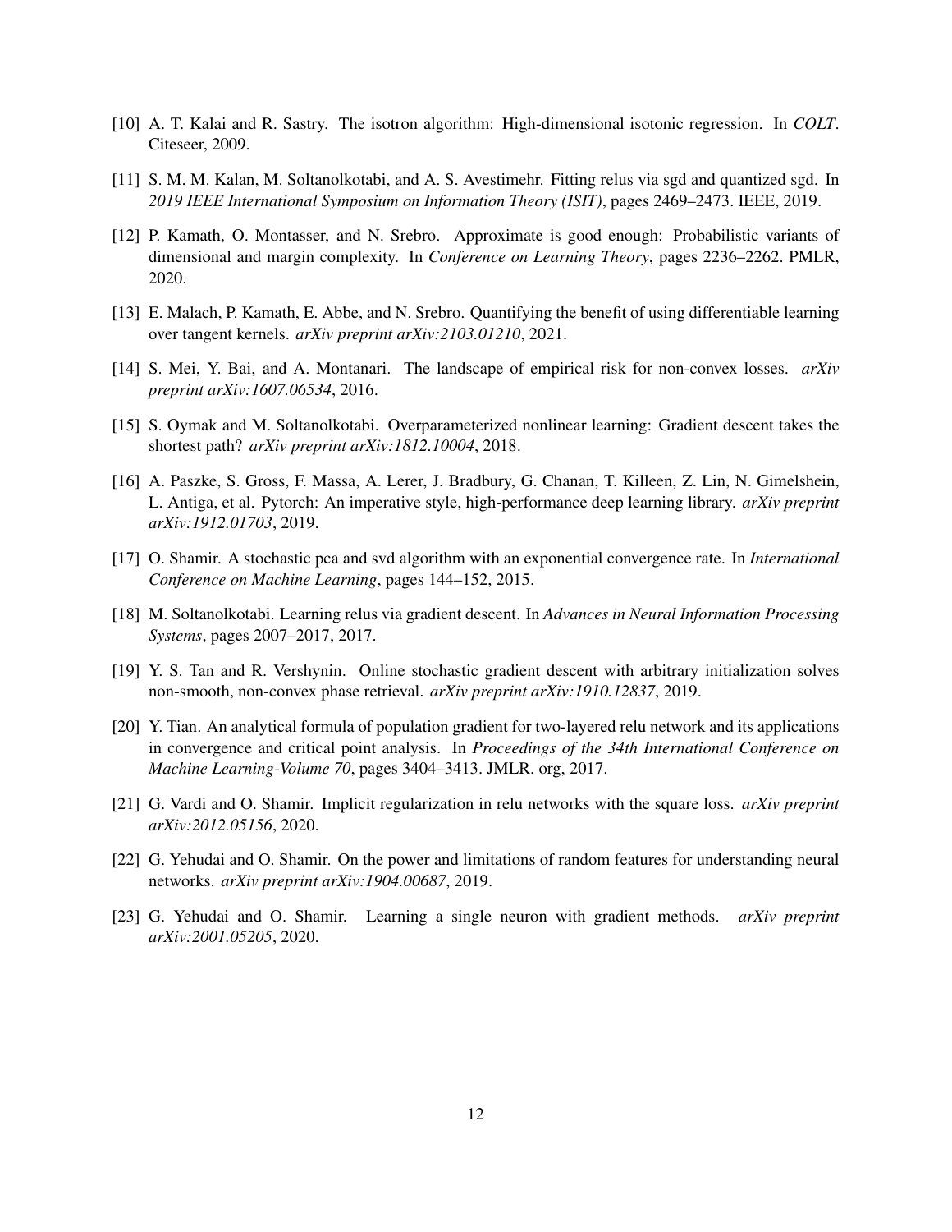[10] A. T. Kalai and R. Sastry. The isotron algorithm: High-dimensional isotonic regression. In *COLT*. Citeseer, 2009.

[11] S. M. M. Kalan, M. Soltanolkotabi, and A. S. Avestimehr. Fitting relus via sgd and quantized sgd. In *2019 IEEE International Symposium on Information Theory (ISIT)*, pages 2469–2473. IEEE, 2019.

[12] P. Kamath, O. Montasser, and N. Srebro. Approximate is good enough: Probabilistic variants of dimensional and margin complexity. In *Conference on Learning Theory*, pages 2236–2262. PMLR, 2020.

[13] E. Malach, P. Kamath, E. Abbe, and N. Srebro. Quantifying the benefit of using differentiable learning over tangent kernels. *arXiv preprint arXiv:2103.01210*, 2021.

[14] S. Mei, Y. Bai, and A. Montanari. The landscape of empirical risk for non-convex losses. *arXiv preprint arXiv:1607.06534*, 2016.

[15] S. Oymak and M. Soltanolkotabi. Overparameterized nonlinear learning: Gradient descent takes the shortest path? *arXiv preprint arXiv:1812.10004*, 2018.

[16] A. Paszke, S. Gross, F. Massa, A. Lerer, J. Bradbury, G. Chanan, T. Killeen, Z. Lin, N. Gimelshein, L. Antiga, et al. Pytorch: An imperative style, high-performance deep learning library. *arXiv preprint arXiv:1912.01703*, 2019.

[17] O. Shamir. A stochastic pca and svd algorithm with an exponential convergence rate. In *International Conference on Machine Learning*, pages 144–152, 2015.

[18] M. Soltanolkotabi. Learning relus via gradient descent. In *Advances in Neural Information Processing Systems*, pages 2007–2017, 2017.

[19] Y. S. Tan and R. Vershynin. Online stochastic gradient descent with arbitrary initialization solves non-smooth, non-convex phase retrieval. *arXiv preprint arXiv:1910.12837*, 2019.

[20] Y. Tian. An analytical formula of population gradient for two-layered relu network and its applications in convergence and critical point analysis. In *Proceedings of the 34th International Conference on Machine Learning-Volume 70*, pages 3404–3413. JMLR. org, 2017.

[21] G. Vardi and O. Shamir. Implicit regularization in relu networks with the square loss. *arXiv preprint arXiv:2012.05156*, 2020.

[22] G. Yehudai and O. Shamir. On the power and limitations of random features for understanding neural networks. *arXiv preprint arXiv:1904.00687*, 2019.

[23] G. Yehudai and O. Shamir. Learning a single neuron with gradient methods. *arXiv preprint arXiv:2001.05205*, 2020.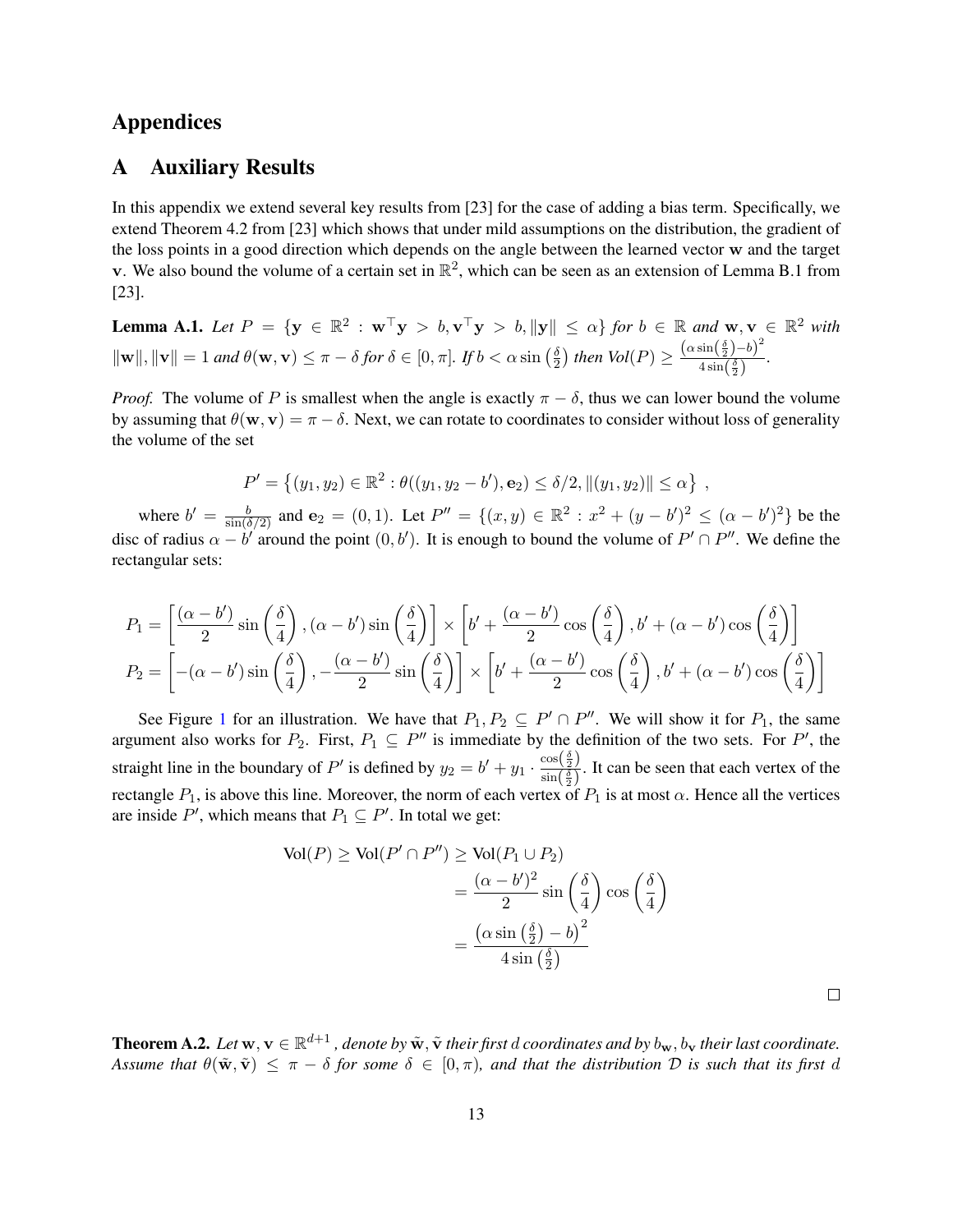# Appendices

## A Auxiliary Results

In this appendix we extend several key results from [23] for the case of adding a bias term. Specifically, we extend Theorem 4.2 from [23] which shows that under mild assumptions on the distribution, the gradient of the loss points in a good direction which depends on the angle between the learned vector $\mathbf{w}$ and the target $\mathbf{v}$. We also bound the volume of a certain set in $\mathbb{R}^2$, which can be seen as an extension of Lemma B.1 from [23].

**Lemma A.1.** *Let $P = \{\mathbf{y} \in \mathbb{R}^2 : \mathbf{w}^\top \mathbf{y} > b, \mathbf{v}^\top \mathbf{y} > b, \|\mathbf{y}\| \leq \alpha\}$ for $b \in \mathbb{R}$ and $\mathbf{w}, \mathbf{v} \in \mathbb{R}^2$ with $\|\mathbf{w}\|, \|\mathbf{v}\| = 1$ and $\theta(\mathbf{w}, \mathbf{v}) \leq \pi - \delta$ for $\delta \in [0, \pi]$. If $b < \alpha \sin\left(\frac{\delta}{2}\right)$ then $Vol(P) \geq \frac{\left(\alpha \sin\left(\frac{\delta}{2}\right) - b\right)^2}{4 \sin\left(\frac{\delta}{2}\right)}$.*

*Proof.* The volume of $P$ is smallest when the angle is exactly $\pi - \delta$, thus we can lower bound the volume by assuming that $\theta(\mathbf{w}, \mathbf{v}) = \pi - \delta$. Next, we can rotate to coordinates to consider without loss of generality the volume of the set

$$P' = \left\{(y_1, y_2) \in \mathbb{R}^2 : \theta((y_1, y_2 - b'), \mathbf{e}_2) \leq \delta/2, \|(y_1, y_2)\| \leq \alpha\right\} ,$$

where $b' = \frac{b}{\sin(\delta/2)}$ and $\mathbf{e}_2 = (0, 1)$. Let $P'' = \{(x, y) \in \mathbb{R}^2 : x^2 + (y - b')^2 \leq (\alpha - b')^2\}$ be the disc of radius $\alpha - b'$ around the point $(0, b')$. It is enough to bound the volume of $P' \cap P''$. We define the rectangular sets:

$$P_1 = \left[\frac{(\alpha - b')}{2} \sin\left(\frac{\delta}{4}\right), (\alpha - b') \sin\left(\frac{\delta}{4}\right)\right] \times \left[b' + \frac{(\alpha - b')}{2} \cos\left(\frac{\delta}{4}\right), b' + (\alpha - b') \cos\left(\frac{\delta}{4}\right)\right]$$
$$P_2 = \left[-(\alpha - b') \sin\left(\frac{\delta}{4}\right), -\frac{(\alpha - b')}{2} \sin\left(\frac{\delta}{4}\right)\right] \times \left[b' + \frac{(\alpha - b')}{2} \cos\left(\frac{\delta}{4}\right), b' + (\alpha - b') \cos\left(\frac{\delta}{4}\right)\right]$$

See Figure 1 for an illustration. We have that $P_1, P_2 \subseteq P' \cap P''$. We will show it for $P_1$, the same argument also works for $P_2$. First, $P_1 \subseteq P''$ is immediate by the definition of the two sets. For $P'$, the straight line in the boundary of $P'$ is defined by $y_2 = b' + y_1 \cdot \frac{\cos\left(\frac{\delta}{2}\right)}{\sin\left(\frac{\delta}{2}\right)}$. It can be seen that each vertex of the rectangle $P_1$, is above this line. Moreover, the norm of each vertex of $P_1$ is at most $\alpha$. Hence all the vertices are inside $P'$, which means that $P_1 \subseteq P'$. In total we get:

$$\begin{aligned}
\text{Vol}(P) \geq \text{Vol}(P' \cap P'') &\geq \text{Vol}(P_1 \cup P_2) \\
&= \frac{(\alpha - b')^2}{2} \sin\left(\frac{\delta}{4}\right) \cos\left(\frac{\delta}{4}\right) \\
&= \frac{\left(\alpha \sin\left(\frac{\delta}{2}\right) - b\right)^2}{4 \sin\left(\frac{\delta}{2}\right)}
\end{aligned}$$

$\square$

**Theorem A.2.** *Let $\mathbf{w}, \mathbf{v} \in \mathbb{R}^{d+1}$, denote by $\tilde{\mathbf{w}}, \tilde{\mathbf{v}}$ their first $d$ coordinates and by $b_{\mathbf{w}}, b_{\mathbf{v}}$ their last coordinate. Assume that $\theta(\tilde{\mathbf{w}}, \tilde{\mathbf{v}}) \leq \pi - \delta$ for some $\delta \in [0, \pi)$, and that the distribution $\mathcal{D}$ is such that its first $d$*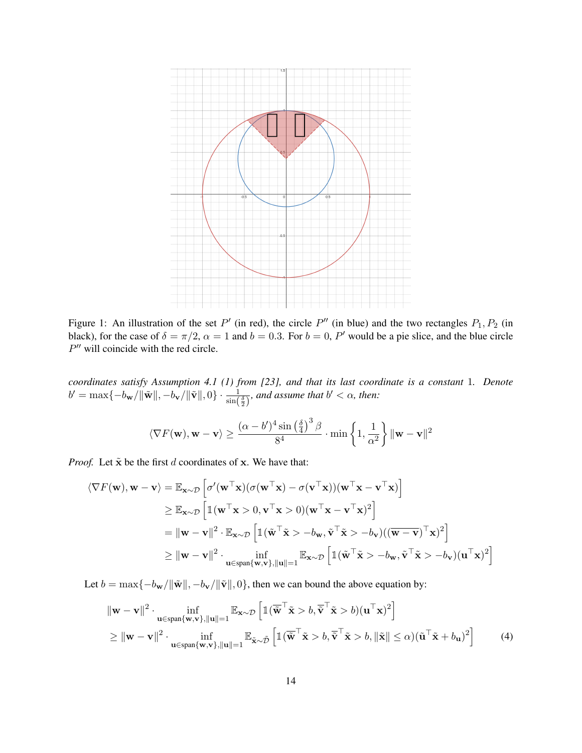Figure 1: An illustration of the set $P'$ (in red), the circle $P''$ (in blue) and the two rectangles $P_1, P_2$ (in black), for the case of $\delta = \pi/2$, $\alpha = 1$ and $b = 0.3$. For $b = 0$, $P'$ would be a pie slice, and the blue circle $P''$ will coincide with the red circle.

*coordinates satisfy Assumption 4.1 (1) from [23], and that its last coordinate is a constant* 1*. Denote* $b' = \max\{-b_{\mathbf{w}}/\|\tilde{\mathbf{w}}\|, -b_{\mathbf{v}}/\|\tilde{\mathbf{v}}\|, 0\} \cdot \frac{1}{\sin\left(\frac{\delta}{2}\right)}$*, and assume that* $b' < \alpha$*, then:*

$$\langle \nabla F(\mathbf{w}), \mathbf{w} - \mathbf{v} \rangle \geq \frac{(\alpha - b')^4 \sin\left(\frac{\delta}{4}\right)^3 \beta}{8^4} \cdot \min\left\{1, \frac{1}{\alpha^2}\right\} \|\mathbf{w} - \mathbf{v}\|^2$$

*Proof.* Let $\tilde{\mathbf{x}}$ be the first $d$ coordinates of $\mathbf{x}$. We have that:

$$\begin{aligned}
\langle \nabla F(\mathbf{w}), \mathbf{w} - \mathbf{v} \rangle &= \mathbb{E}_{\mathbf{x}\sim\mathcal{D}}\left[\sigma'(\mathbf{w}^\top \mathbf{x})(\sigma(\mathbf{w}^\top \mathbf{x}) - \sigma(\mathbf{v}^\top \mathbf{x}))(\mathbf{w}^\top \mathbf{x} - \mathbf{v}^\top \mathbf{x})\right] \\
&\geq \mathbb{E}_{\mathbf{x}\sim\mathcal{D}}\left[\mathbb{1}(\mathbf{w}^\top \mathbf{x} > 0, \mathbf{v}^\top \mathbf{x} > 0)(\mathbf{w}^\top \mathbf{x} - \mathbf{v}^\top \mathbf{x})^2\right] \\
&= \|\mathbf{w} - \mathbf{v}\|^2 \cdot \mathbb{E}_{\mathbf{x}\sim\mathcal{D}}\left[\mathbb{1}(\tilde{\mathbf{w}}^\top \tilde{\mathbf{x}} > -b_{\mathbf{w}}, \tilde{\mathbf{v}}^\top \tilde{\mathbf{x}} > -b_{\mathbf{v}})((\overline{\mathbf{w} - \mathbf{v}})^\top \mathbf{x})^2\right] \\
&\geq \|\mathbf{w} - \mathbf{v}\|^2 \cdot \inf_{\mathbf{u}\in \text{span}\{\mathbf{w},\mathbf{v}\}, \|\mathbf{u}\|=1} \mathbb{E}_{\mathbf{x}\sim\mathcal{D}}\left[\mathbb{1}(\tilde{\mathbf{w}}^\top \tilde{\mathbf{x}} > -b_{\mathbf{w}}, \tilde{\mathbf{v}}^\top \tilde{\mathbf{x}} > -b_{\mathbf{v}})(\mathbf{u}^\top \mathbf{x})^2\right]
\end{aligned}$$

Let $b = \max\{-b_{\mathbf{w}}/\|\tilde{\mathbf{w}}\|, -b_{\mathbf{v}}/\|\tilde{\mathbf{v}}\|, 0\}$, then we can bound the above equation by:

$$\begin{aligned}
&\|\mathbf{w} - \mathbf{v}\|^2 \cdot \inf_{\mathbf{u}\in \text{span}\{\mathbf{w},\mathbf{v}\}, \|\mathbf{u}\|=1} \mathbb{E}_{\mathbf{x}\sim\mathcal{D}}\left[\mathbb{1}(\overline{\tilde{\mathbf{w}}}^\top \tilde{\mathbf{x}} > b, \overline{\tilde{\mathbf{v}}}^\top \tilde{\mathbf{x}} > b)(\mathbf{u}^\top \mathbf{x})^2\right] \\
&\geq \|\mathbf{w} - \mathbf{v}\|^2 \cdot \inf_{\mathbf{u}\in \text{span}\{\mathbf{w},\mathbf{v}\}, \|\mathbf{u}\|=1} \mathbb{E}_{\tilde{\mathbf{x}}\sim\tilde{\mathcal{D}}}\left[\mathbb{1}(\overline{\tilde{\mathbf{w}}}^\top \tilde{\mathbf{x}} > b, \overline{\tilde{\mathbf{v}}}^\top \tilde{\mathbf{x}} > b, \|\tilde{\mathbf{x}}\| \leq \alpha)(\tilde{\mathbf{u}}^\top \tilde{\mathbf{x}} + b_{\mathbf{u}})^2\right] \qquad (4)
\end{aligned}$$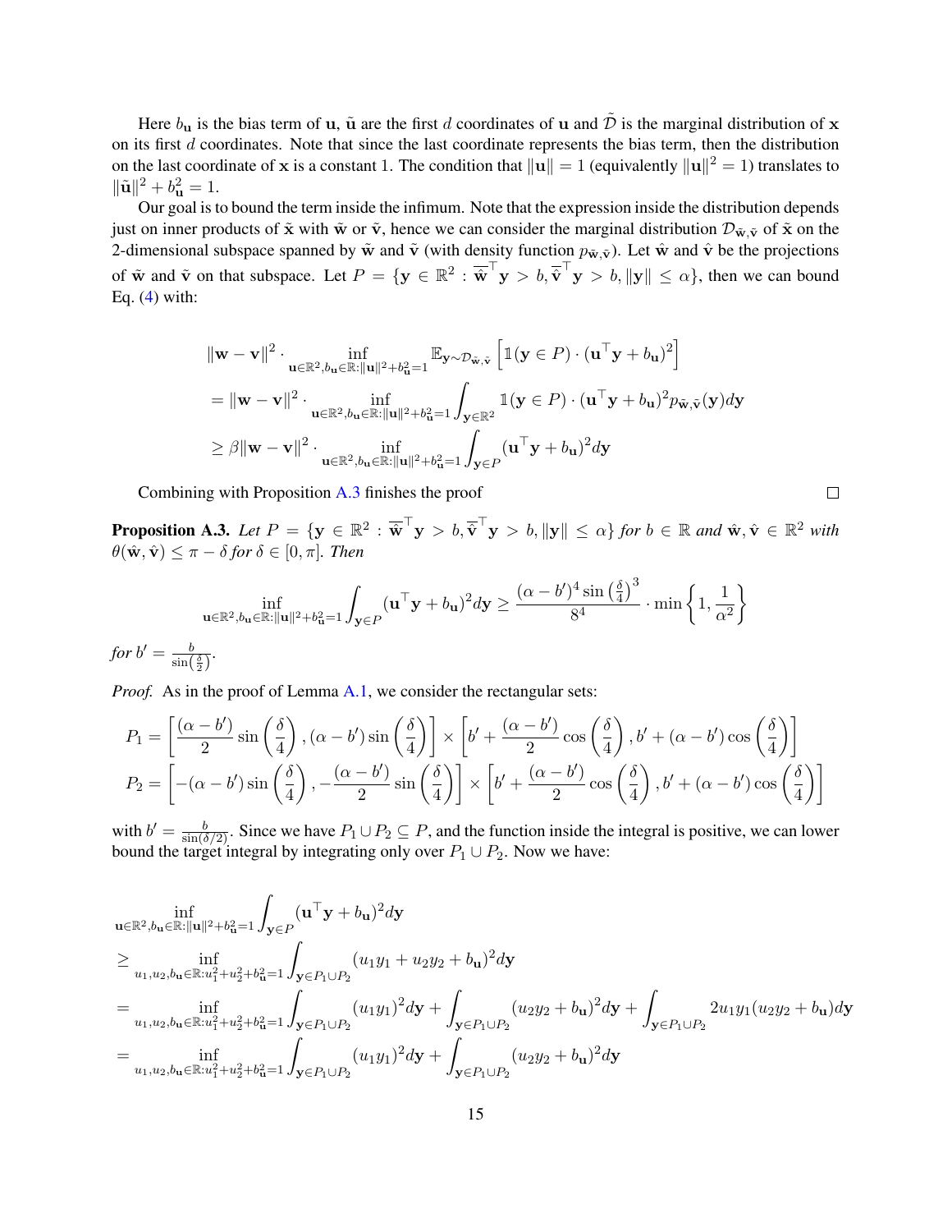Here $b_{\mathbf{u}}$ is the bias term of $\mathbf{u}$, $\tilde{\mathbf{u}}$ are the first $d$ coordinates of $\mathbf{u}$ and $\tilde{\mathcal{D}}$ is the marginal distribution of $\mathbf{x}$ on its first $d$ coordinates. Note that since the last coordinate represents the bias term, then the distribution on the last coordinate of $\mathbf{x}$ is a constant 1. The condition that $\|\mathbf{u}\| = 1$ (equivalently $\|\mathbf{u}\|^2 = 1$) translates to $\|\tilde{\mathbf{u}}\|^2 + b_{\mathbf{u}}^2 = 1$.

Our goal is to bound the term inside the infimum. Note that the expression inside the distribution depends just on inner products of $\tilde{\mathbf{x}}$ with $\tilde{\mathbf{w}}$ or $\tilde{\mathbf{v}}$, hence we can consider the marginal distribution $\mathcal{D}_{\tilde{\mathbf{w}},\tilde{\mathbf{v}}}$ of $\tilde{\mathbf{x}}$ on the 2-dimensional subspace spanned by $\tilde{\mathbf{w}}$ and $\tilde{\mathbf{v}}$ (with density function $p_{\tilde{\mathbf{w}},\tilde{\mathbf{v}}}$). Let $\hat{\mathbf{w}}$ and $\hat{\mathbf{v}}$ be the projections of $\tilde{\mathbf{w}}$ and $\tilde{\mathbf{v}}$ on that subspace. Let $P = \{\mathbf{y} \in \mathbb{R}^2 : \overline{\hat{\mathbf{w}}}^\top \mathbf{y} > b, \overline{\hat{\mathbf{v}}}^\top \mathbf{y} > b, \|\mathbf{y}\| \leq \alpha\}$, then we can bound Eq. (4) with:

$$
\begin{aligned}
&\|\mathbf{w} - \mathbf{v}\|^2 \cdot \inf_{\mathbf{u} \in \mathbb{R}^2, b_{\mathbf{u}} \in \mathbb{R} : \|\mathbf{u}\|^2 + b_{\mathbf{u}}^2 = 1} \mathbb{E}_{\mathbf{y} \sim \mathcal{D}_{\tilde{\mathbf{w}},\tilde{\mathbf{v}}}} \left[ \mathbb{1}(\mathbf{y} \in P) \cdot (\mathbf{u}^\top \mathbf{y} + b_{\mathbf{u}})^2 \right] \\
&= \|\mathbf{w} - \mathbf{v}\|^2 \cdot \inf_{\mathbf{u} \in \mathbb{R}^2, b_{\mathbf{u}} \in \mathbb{R} : \|\mathbf{u}\|^2 + b_{\mathbf{u}}^2 = 1} \int_{\mathbf{y} \in \mathbb{R}^2} \mathbb{1}(\mathbf{y} \in P) \cdot (\mathbf{u}^\top \mathbf{y} + b_{\mathbf{u}})^2 p_{\tilde{\mathbf{w}},\tilde{\mathbf{v}}}(\mathbf{y}) d\mathbf{y} \\
&\geq \beta \|\mathbf{w} - \mathbf{v}\|^2 \cdot \inf_{\mathbf{u} \in \mathbb{R}^2, b_{\mathbf{u}} \in \mathbb{R} : \|\mathbf{u}\|^2 + b_{\mathbf{u}}^2 = 1} \int_{\mathbf{y} \in P} (\mathbf{u}^\top \mathbf{y} + b_{\mathbf{u}})^2 d\mathbf{y}
\end{aligned}
$$

Combining with Proposition A.3 finishes the proof ∎

**Proposition A.3.** *Let $P = \{\mathbf{y} \in \mathbb{R}^2 : \overline{\hat{\mathbf{w}}}^\top \mathbf{y} > b, \overline{\hat{\mathbf{v}}}^\top \mathbf{y} > b, \|\mathbf{y}\| \leq \alpha\}$ for $b \in \mathbb{R}$ and $\hat{\mathbf{w}}, \hat{\mathbf{v}} \in \mathbb{R}^2$ with $\theta(\hat{\mathbf{w}}, \hat{\mathbf{v}}) \leq \pi - \delta$ for $\delta \in [0, \pi]$. Then*

$$
\inf_{\mathbf{u} \in \mathbb{R}^2, b_{\mathbf{u}} \in \mathbb{R} : \|\mathbf{u}\|^2 + b_{\mathbf{u}}^2 = 1} \int_{\mathbf{y} \in P} (\mathbf{u}^\top \mathbf{y} + b_{\mathbf{u}})^2 d\mathbf{y} \geq \frac{(\alpha - b')^4 \sin\left(\frac{\delta}{4}\right)^3}{8^4} \cdot \min\left\{1, \frac{1}{\alpha^2}\right\}
$$

*for $b' = \frac{b}{\sin\left(\frac{\delta}{2}\right)}$.*

*Proof.* As in the proof of Lemma A.1, we consider the rectangular sets:

$$
\begin{aligned}
P_1 &= \left[\frac{(\alpha - b')}{2} \sin\left(\frac{\delta}{4}\right), (\alpha - b') \sin\left(\frac{\delta}{4}\right)\right] \times \left[b' + \frac{(\alpha - b')}{2} \cos\left(\frac{\delta}{4}\right), b' + (\alpha - b') \cos\left(\frac{\delta}{4}\right)\right] \\
P_2 &= \left[-(\alpha - b') \sin\left(\frac{\delta}{4}\right), -\frac{(\alpha - b')}{2} \sin\left(\frac{\delta}{4}\right)\right] \times \left[b' + \frac{(\alpha - b')}{2} \cos\left(\frac{\delta}{4}\right), b' + (\alpha - b') \cos\left(\frac{\delta}{4}\right)\right]
\end{aligned}
$$

with $b' = \frac{b}{\sin(\delta/2)}$. Since we have $P_1 \cup P_2 \subseteq P$, and the function inside the integral is positive, we can lower bound the target integral by integrating only over $P_1 \cup P_2$. Now we have:

$$
\begin{aligned}
&\inf_{\mathbf{u} \in \mathbb{R}^2, b_{\mathbf{u}} \in \mathbb{R} : \|\mathbf{u}\|^2 + b_{\mathbf{u}}^2 = 1} \int_{\mathbf{y} \in P} (\mathbf{u}^\top \mathbf{y} + b_{\mathbf{u}})^2 d\mathbf{y} \\
&\geq \inf_{u_1, u_2, b_{\mathbf{u}} \in \mathbb{R} : u_1^2 + u_2^2 + b_{\mathbf{u}}^2 = 1} \int_{\mathbf{y} \in P_1 \cup P_2} (u_1 y_1 + u_2 y_2 + b_{\mathbf{u}})^2 d\mathbf{y} \\
&= \inf_{u_1, u_2, b_{\mathbf{u}} \in \mathbb{R} : u_1^2 + u_2^2 + b_{\mathbf{u}}^2 = 1} \int_{\mathbf{y} \in P_1 \cup P_2} (u_1 y_1)^2 d\mathbf{y} + \int_{\mathbf{y} \in P_1 \cup P_2} (u_2 y_2 + b_{\mathbf{u}})^2 d\mathbf{y} + \int_{\mathbf{y} \in P_1 \cup P_2} 2 u_1 y_1 (u_2 y_2 + b_{\mathbf{u}}) d\mathbf{y} \\
&= \inf_{u_1, u_2, b_{\mathbf{u}} \in \mathbb{R} : u_1^2 + u_2^2 + b_{\mathbf{u}}^2 = 1} \int_{\mathbf{y} \in P_1 \cup P_2} (u_1 y_1)^2 d\mathbf{y} + \int_{\mathbf{y} \in P_1 \cup P_2} (u_2 y_2 + b_{\mathbf{u}})^2 d\mathbf{y}
\end{aligned}
$$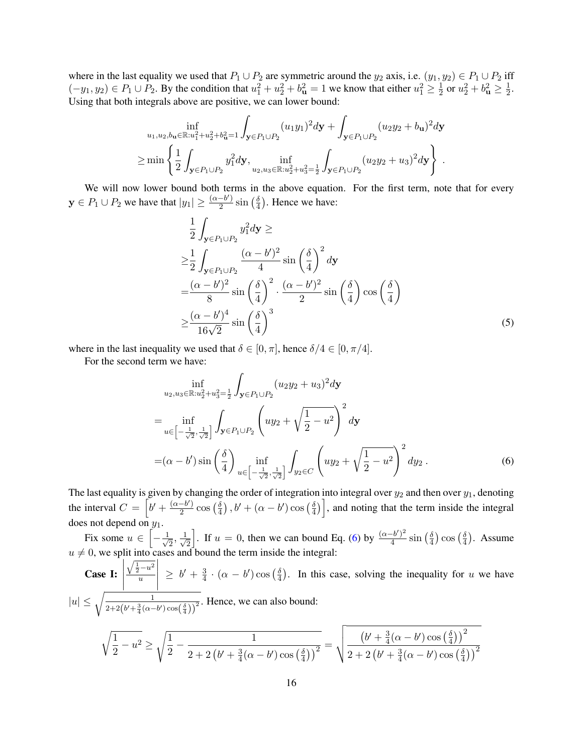where in the last equality we used that $P_1 \cup P_2$ are symmetric around the $y_2$ axis, i.e. $(y_1, y_2) \in P_1 \cup P_2$ iff $(-y_1, y_2) \in P_1 \cup P_2$. By the condition that $u_1^2 + u_2^2 + b_{\mathbf{u}}^2 = 1$ we know that either $u_1^2 \geq \frac{1}{2}$ or $u_2^2 + b_{\mathbf{u}}^2 \geq \frac{1}{2}$. Using that both integrals above are positive, we can lower bound:

$$
\begin{aligned}
&\inf_{u_1, u_2, b_{\mathbf{u}} \in \mathbb{R}: u_1^2 + u_2^2 + b_{\mathbf{u}}^2 = 1} \int_{\mathbf{y} \in P_1 \cup P_2} (u_1 y_1)^2 d\mathbf{y} + \int_{\mathbf{y} \in P_1 \cup P_2} (u_2 y_2 + b_{\mathbf{u}})^2 d\mathbf{y} \\
\geq & \min \left\{ \frac{1}{2} \int_{\mathbf{y} \in P_1 \cup P_2} y_1^2 d\mathbf{y}, \inf_{u_2, u_3 \in \mathbb{R}: u_2^2 + u_3^2 = \frac{1}{2}} \int_{\mathbf{y} \in P_1 \cup P_2} (u_2 y_2 + u_3)^2 d\mathbf{y} \right\} .
\end{aligned}
$$

We will now lower bound both terms in the above equation. For the first term, note that for every $\mathbf{y} \in P_1 \cup P_2$ we have that $|y_1| \geq \frac{(\alpha - b')}{2} \sin\left(\frac{\delta}{4}\right)$. Hence we have:

$$
\begin{aligned}
& \frac{1}{2} \int_{\mathbf{y} \in P_1 \cup P_2} y_1^2 d\mathbf{y} \geq \\
\geq & \frac{1}{2} \int_{\mathbf{y} \in P_1 \cup P_2} \frac{(\alpha - b')^2}{4} \sin\left(\frac{\delta}{4}\right)^2 d\mathbf{y} \\
= & \frac{(\alpha - b')^2}{8} \sin\left(\frac{\delta}{4}\right)^2 \cdot \frac{(\alpha - b')^2}{2} \sin\left(\frac{\delta}{4}\right) \cos\left(\frac{\delta}{4}\right) \\
\geq & \frac{(\alpha - b')^4}{16\sqrt{2}} \sin\left(\frac{\delta}{4}\right)^3 
\end{aligned} \tag{5}
$$

where in the last inequality we used that $\delta \in [0, \pi]$, hence $\delta/4 \in [0, \pi/4]$.

For the second term we have:

$$
\begin{aligned}
& \inf_{u_2, u_3 \in \mathbb{R}: u_2^2 + u_3^2 = \frac{1}{2}} \int_{\mathbf{y} \in P_1 \cup P_2} (u_2 y_2 + u_3)^2 d\mathbf{y} \\
= & \inf_{u \in \left[-\frac{1}{\sqrt{2}}, \frac{1}{\sqrt{2}}\right]} \int_{\mathbf{y} \in P_1 \cup P_2} \left( u y_2 + \sqrt{\frac{1}{2} - u^2} \right)^2 d\mathbf{y} \\
= & (\alpha - b') \sin\left(\frac{\delta}{4}\right) \inf_{u \in \left[-\frac{1}{\sqrt{2}}, \frac{1}{\sqrt{2}}\right]} \int_{y_2 \in C} \left( u y_2 + \sqrt{\frac{1}{2} - u^2} \right)^2 dy_2 .
\end{aligned} \tag{6}
$$

The last equality is given by changing the order of integration into integral over $y_2$ and then over $y_1$, denoting the interval $C = \left[ b' + \frac{(\alpha - b')}{2} \cos\left(\frac{\delta}{4}\right), b' + (\alpha - b') \cos\left(\frac{\delta}{4}\right) \right]$, and noting that the term inside the integral does not depend on $y_1$.

Fix some $u \in \left[-\frac{1}{\sqrt{2}}, \frac{1}{\sqrt{2}}\right]$. If $u = 0$, then we can bound Eq. (6) by $\frac{(\alpha - b')^2}{4} \sin\left(\frac{\delta}{4}\right) \cos\left(\frac{\delta}{4}\right)$. Assume $u \neq 0$, we split into cases and bound the term inside the integral:

**Case I:** $\left| \frac{\sqrt{\frac{1}{2} - u^2}}{u} \right| \geq b' + \frac{3}{4} \cdot (\alpha - b') \cos\left(\frac{\delta}{4}\right)$. In this case, solving the inequality for $u$ we have $|u| \leq \sqrt{\frac{1}{2 + 2\left(b' + \frac{3}{4}(\alpha - b') \cos\left(\frac{\delta}{4}\right)\right)^2}}$. Hence, we can also bound:

$$
\sqrt{\frac{1}{2} - u^2} \geq \sqrt{\frac{1}{2} - \frac{1}{2 + 2\left(b' + \frac{3}{4}(\alpha - b') \cos\left(\frac{\delta}{4}\right)\right)^2}} = \sqrt{\frac{\left(b' + \frac{3}{4}(\alpha - b') \cos\left(\frac{\delta}{4}\right)\right)^2}{2 + 2\left(b' + \frac{3}{4}(\alpha - b') \cos\left(\frac{\delta}{4}\right)\right)^2}}
$$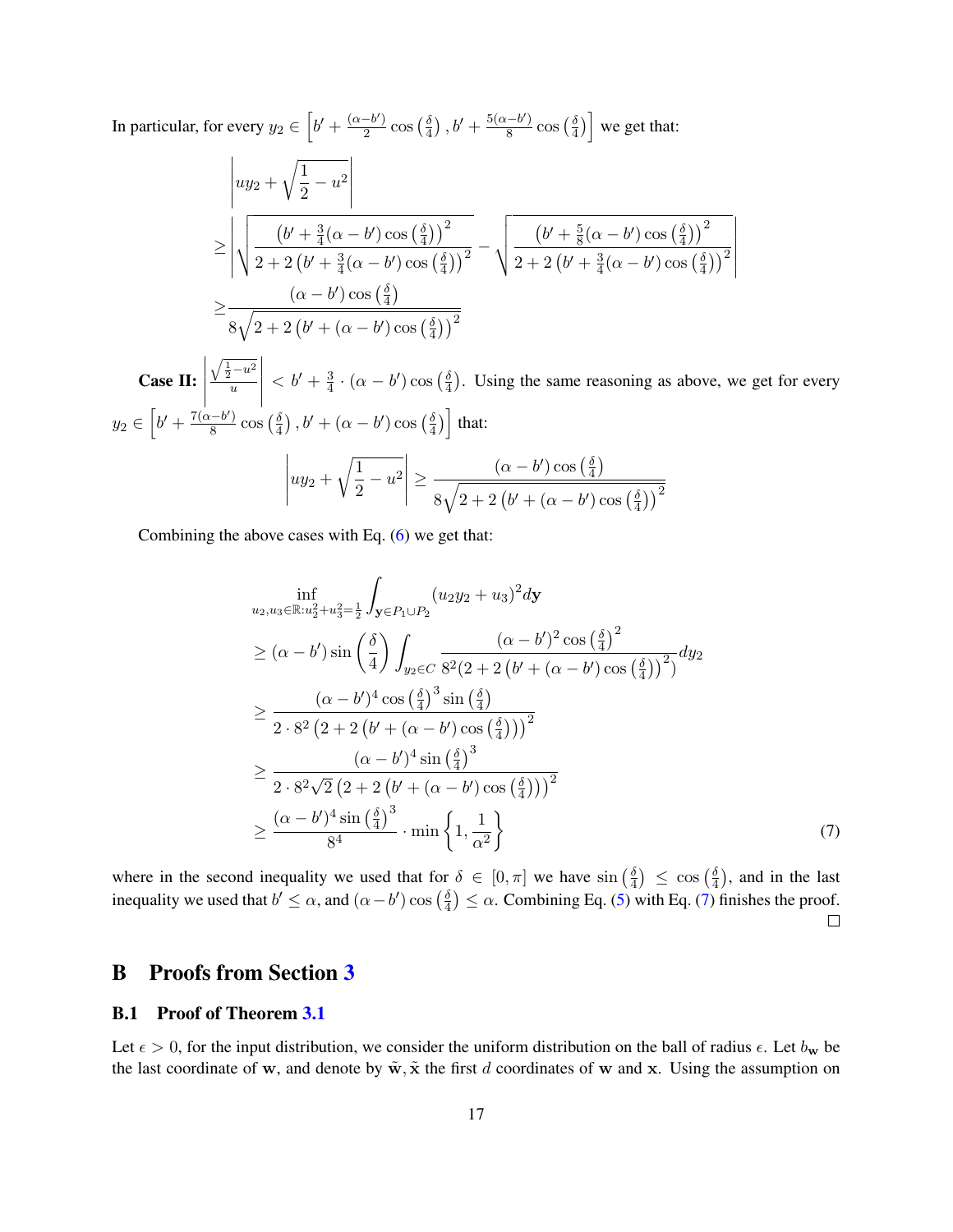In particular, for every $y_2 \in \left[b' + \frac{(\alpha - b')}{2}\cos\left(\frac{\delta}{4}\right), b' + \frac{5(\alpha-b')}{8}\cos\left(\frac{\delta}{4}\right)\right]$ we get that:

$$
\begin{aligned}
&\left| uy_2 + \sqrt{\frac{1}{2} - u^2} \right| \\
\geq & \left| \sqrt{\frac{\left(b' + \frac{3}{4}(\alpha - b')\cos\left(\frac{\delta}{4}\right)\right)^2}{2 + 2\left(b' + \frac{3}{4}(\alpha - b')\cos\left(\frac{\delta}{4}\right)\right)^2}} - \sqrt{\frac{\left(b' + \frac{5}{8}(\alpha - b')\cos\left(\frac{\delta}{4}\right)\right)^2}{2 + 2\left(b' + \frac{3}{4}(\alpha - b')\cos\left(\frac{\delta}{4}\right)\right)^2}} \right| \\
\geq & \frac{(\alpha - b')\cos\left(\frac{\delta}{4}\right)}{8\sqrt{2 + 2\left(b' + (\alpha - b')\cos\left(\frac{\delta}{4}\right)\right)^2}}
\end{aligned}
$$

**Case II:** $\left|\frac{\sqrt{\frac{1}{2} - u^2}}{u}\right| < b' + \frac{3}{4} \cdot (\alpha - b')\cos\left(\frac{\delta}{4}\right)$. Using the same reasoning as above, we get for every $y_2 \in \left[b' + \frac{7(\alpha-b')}{8}\cos\left(\frac{\delta}{4}\right), b' + (\alpha - b')\cos\left(\frac{\delta}{4}\right)\right]$ that:

$$
\left| uy_2 + \sqrt{\frac{1}{2} - u^2} \right| \geq \frac{(\alpha - b')\cos\left(\frac{\delta}{4}\right)}{8\sqrt{2 + 2\left(b' + (\alpha - b')\cos\left(\frac{\delta}{4}\right)\right)^2}}
$$

Combining the above cases with Eq. (6) we get that:

$$
\begin{aligned}
&\inf_{u_2, u_3 \in \mathbb{R}: u_2^2 + u_3^2 = \frac{1}{2}} \int_{\mathbf{y} \in P_1 \cup P_2} (u_2 y_2 + u_3)^2 d\mathbf{y} \\
\geq & (\alpha - b')\sin\left(\frac{\delta}{4}\right) \int_{y_2 \in C} \frac{(\alpha - b')^2 \cos\left(\frac{\delta}{4}\right)^2}{8^2\left(2 + 2\left(b' + (\alpha - b')\cos\left(\frac{\delta}{4}\right)\right)^2\right)} dy_2 \\
\geq & \frac{(\alpha - b')^4 \cos\left(\frac{\delta}{4}\right)^3 \sin\left(\frac{\delta}{4}\right)}{2 \cdot 8^2\left(2 + 2\left(b' + (\alpha - b')\cos\left(\frac{\delta}{4}\right)\right)\right)^2} \\
\geq & \frac{(\alpha - b')^4 \sin\left(\frac{\delta}{4}\right)^3}{2 \cdot 8^2\sqrt{2}\left(2 + 2\left(b' + (\alpha - b')\cos\left(\frac{\delta}{4}\right)\right)\right)^2} \\
\geq & \frac{(\alpha - b')^4 \sin\left(\frac{\delta}{4}\right)^3}{8^4} \cdot \min\left\{1, \frac{1}{\alpha^2}\right\}
\end{aligned}
\tag{7}
$$

where in the second inequality we used that for $\delta \in [0, \pi]$ we have $\sin\left(\frac{\delta}{4}\right) \leq \cos\left(\frac{\delta}{4}\right)$, and in the last inequality we used that $b' \leq \alpha$, and $(\alpha - b')\cos\left(\frac{\delta}{4}\right) \leq \alpha$. Combining Eq. (5) with Eq. (7) finishes the proof. $\square$

# B Proofs from Section 3

## B.1 Proof of Theorem 3.1

Let $\epsilon > 0$, for the input distribution, we consider the uniform distribution on the ball of radius $\epsilon$. Let $b_{\mathbf{w}}$ be the last coordinate of $\mathbf{w}$, and denote by $\tilde{\mathbf{w}}, \tilde{\mathbf{x}}$ the first $d$ coordinates of $\mathbf{w}$ and $\mathbf{x}$. Using the assumption on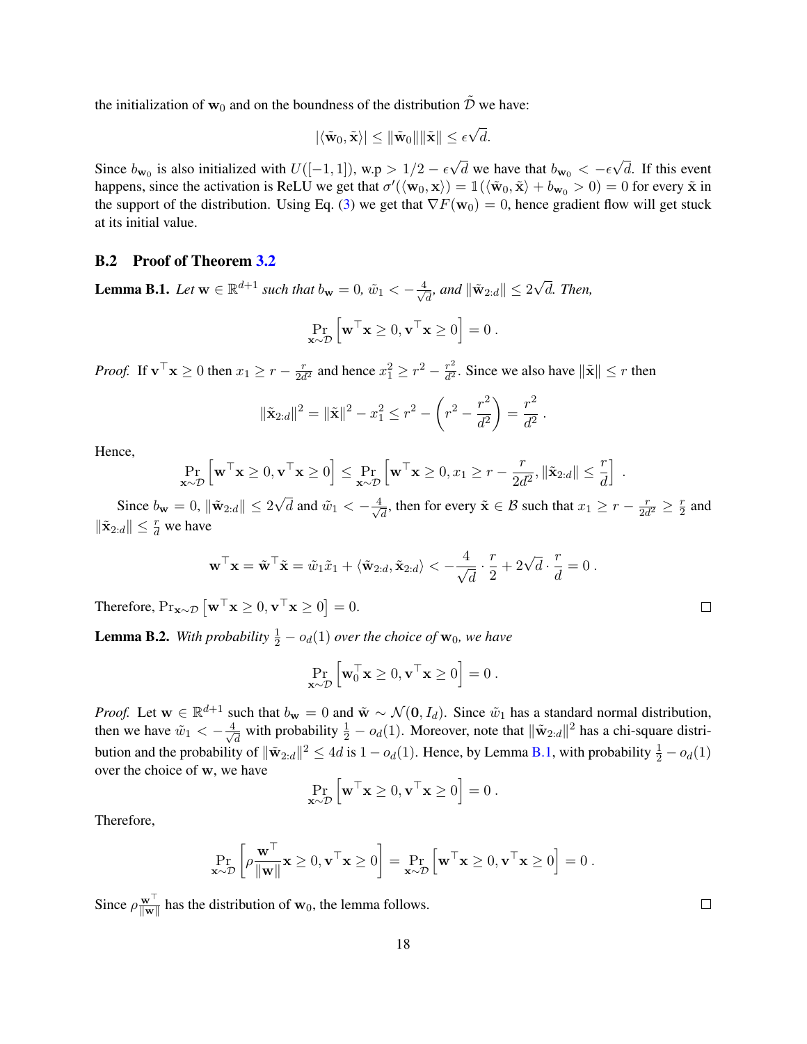the initialization of $\mathbf{w}_0$ and on the boundness of the distribution $\tilde{\mathcal{D}}$ we have:

$$|\langle \tilde{\mathbf{w}}_0, \tilde{\mathbf{x}} \rangle| \leq \|\tilde{\mathbf{w}}_0\| \|\tilde{\mathbf{x}}\| \leq \epsilon \sqrt{d}.$$

Since $b_{\mathbf{w}_0}$ is also initialized with $U([-1,1])$, w.p $> 1/2 - \epsilon\sqrt{d}$ we have that $b_{\mathbf{w}_0} < -\epsilon\sqrt{d}$. If this event happens, since the activation is ReLU we get that $\sigma'(\langle \mathbf{w}_0, \mathbf{x} \rangle) = \mathbb{1}(\langle \tilde{\mathbf{w}}_0, \tilde{\mathbf{x}} \rangle + b_{\mathbf{w}_0} > 0) = 0$ for every $\tilde{\mathbf{x}}$ in the support of the distribution. Using Eq. (3) we get that $\nabla F(\mathbf{w}_0) = 0$, hence gradient flow will get stuck at its initial value.

## B.2 Proof of Theorem 3.2

**Lemma B.1.** *Let $\mathbf{w} \in \mathbb{R}^{d+1}$ such that $b_{\mathbf{w}} = 0$, $\tilde{w}_1 < -\frac{4}{\sqrt{d}}$, and $\|\tilde{\mathbf{w}}_{2:d}\| \leq 2\sqrt{d}$. Then,*

$$\Pr_{\mathbf{x}\sim\mathcal{D}}\left[\mathbf{w}^\top \mathbf{x} \geq 0, \mathbf{v}^\top \mathbf{x} \geq 0\right] = 0 \, .$$

*Proof.* If $\mathbf{v}^\top \mathbf{x} \geq 0$ then $x_1 \geq r - \frac{r}{2d^2}$ and hence $x_1^2 \geq r^2 - \frac{r^2}{d^2}$. Since we also have $\|\tilde{\mathbf{x}}\| \leq r$ then

$$\|\tilde{\mathbf{x}}_{2:d}\|^2 = \|\tilde{\mathbf{x}}\|^2 - x_1^2 \leq r^2 - \left(r^2 - \frac{r^2}{d^2}\right) = \frac{r^2}{d^2} \, .$$

Hence,

$$\Pr_{\mathbf{x}\sim\mathcal{D}}\left[\mathbf{w}^\top \mathbf{x} \geq 0, \mathbf{v}^\top \mathbf{x} \geq 0\right] \leq \Pr_{\mathbf{x}\sim\mathcal{D}}\left[\mathbf{w}^\top \mathbf{x} \geq 0, x_1 \geq r - \frac{r}{2d^2}, \|\tilde{\mathbf{x}}_{2:d}\| \leq \frac{r}{d}\right] \, .$$

Since $b_{\mathbf{w}} = 0$, $\|\tilde{\mathbf{w}}_{2:d}\| \leq 2\sqrt{d}$ and $\tilde{w}_1 < -\frac{4}{\sqrt{d}}$, then for every $\tilde{\mathbf{x}} \in \mathcal{B}$ such that $x_1 \geq r - \frac{r}{2d^2} \geq \frac{r}{2}$ and $\|\tilde{\mathbf{x}}_{2:d}\| \leq \frac{r}{d}$ we have

$$\mathbf{w}^\top \mathbf{x} = \tilde{\mathbf{w}}^\top \tilde{\mathbf{x}} = \tilde{w}_1 \tilde{x}_1 + \langle \tilde{\mathbf{w}}_{2:d}, \tilde{\mathbf{x}}_{2:d} \rangle < -\frac{4}{\sqrt{d}} \cdot \frac{r}{2} + 2\sqrt{d} \cdot \frac{r}{d} = 0 \, .$$

Therefore, $\Pr_{\mathbf{x}\sim\mathcal{D}}\left[\mathbf{w}^\top \mathbf{x} \geq 0, \mathbf{v}^\top \mathbf{x} \geq 0\right] = 0$. $\square$

**Lemma B.2.** *With probability $\frac{1}{2} - o_d(1)$ over the choice of $\mathbf{w}_0$, we have*

$$\Pr_{\mathbf{x}\sim\mathcal{D}}\left[\mathbf{w}_0^\top \mathbf{x} \geq 0, \mathbf{v}^\top \mathbf{x} \geq 0\right] = 0 \, .$$

*Proof.* Let $\mathbf{w} \in \mathbb{R}^{d+1}$ such that $b_{\mathbf{w}} = 0$ and $\tilde{\mathbf{w}} \sim \mathcal{N}(\mathbf{0}, I_d)$. Since $\tilde{w}_1$ has a standard normal distribution, then we have $\tilde{w}_1 < -\frac{4}{\sqrt{d}}$ with probability $\frac{1}{2} - o_d(1)$. Moreover, note that $\|\tilde{\mathbf{w}}_{2:d}\|^2$ has a chi-square distribution and the probability of $\|\tilde{\mathbf{w}}_{2:d}\|^2 \leq 4d$ is $1 - o_d(1)$. Hence, by Lemma B.1, with probability $\frac{1}{2} - o_d(1)$ over the choice of $\mathbf{w}$, we have

$$\Pr_{\mathbf{x}\sim\mathcal{D}}\left[\mathbf{w}^\top \mathbf{x} \geq 0, \mathbf{v}^\top \mathbf{x} \geq 0\right] = 0 \, .$$

Therefore,

$$\Pr_{\mathbf{x}\sim\mathcal{D}}\left[\rho\frac{\mathbf{w}^\top}{\|\mathbf{w}\|}\mathbf{x} \geq 0, \mathbf{v}^\top \mathbf{x} \geq 0\right] = \Pr_{\mathbf{x}\sim\mathcal{D}}\left[\mathbf{w}^\top \mathbf{x} \geq 0, \mathbf{v}^\top \mathbf{x} \geq 0\right] = 0 \, .$$

Since $\rho\frac{\mathbf{w}^\top}{\|\mathbf{w}\|}$ has the distribution of $\mathbf{w}_0$, the lemma follows. $\square$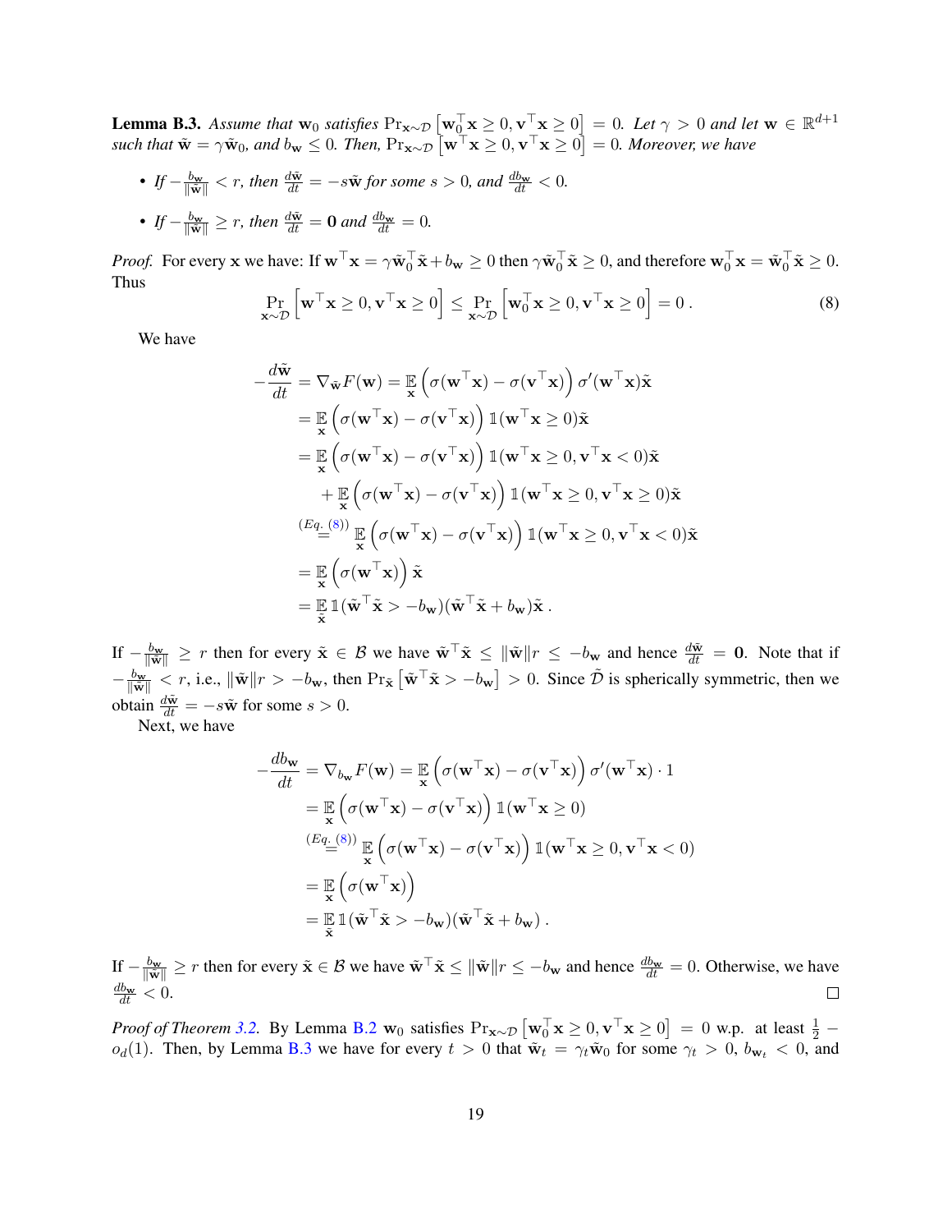**Lemma B.3.** *Assume that* $\mathbf{w}_0$ *satisfies* $\Pr_{\mathbf{x}\sim\mathcal{D}}\left[\mathbf{w}_0^\top \mathbf{x} \geq 0, \mathbf{v}^\top \mathbf{x} \geq 0\right] = 0$. *Let* $\gamma > 0$ *and let* $\mathbf{w} \in \mathbb{R}^{d+1}$ *such that* $\tilde{\mathbf{w}} = \gamma \tilde{\mathbf{w}}_0$, *and* $b_\mathbf{w} \leq 0$. *Then,* $\Pr_{\mathbf{x}\sim\mathcal{D}}\left[\mathbf{w}^\top \mathbf{x} \geq 0, \mathbf{v}^\top \mathbf{x} \geq 0\right] = 0$. *Moreover, we have*

- *If* $-\frac{b_\mathbf{w}}{\|\tilde{\mathbf{w}}\|} < r$, *then* $\frac{d\tilde{\mathbf{w}}}{dt} = -s\tilde{\mathbf{w}}$ *for some* $s > 0$, *and* $\frac{db_\mathbf{w}}{dt} < 0$.
- *If* $-\frac{b_\mathbf{w}}{\|\tilde{\mathbf{w}}\|} \geq r$, *then* $\frac{d\tilde{\mathbf{w}}}{dt} = \mathbf{0}$ *and* $\frac{db_\mathbf{w}}{dt} = 0$.

*Proof.* For every $\mathbf{x}$ we have: If $\mathbf{w}^\top \mathbf{x} = \gamma \tilde{\mathbf{w}}_0^\top \tilde{\mathbf{x}} + b_\mathbf{w} \geq 0$ then $\gamma \tilde{\mathbf{w}}_0^\top \tilde{\mathbf{x}} \geq 0$, and therefore $\mathbf{w}_0^\top \mathbf{x} = \tilde{\mathbf{w}}_0^\top \tilde{\mathbf{x}} \geq 0$. Thus

$$\Pr_{\mathbf{x}\sim\mathcal{D}}\left[\mathbf{w}^\top \mathbf{x} \geq 0, \mathbf{v}^\top \mathbf{x} \geq 0\right] \leq \Pr_{\mathbf{x}\sim\mathcal{D}}\left[\mathbf{w}_0^\top \mathbf{x} \geq 0, \mathbf{v}^\top \mathbf{x} \geq 0\right] = 0 \,. \tag{8}$$

We have

$$\begin{aligned}
-\frac{d\tilde{\mathbf{w}}}{dt} &= \nabla_{\tilde{\mathbf{w}}} F(\mathbf{w}) = \mathbb{E}_{\mathbf{x}} \left(\sigma(\mathbf{w}^\top \mathbf{x}) - \sigma(\mathbf{v}^\top \mathbf{x})\right) \sigma'(\mathbf{w}^\top \mathbf{x}) \tilde{\mathbf{x}} \\
&= \mathbb{E}_{\mathbf{x}} \left(\sigma(\mathbf{w}^\top \mathbf{x}) - \sigma(\mathbf{v}^\top \mathbf{x})\right) \mathbb{1}(\mathbf{w}^\top \mathbf{x} \geq 0) \tilde{\mathbf{x}} \\
&= \mathbb{E}_{\mathbf{x}} \left(\sigma(\mathbf{w}^\top \mathbf{x}) - \sigma(\mathbf{v}^\top \mathbf{x})\right) \mathbb{1}(\mathbf{w}^\top \mathbf{x} \geq 0, \mathbf{v}^\top \mathbf{x} < 0) \tilde{\mathbf{x}} \\
&\quad + \mathbb{E}_{\mathbf{x}} \left(\sigma(\mathbf{w}^\top \mathbf{x}) - \sigma(\mathbf{v}^\top \mathbf{x})\right) \mathbb{1}(\mathbf{w}^\top \mathbf{x} \geq 0, \mathbf{v}^\top \mathbf{x} \geq 0) \tilde{\mathbf{x}} \\
&\overset{(Eq.~(8))}{=} \mathbb{E}_{\mathbf{x}} \left(\sigma(\mathbf{w}^\top \mathbf{x}) - \sigma(\mathbf{v}^\top \mathbf{x})\right) \mathbb{1}(\mathbf{w}^\top \mathbf{x} \geq 0, \mathbf{v}^\top \mathbf{x} < 0) \tilde{\mathbf{x}} \\
&= \mathbb{E}_{\mathbf{x}} \left(\sigma(\mathbf{w}^\top \mathbf{x})\right) \tilde{\mathbf{x}} \\
&= \mathbb{E}_{\tilde{\mathbf{x}}} \mathbb{1}(\tilde{\mathbf{w}}^\top \tilde{\mathbf{x}} > -b_\mathbf{w})(\tilde{\mathbf{w}}^\top \tilde{\mathbf{x}} + b_\mathbf{w}) \tilde{\mathbf{x}} \,.
\end{aligned}$$

If $-\frac{b_\mathbf{w}}{\|\tilde{\mathbf{w}}\|} \geq r$ then for every $\tilde{\mathbf{x}} \in \mathcal{B}$ we have $\tilde{\mathbf{w}}^\top \tilde{\mathbf{x}} \leq \|\tilde{\mathbf{w}}\| r \leq -b_\mathbf{w}$ and hence $\frac{d\tilde{\mathbf{w}}}{dt} = \mathbf{0}$. Note that if $-\frac{b_\mathbf{w}}{\|\tilde{\mathbf{w}}\|} < r$, i.e., $\|\tilde{\mathbf{w}}\| r > -b_\mathbf{w}$, then $\Pr_{\tilde{\mathbf{x}}}\left[\tilde{\mathbf{w}}^\top \tilde{\mathbf{x}} > -b_\mathbf{w}\right] > 0$. Since $\tilde{\mathcal{D}}$ is spherically symmetric, then we obtain $\frac{d\tilde{\mathbf{w}}}{dt} = -s\tilde{\mathbf{w}}$ for some $s > 0$.

Next, we have

$$\begin{aligned}
-\frac{db_\mathbf{w}}{dt} &= \nabla_{b_\mathbf{w}} F(\mathbf{w}) = \mathbb{E}_{\mathbf{x}} \left(\sigma(\mathbf{w}^\top \mathbf{x}) - \sigma(\mathbf{v}^\top \mathbf{x})\right) \sigma'(\mathbf{w}^\top \mathbf{x}) \cdot 1 \\
&= \mathbb{E}_{\mathbf{x}} \left(\sigma(\mathbf{w}^\top \mathbf{x}) - \sigma(\mathbf{v}^\top \mathbf{x})\right) \mathbb{1}(\mathbf{w}^\top \mathbf{x} \geq 0) \\
&\overset{(Eq.~(8))}{=} \mathbb{E}_{\mathbf{x}} \left(\sigma(\mathbf{w}^\top \mathbf{x}) - \sigma(\mathbf{v}^\top \mathbf{x})\right) \mathbb{1}(\mathbf{w}^\top \mathbf{x} \geq 0, \mathbf{v}^\top \mathbf{x} < 0) \\
&= \mathbb{E}_{\mathbf{x}} \left(\sigma(\mathbf{w}^\top \mathbf{x})\right) \\
&= \mathbb{E}_{\tilde{\mathbf{x}}} \mathbb{1}(\tilde{\mathbf{w}}^\top \tilde{\mathbf{x}} > -b_\mathbf{w})(\tilde{\mathbf{w}}^\top \tilde{\mathbf{x}} + b_\mathbf{w}) \,.
\end{aligned}$$

If $-\frac{b_\mathbf{w}}{\|\tilde{\mathbf{w}}\|} \geq r$ then for every $\tilde{\mathbf{x}} \in \mathcal{B}$ we have $\tilde{\mathbf{w}}^\top \tilde{\mathbf{x}} \leq \|\tilde{\mathbf{w}}\| r \leq -b_\mathbf{w}$ and hence $\frac{db_\mathbf{w}}{dt} = 0$. Otherwise, we have $\frac{db_\mathbf{w}}{dt} < 0$. ∎

*Proof of Theorem 3.2.* By Lemma B.2 $\mathbf{w}_0$ satisfies $\Pr_{\mathbf{x}\sim\mathcal{D}}\left[\mathbf{w}_0^\top \mathbf{x} \geq 0, \mathbf{v}^\top \mathbf{x} \geq 0\right] = 0$ w.p. at least $\frac{1}{2} - o_d(1)$. Then, by Lemma B.3 we have for every $t > 0$ that $\tilde{\mathbf{w}}_t = \gamma_t \tilde{\mathbf{w}}_0$ for some $\gamma_t > 0$, $b_{\mathbf{w}_t} < 0$, and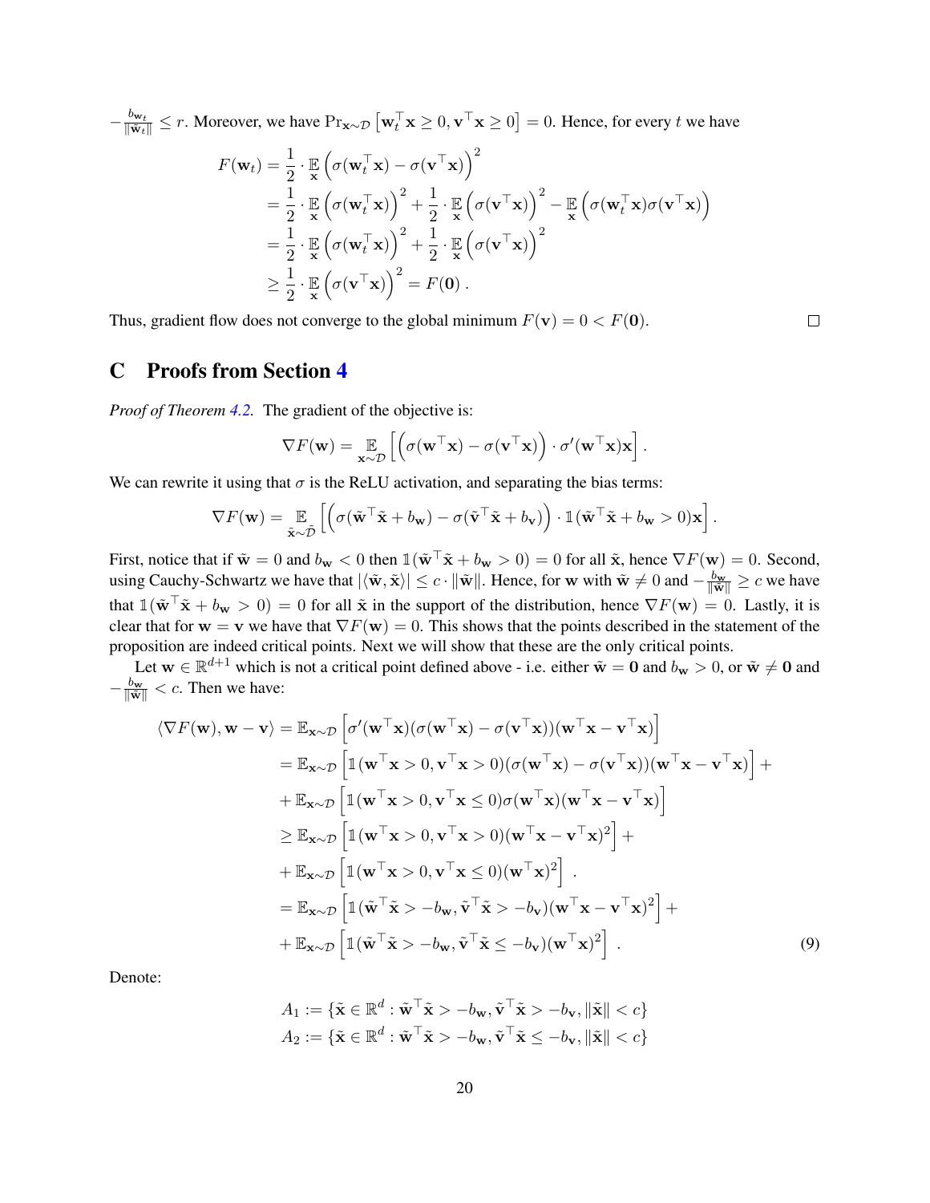$-\frac{b_{\mathbf{w}_t}}{\|\tilde{\mathbf{w}}_t\|} \leq r$. Moreover, we have $\Pr_{\mathbf{x}\sim\mathcal{D}}\left[\mathbf{w}_t^\top \mathbf{x} \geq 0, \mathbf{v}^\top \mathbf{x} \geq 0\right] = 0$. Hence, for every $t$ we have

$$
\begin{aligned}
F(\mathbf{w}_t) &= \frac{1}{2} \cdot \mathop{\mathbb{E}}_{\mathbf{x}} \left(\sigma(\mathbf{w}_t^\top \mathbf{x}) - \sigma(\mathbf{v}^\top \mathbf{x})\right)^2 \\
&= \frac{1}{2} \cdot \mathop{\mathbb{E}}_{\mathbf{x}} \left(\sigma(\mathbf{w}_t^\top \mathbf{x})\right)^2 + \frac{1}{2} \cdot \mathop{\mathbb{E}}_{\mathbf{x}} \left(\sigma(\mathbf{v}^\top \mathbf{x})\right)^2 - \mathop{\mathbb{E}}_{\mathbf{x}} \left(\sigma(\mathbf{w}_t^\top \mathbf{x})\sigma(\mathbf{v}^\top \mathbf{x})\right) \\
&= \frac{1}{2} \cdot \mathop{\mathbb{E}}_{\mathbf{x}} \left(\sigma(\mathbf{w}_t^\top \mathbf{x})\right)^2 + \frac{1}{2} \cdot \mathop{\mathbb{E}}_{\mathbf{x}} \left(\sigma(\mathbf{v}^\top \mathbf{x})\right)^2 \\
&\geq \frac{1}{2} \cdot \mathop{\mathbb{E}}_{\mathbf{x}} \left(\sigma(\mathbf{v}^\top \mathbf{x})\right)^2 = F(\mathbf{0}) \,.
\end{aligned}
$$

Thus, gradient flow does not converge to the global minimum $F(\mathbf{v}) = 0 < F(\mathbf{0})$. $\square$

# C Proofs from Section 4

*Proof of Theorem 4.2.* The gradient of the objective is:

$$
\nabla F(\mathbf{w}) = \mathop{\mathbb{E}}_{\mathbf{x}\sim\mathcal{D}} \left[\left(\sigma(\mathbf{w}^\top \mathbf{x}) - \sigma(\mathbf{v}^\top \mathbf{x})\right) \cdot \sigma'(\mathbf{w}^\top \mathbf{x})\mathbf{x}\right].
$$

We can rewrite it using that $\sigma$ is the ReLU activation, and separating the bias terms:

$$
\nabla F(\mathbf{w}) = \mathop{\mathbb{E}}_{\tilde{\mathbf{x}}\sim\tilde{\mathcal{D}}} \left[\left(\sigma(\tilde{\mathbf{w}}^\top \tilde{\mathbf{x}} + b_{\mathbf{w}}) - \sigma(\tilde{\mathbf{v}}^\top \tilde{\mathbf{x}} + b_{\mathbf{v}})\right) \cdot \mathbb{1}(\tilde{\mathbf{w}}^\top \tilde{\mathbf{x}} + b_{\mathbf{w}} > 0)\mathbf{x}\right].
$$

First, notice that if $\tilde{\mathbf{w}} = 0$ and $b_{\mathbf{w}} < 0$ then $\mathbb{1}(\tilde{\mathbf{w}}^\top \tilde{\mathbf{x}} + b_{\mathbf{w}} > 0) = 0$ for all $\tilde{\mathbf{x}}$, hence $\nabla F(\mathbf{w}) = 0$. Second, using Cauchy-Schwartz we have that $|\langle \tilde{\mathbf{w}}, \tilde{\mathbf{x}}\rangle| \leq c \cdot \|\tilde{\mathbf{w}}\|$. Hence, for $\mathbf{w}$ with $\tilde{\mathbf{w}} \neq 0$ and $-\frac{b_{\mathbf{w}}}{\|\tilde{\mathbf{w}}\|} \geq c$ we have that $\mathbb{1}(\tilde{\mathbf{w}}^\top \tilde{\mathbf{x}} + b_{\mathbf{w}} > 0) = 0$ for all $\tilde{\mathbf{x}}$ in the support of the distribution, hence $\nabla F(\mathbf{w}) = 0$. Lastly, it is clear that for $\mathbf{w} = \mathbf{v}$ we have that $\nabla F(\mathbf{w}) = 0$. This shows that the points described in the statement of the proposition are indeed critical points. Next we will show that these are the only critical points.

Let $\mathbf{w} \in \mathbb{R}^{d+1}$ which is not a critical point defined above - i.e. either $\tilde{\mathbf{w}} = \mathbf{0}$ and $b_{\mathbf{w}} > 0$, or $\tilde{\mathbf{w}} \neq \mathbf{0}$ and $-\frac{b_{\mathbf{w}}}{\|\tilde{\mathbf{w}}\|} < c$. Then we have:

$$
\begin{aligned}
\langle \nabla F(\mathbf{w}), \mathbf{w} - \mathbf{v}\rangle &= \mathbb{E}_{\mathbf{x}\sim\mathcal{D}}\left[\sigma'(\mathbf{w}^\top \mathbf{x})(\sigma(\mathbf{w}^\top \mathbf{x}) - \sigma(\mathbf{v}^\top \mathbf{x}))(\mathbf{w}^\top \mathbf{x} - \mathbf{v}^\top \mathbf{x})\right] \\
&= \mathbb{E}_{\mathbf{x}\sim\mathcal{D}}\left[\mathbb{1}(\mathbf{w}^\top \mathbf{x} > 0, \mathbf{v}^\top \mathbf{x} > 0)(\sigma(\mathbf{w}^\top \mathbf{x}) - \sigma(\mathbf{v}^\top \mathbf{x}))(\mathbf{w}^\top \mathbf{x} - \mathbf{v}^\top \mathbf{x})\right] + \\
&+ \mathbb{E}_{\mathbf{x}\sim\mathcal{D}}\left[\mathbb{1}(\mathbf{w}^\top \mathbf{x} > 0, \mathbf{v}^\top \mathbf{x} \leq 0)\sigma(\mathbf{w}^\top \mathbf{x})(\mathbf{w}^\top \mathbf{x} - \mathbf{v}^\top \mathbf{x})\right] \\
&\geq \mathbb{E}_{\mathbf{x}\sim\mathcal{D}}\left[\mathbb{1}(\mathbf{w}^\top \mathbf{x} > 0, \mathbf{v}^\top \mathbf{x} > 0)(\mathbf{w}^\top \mathbf{x} - \mathbf{v}^\top \mathbf{x})^2\right] + \\
&+ \mathbb{E}_{\mathbf{x}\sim\mathcal{D}}\left[\mathbb{1}(\mathbf{w}^\top \mathbf{x} > 0, \mathbf{v}^\top \mathbf{x} \leq 0)(\mathbf{w}^\top \mathbf{x})^2\right] \,. \\
&= \mathbb{E}_{\mathbf{x}\sim\mathcal{D}}\left[\mathbb{1}(\tilde{\mathbf{w}}^\top \tilde{\mathbf{x}} > -b_{\mathbf{w}}, \tilde{\mathbf{v}}^\top \tilde{\mathbf{x}} > -b_{\mathbf{v}})(\mathbf{w}^\top \mathbf{x} - \mathbf{v}^\top \mathbf{x})^2\right] + \\
&+ \mathbb{E}_{\mathbf{x}\sim\mathcal{D}}\left[\mathbb{1}(\tilde{\mathbf{w}}^\top \tilde{\mathbf{x}} > -b_{\mathbf{w}}, \tilde{\mathbf{v}}^\top \tilde{\mathbf{x}} \leq -b_{\mathbf{v}})(\mathbf{w}^\top \mathbf{x})^2\right] \,.
\end{aligned} \tag{9}
$$

Denote:

$$
\begin{aligned}
A_1 &:= \{\tilde{\mathbf{x}} \in \mathbb{R}^d : \tilde{\mathbf{w}}^\top \tilde{\mathbf{x}} > -b_{\mathbf{w}}, \tilde{\mathbf{v}}^\top \tilde{\mathbf{x}} > -b_{\mathbf{v}}, \|\tilde{\mathbf{x}}\| < c\} \\
A_2 &:= \{\tilde{\mathbf{x}} \in \mathbb{R}^d : \tilde{\mathbf{w}}^\top \tilde{\mathbf{x}} > -b_{\mathbf{w}}, \tilde{\mathbf{v}}^\top \tilde{\mathbf{x}} \leq -b_{\mathbf{v}}, \|\tilde{\mathbf{x}}\| < c\}
\end{aligned}
$$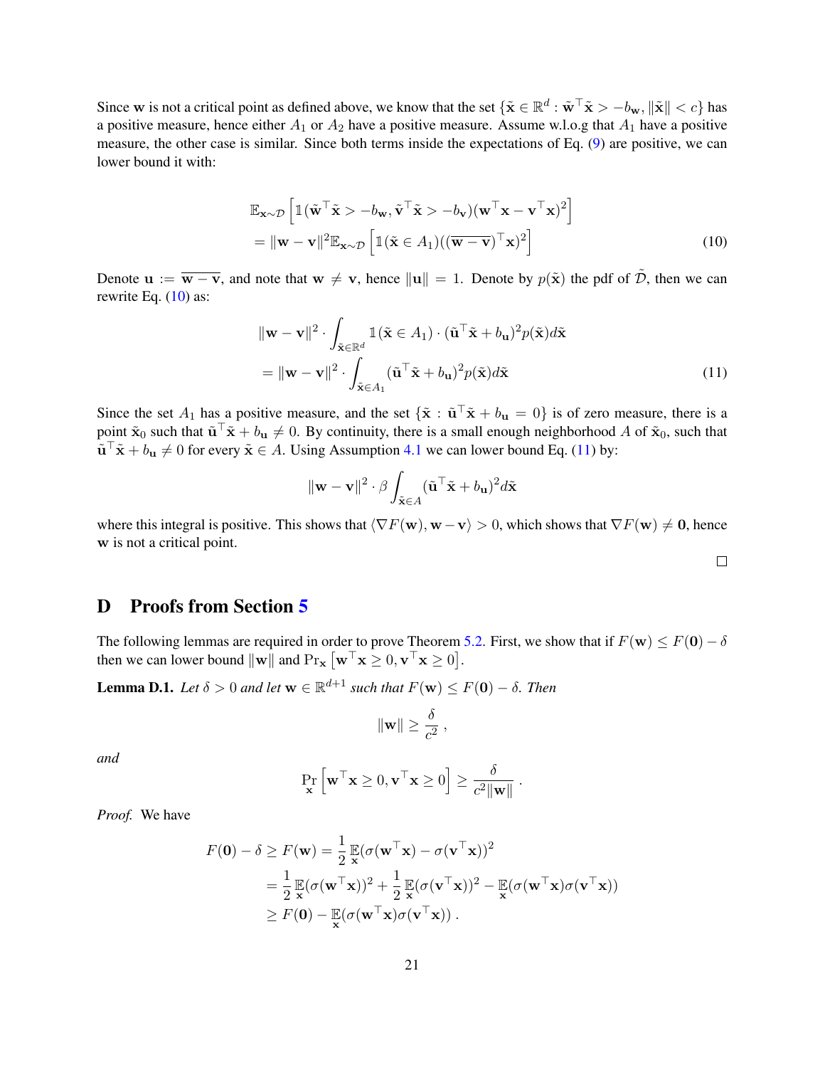Since $\mathbf{w}$ is not a critical point as defined above, we know that the set $\{\tilde{\mathbf{x}} \in \mathbb{R}^d : \tilde{\mathbf{w}}^\top \tilde{\mathbf{x}} > -b_{\mathbf{w}}, \|\tilde{\mathbf{x}}\| < c\}$ has a positive measure, hence either $A_1$ or $A_2$ have a positive measure. Assume w.l.o.g that $A_1$ have a positive measure, the other case is similar. Since both terms inside the expectations of Eq. (9) are positive, we can lower bound it with:

$$
\begin{aligned}
&\mathbb{E}_{\mathbf{x}\sim\mathcal{D}}\left[\mathbb{1}(\tilde{\mathbf{w}}^\top\tilde{\mathbf{x}} > -b_{\mathbf{w}}, \tilde{\mathbf{v}}^\top\tilde{\mathbf{x}} > -b_{\mathbf{v}})(\mathbf{w}^\top\mathbf{x} - \mathbf{v}^\top\mathbf{x})^2\right] \\
&= \|\mathbf{w}-\mathbf{v}\|^2\mathbb{E}_{\mathbf{x}\sim\mathcal{D}}\left[\mathbb{1}(\tilde{\mathbf{x}}\in A_1)((\overline{\mathbf{w}-\mathbf{v}})^\top\mathbf{x})^2\right]
\end{aligned} \tag{10}
$$

Denote $\mathbf{u} := \overline{\mathbf{w}-\mathbf{v}}$, and note that $\mathbf{w} \neq \mathbf{v}$, hence $\|\mathbf{u}\| = 1$. Denote by $p(\tilde{\mathbf{x}})$ the pdf of $\tilde{\mathcal{D}}$, then we can rewrite Eq. (10) as:

$$
\begin{aligned}
&\|\mathbf{w}-\mathbf{v}\|^2 \cdot \int_{\tilde{\mathbf{x}}\in\mathbb{R}^d} \mathbb{1}(\tilde{\mathbf{x}}\in A_1)\cdot(\tilde{\mathbf{u}}^\top\tilde{\mathbf{x}} + b_{\mathbf{u}})^2 p(\tilde{\mathbf{x}})d\tilde{\mathbf{x}} \\
&= \|\mathbf{w}-\mathbf{v}\|^2 \cdot \int_{\tilde{\mathbf{x}}\in A_1} (\tilde{\mathbf{u}}^\top\tilde{\mathbf{x}} + b_{\mathbf{u}})^2 p(\tilde{\mathbf{x}})d\tilde{\mathbf{x}}
\end{aligned} \tag{11}
$$

Since the set $A_1$ has a positive measure, and the set $\{\tilde{\mathbf{x}} : \tilde{\mathbf{u}}^\top\tilde{\mathbf{x}} + b_{\mathbf{u}} = 0\}$ is of zero measure, there is a point $\tilde{\mathbf{x}}_0$ such that $\tilde{\mathbf{u}}^\top\tilde{\mathbf{x}} + b_{\mathbf{u}} \neq 0$. By continuity, there is a small enough neighborhood $A$ of $\tilde{\mathbf{x}}_0$, such that $\tilde{\mathbf{u}}^\top\tilde{\mathbf{x}} + b_{\mathbf{u}} \neq 0$ for every $\tilde{\mathbf{x}} \in A$. Using Assumption 4.1 we can lower bound Eq. (11) by:

$$
\|\mathbf{w}-\mathbf{v}\|^2 \cdot \beta \int_{\tilde{\mathbf{x}}\in A} (\tilde{\mathbf{u}}^\top\tilde{\mathbf{x}} + b_{\mathbf{u}})^2 d\tilde{\mathbf{x}}
$$

where this integral is positive. This shows that $\langle \nabla F(\mathbf{w}), \mathbf{w}-\mathbf{v}\rangle > 0$, which shows that $\nabla F(\mathbf{w}) \neq \mathbf{0}$, hence $\mathbf{w}$ is not a critical point.

□

# D Proofs from Section 5

The following lemmas are required in order to prove Theorem 5.2. First, we show that if $F(\mathbf{w}) \leq F(\mathbf{0}) - \delta$ then we can lower bound $\|\mathbf{w}\|$ and $\Pr_{\mathbf{x}}\left[\mathbf{w}^\top\mathbf{x} \geq 0, \mathbf{v}^\top\mathbf{x} \geq 0\right]$.

**Lemma D.1.** *Let $\delta > 0$ and let $\mathbf{w} \in \mathbb{R}^{d+1}$ such that $F(\mathbf{w}) \leq F(\mathbf{0}) - \delta$. Then*

$$
\|\mathbf{w}\| \geq \frac{\delta}{c^2} ,
$$

*and*

$$
\Pr_{\mathbf{x}}\left[\mathbf{w}^\top\mathbf{x} \geq 0, \mathbf{v}^\top\mathbf{x} \geq 0\right] \geq \frac{\delta}{c^2\|\mathbf{w}\|} .
$$

*Proof.* We have

$$
\begin{aligned}
F(\mathbf{0}) - \delta \geq F(\mathbf{w}) &= \frac{1}{2}\mathop{\mathbb{E}}_{\mathbf{x}}(\sigma(\mathbf{w}^\top\mathbf{x}) - \sigma(\mathbf{v}^\top\mathbf{x}))^2 \\
&= \frac{1}{2}\mathop{\mathbb{E}}_{\mathbf{x}}(\sigma(\mathbf{w}^\top\mathbf{x}))^2 + \frac{1}{2}\mathop{\mathbb{E}}_{\mathbf{x}}(\sigma(\mathbf{v}^\top\mathbf{x}))^2 - \mathop{\mathbb{E}}_{\mathbf{x}}(\sigma(\mathbf{w}^\top\mathbf{x})\sigma(\mathbf{v}^\top\mathbf{x})) \\
&\geq F(\mathbf{0}) - \mathop{\mathbb{E}}_{\mathbf{x}}(\sigma(\mathbf{w}^\top\mathbf{x})\sigma(\mathbf{v}^\top\mathbf{x})) .
\end{aligned}
$$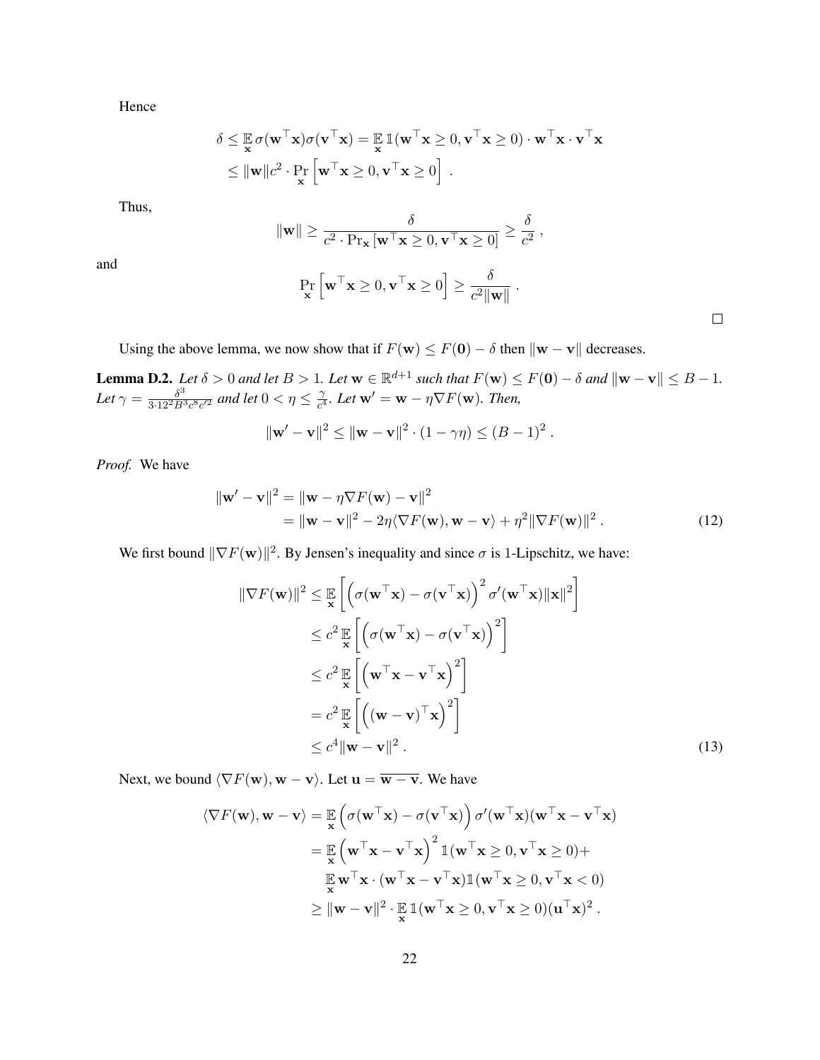Hence

$$
\begin{aligned}
\delta &\le \mathop{\mathbb{E}}_{\mathbf{x}} \sigma(\mathbf{w}^\top \mathbf{x})\sigma(\mathbf{v}^\top \mathbf{x}) = \mathop{\mathbb{E}}_{\mathbf{x}} \mathbb{1}(\mathbf{w}^\top \mathbf{x} \ge 0, \mathbf{v}^\top \mathbf{x} \ge 0) \cdot \mathbf{w}^\top \mathbf{x} \cdot \mathbf{v}^\top \mathbf{x} \\
&\le \|\mathbf{w}\| c^2 \cdot \Pr_{\mathbf{x}} \left[ \mathbf{w}^\top \mathbf{x} \ge 0, \mathbf{v}^\top \mathbf{x} \ge 0 \right] .
\end{aligned}
$$

Thus,

$$
\|\mathbf{w}\| \ge \frac{\delta}{c^2 \cdot \Pr_{\mathbf{x}} \left[ \mathbf{w}^\top \mathbf{x} \ge 0, \mathbf{v}^\top \mathbf{x} \ge 0 \right]} \ge \frac{\delta}{c^2} ,
$$

and

$$
\Pr_{\mathbf{x}} \left[ \mathbf{w}^\top \mathbf{x} \ge 0, \mathbf{v}^\top \mathbf{x} \ge 0 \right] \ge \frac{\delta}{c^2 \|\mathbf{w}\|} .
$$

∎

Using the above lemma, we now show that if $F(\mathbf{w}) \le F(\mathbf{0}) - \delta$ then $\|\mathbf{w} - \mathbf{v}\|$ decreases.

**Lemma D.2.** *Let $\delta > 0$ and let $B > 1$. Let $\mathbf{w} \in \mathbb{R}^{d+1}$ such that $F(\mathbf{w}) \le F(\mathbf{0}) - \delta$ and $\|\mathbf{w} - \mathbf{v}\| \le B - 1$. Let $\gamma = \frac{\delta^3}{3 \cdot 12^2 B^3 c^8 c'^2}$ and let $0 < \eta \le \frac{\gamma}{c^4}$. Let $\mathbf{w}' = \mathbf{w} - \eta \nabla F(\mathbf{w})$. Then,*

$$
\|\mathbf{w}' - \mathbf{v}\|^2 \le \|\mathbf{w} - \mathbf{v}\|^2 \cdot (1 - \gamma\eta) \le (B - 1)^2 .
$$

*Proof.* We have

$$
\begin{aligned}
\|\mathbf{w}' - \mathbf{v}\|^2 &= \|\mathbf{w} - \eta \nabla F(\mathbf{w}) - \mathbf{v}\|^2 \\
&= \|\mathbf{w} - \mathbf{v}\|^2 - 2\eta \langle \nabla F(\mathbf{w}), \mathbf{w} - \mathbf{v} \rangle + \eta^2 \|\nabla F(\mathbf{w})\|^2 . \qquad (12)
\end{aligned}
$$

We first bound $\|\nabla F(\mathbf{w})\|^2$. By Jensen's inequality and since $\sigma$ is 1-Lipschitz, we have:

$$
\begin{aligned}
\|\nabla F(\mathbf{w})\|^2 &\le \mathop{\mathbb{E}}_{\mathbf{x}} \left[ \left( \sigma(\mathbf{w}^\top \mathbf{x}) - \sigma(\mathbf{v}^\top \mathbf{x}) \right)^2 \sigma'(\mathbf{w}^\top \mathbf{x}) \|\mathbf{x}\|^2 \right] \\
&\le c^2 \mathop{\mathbb{E}}_{\mathbf{x}} \left[ \left( \sigma(\mathbf{w}^\top \mathbf{x}) - \sigma(\mathbf{v}^\top \mathbf{x}) \right)^2 \right] \\
&\le c^2 \mathop{\mathbb{E}}_{\mathbf{x}} \left[ \left( \mathbf{w}^\top \mathbf{x} - \mathbf{v}^\top \mathbf{x} \right)^2 \right] \\
&= c^2 \mathop{\mathbb{E}}_{\mathbf{x}} \left[ \left( (\mathbf{w} - \mathbf{v})^\top \mathbf{x} \right)^2 \right] \\
&\le c^4 \|\mathbf{w} - \mathbf{v}\|^2 . \qquad (13)
\end{aligned}
$$

Next, we bound $\langle \nabla F(\mathbf{w}), \mathbf{w} - \mathbf{v} \rangle$. Let $\mathbf{u} = \overline{\mathbf{w} - \mathbf{v}}$. We have

$$
\begin{aligned}
\langle \nabla F(\mathbf{w}), \mathbf{w} - \mathbf{v} \rangle &= \mathop{\mathbb{E}}_{\mathbf{x}} \left( \sigma(\mathbf{w}^\top \mathbf{x}) - \sigma(\mathbf{v}^\top \mathbf{x}) \right) \sigma'(\mathbf{w}^\top \mathbf{x}) (\mathbf{w}^\top \mathbf{x} - \mathbf{v}^\top \mathbf{x}) \\
&= \mathop{\mathbb{E}}_{\mathbf{x}} \left( \mathbf{w}^\top \mathbf{x} - \mathbf{v}^\top \mathbf{x} \right)^2 \mathbb{1}(\mathbf{w}^\top \mathbf{x} \ge 0, \mathbf{v}^\top \mathbf{x} \ge 0) + \\
&\quad \mathop{\mathbb{E}}_{\mathbf{x}} \mathbf{w}^\top \mathbf{x} \cdot (\mathbf{w}^\top \mathbf{x} - \mathbf{v}^\top \mathbf{x}) \mathbb{1}(\mathbf{w}^\top \mathbf{x} \ge 0, \mathbf{v}^\top \mathbf{x} < 0) \\
&\ge \|\mathbf{w} - \mathbf{v}\|^2 \cdot \mathop{\mathbb{E}}_{\mathbf{x}} \mathbb{1}(\mathbf{w}^\top \mathbf{x} \ge 0, \mathbf{v}^\top \mathbf{x} \ge 0) (\mathbf{u}^\top \mathbf{x})^2 .
\end{aligned}
$$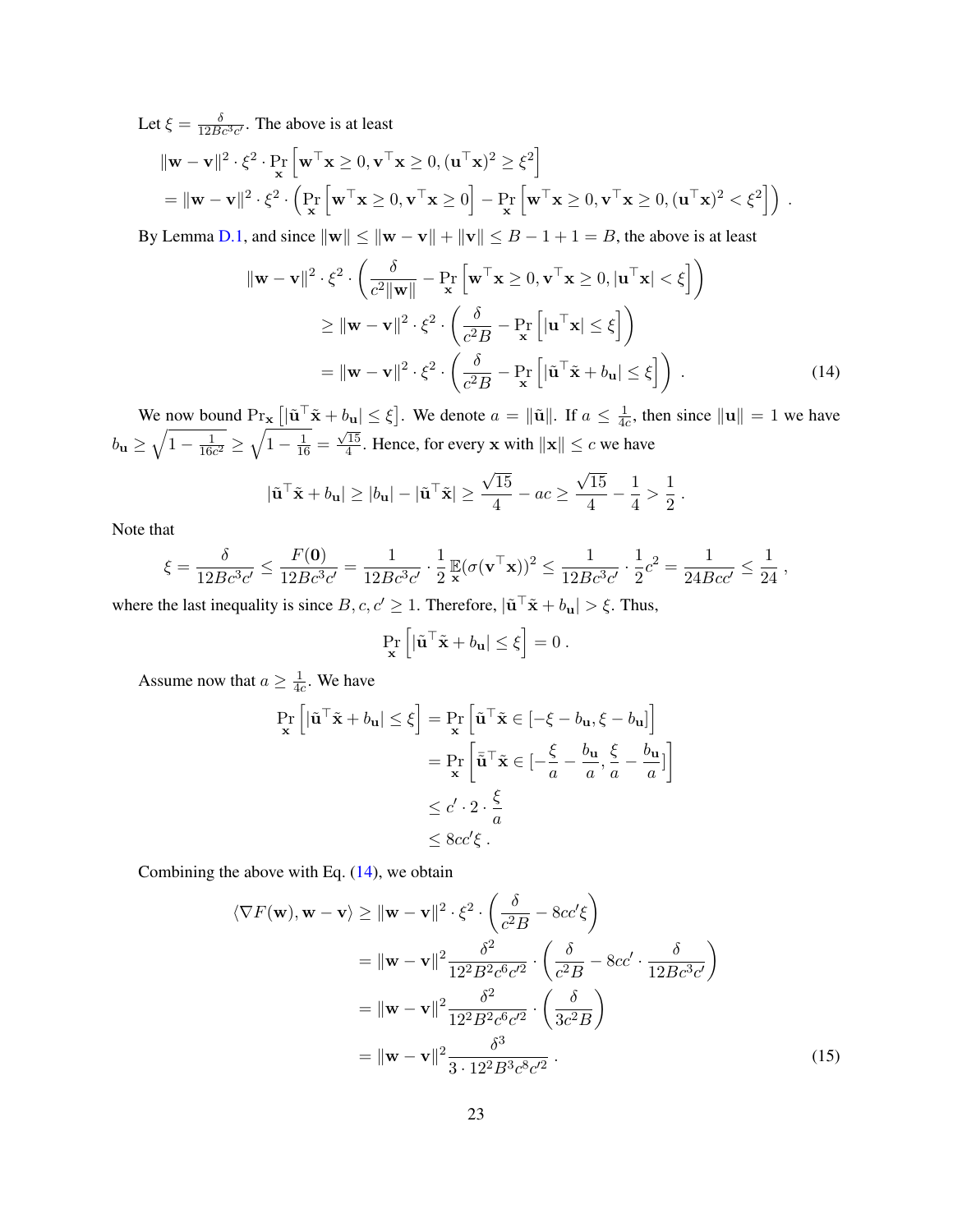Let $\xi = \frac{\delta}{12Bc^3c'}$. The above is at least

$$
\begin{aligned}
&\|\mathbf{w}-\mathbf{v}\|^2 \cdot \xi^2 \cdot \Pr_{\mathbf{x}}\left[\mathbf{w}^\top \mathbf{x} \geq 0, \mathbf{v}^\top \mathbf{x} \geq 0, (\mathbf{u}^\top \mathbf{x})^2 \geq \xi^2\right] \\
&= \|\mathbf{w}-\mathbf{v}\|^2 \cdot \xi^2 \cdot \left(\Pr_{\mathbf{x}}\left[\mathbf{w}^\top \mathbf{x} \geq 0, \mathbf{v}^\top \mathbf{x} \geq 0\right] - \Pr_{\mathbf{x}}\left[\mathbf{w}^\top \mathbf{x} \geq 0, \mathbf{v}^\top \mathbf{x} \geq 0, (\mathbf{u}^\top \mathbf{x})^2 < \xi^2\right]\right) .
\end{aligned}
$$

By Lemma D.1, and since $\|\mathbf{w}\| \leq \|\mathbf{w}-\mathbf{v}\| + \|\mathbf{v}\| \leq B-1+1 = B$, the above is at least

$$
\begin{aligned}
\|\mathbf{w}-\mathbf{v}\|^2 \cdot \xi^2 \cdot &\left(\frac{\delta}{c^2\|\mathbf{w}\|} - \Pr_{\mathbf{x}}\left[\mathbf{w}^\top \mathbf{x} \geq 0, \mathbf{v}^\top \mathbf{x} \geq 0, |\mathbf{u}^\top \mathbf{x}| < \xi\right]\right) \\
&\geq \|\mathbf{w}-\mathbf{v}\|^2 \cdot \xi^2 \cdot \left(\frac{\delta}{c^2 B} - \Pr_{\mathbf{x}}\left[|\mathbf{u}^\top \mathbf{x}| \leq \xi\right]\right) \\
&= \|\mathbf{w}-\mathbf{v}\|^2 \cdot \xi^2 \cdot \left(\frac{\delta}{c^2 B} - \Pr_{\mathbf{x}}\left[|\tilde{\mathbf{u}}^\top \tilde{\mathbf{x}} + b_{\mathbf{u}}| \leq \xi\right]\right) . \qquad (14)
\end{aligned}
$$

We now bound $\Pr_{\mathbf{x}}\left[|\tilde{\mathbf{u}}^\top \tilde{\mathbf{x}} + b_{\mathbf{u}}| \leq \xi\right]$. We denote $a = \|\tilde{\mathbf{u}}\|$. If $a \leq \frac{1}{4c}$, then since $\|\mathbf{u}\| = 1$ we have $b_{\mathbf{u}} \geq \sqrt{1 - \frac{1}{16c^2}} \geq \sqrt{1 - \frac{1}{16}} = \frac{\sqrt{15}}{4}$. Hence, for every $\mathbf{x}$ with $\|\mathbf{x}\| \leq c$ we have

$$
|\tilde{\mathbf{u}}^\top \tilde{\mathbf{x}} + b_{\mathbf{u}}| \geq |b_{\mathbf{u}}| - |\tilde{\mathbf{u}}^\top \tilde{\mathbf{x}}| \geq \frac{\sqrt{15}}{4} - ac \geq \frac{\sqrt{15}}{4} - \frac{1}{4} > \frac{1}{2} .
$$

Note that

$$
\xi = \frac{\delta}{12Bc^3c'} \leq \frac{F(\mathbf{0})}{12Bc^3c'} = \frac{1}{12Bc^3c'} \cdot \frac{1}{2}\mathop{\mathbb{E}}_{\mathbf{x}}(\sigma(\mathbf{v}^\top \mathbf{x}))^2 \leq \frac{1}{12Bc^3c'} \cdot \frac{1}{2}c^2 = \frac{1}{24Bcc'} \leq \frac{1}{24} ,
$$

where the last inequality is since $B, c, c' \geq 1$. Therefore, $|\tilde{\mathbf{u}}^\top \tilde{\mathbf{x}} + b_{\mathbf{u}}| > \xi$. Thus,

$$
\Pr_{\mathbf{x}}\left[|\tilde{\mathbf{u}}^\top \tilde{\mathbf{x}} + b_{\mathbf{u}}| \leq \xi\right] = 0 .
$$

Assume now that $a \geq \frac{1}{4c}$. We have

$$
\begin{aligned}
\Pr_{\mathbf{x}}\left[|\tilde{\mathbf{u}}^\top \tilde{\mathbf{x}} + b_{\mathbf{u}}| \leq \xi\right] &= \Pr_{\mathbf{x}}\left[\tilde{\mathbf{u}}^\top \tilde{\mathbf{x}} \in [-\xi - b_{\mathbf{u}}, \xi - b_{\mathbf{u}}]\right] \\
&= \Pr_{\mathbf{x}}\left[\bar{\tilde{\mathbf{u}}}^\top \tilde{\mathbf{x}} \in [-\frac{\xi}{a} - \frac{b_{\mathbf{u}}}{a}, \frac{\xi}{a} - \frac{b_{\mathbf{u}}}{a}]\right] \\
&\leq c' \cdot 2 \cdot \frac{\xi}{a} \\
&\leq 8cc'\xi .
\end{aligned}
$$

Combining the above with Eq. (14), we obtain

$$
\begin{aligned}
\langle \nabla F(\mathbf{w}), \mathbf{w}-\mathbf{v} \rangle &\geq \|\mathbf{w}-\mathbf{v}\|^2 \cdot \xi^2 \cdot \left(\frac{\delta}{c^2 B} - 8cc'\xi\right) \\
&= \|\mathbf{w}-\mathbf{v}\|^2 \frac{\delta^2}{12^2 B^2 c^6 c'^2} \cdot \left(\frac{\delta}{c^2 B} - 8cc' \cdot \frac{\delta}{12Bc^3c'}\right) \\
&= \|\mathbf{w}-\mathbf{v}\|^2 \frac{\delta^2}{12^2 B^2 c^6 c'^2} \cdot \left(\frac{\delta}{3c^2 B}\right) \\
&= \|\mathbf{w}-\mathbf{v}\|^2 \frac{\delta^3}{3 \cdot 12^2 B^3 c^8 c'^2} . \qquad (15)
\end{aligned}
$$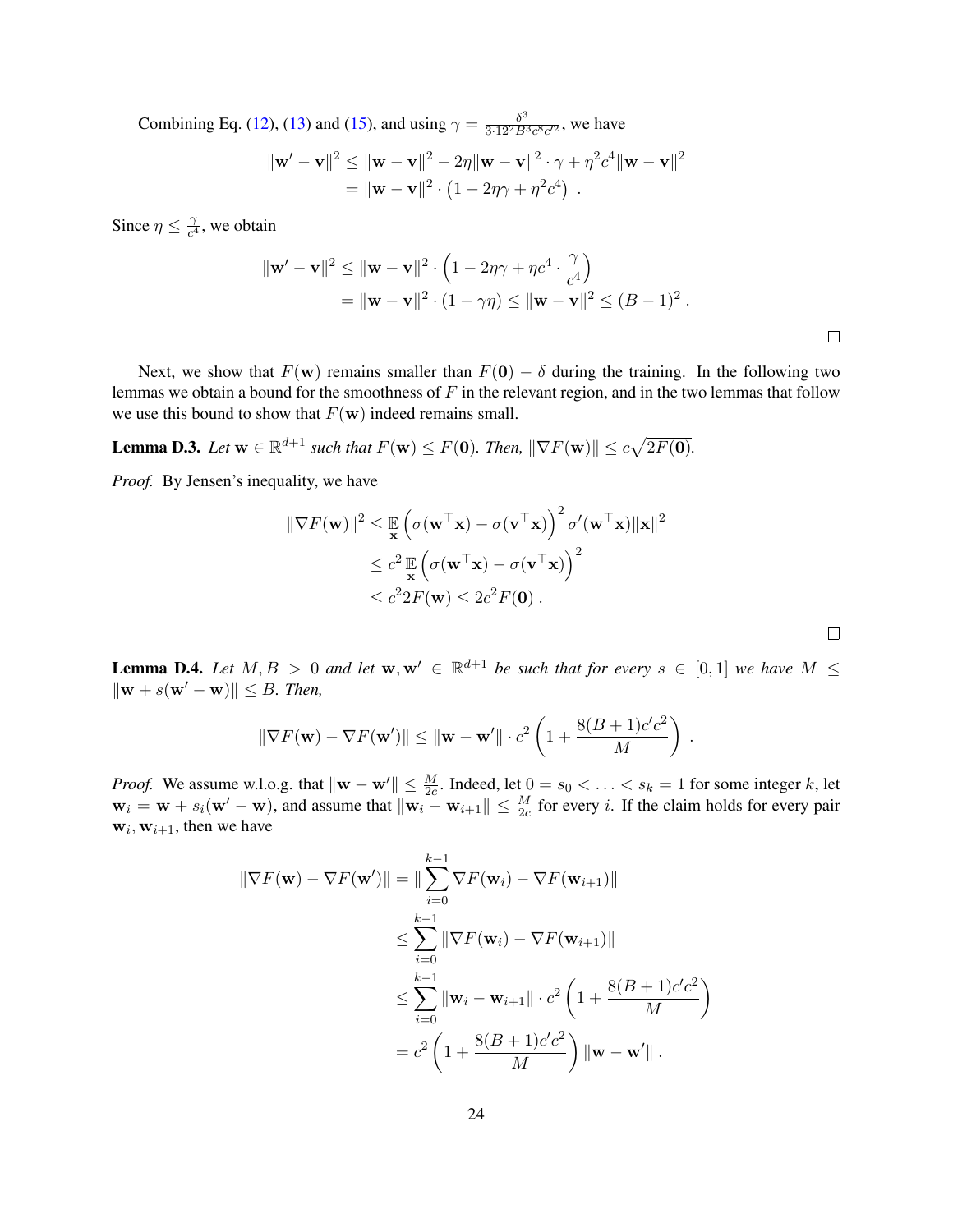Combining Eq. (12), (13) and (15), and using $\gamma = \frac{\delta^3}{3 \cdot 12^2 B^3 c^8 c'^2}$, we have

$$
\begin{aligned}
\|\mathbf{w}' - \mathbf{v}\|^2 &\leq \|\mathbf{w} - \mathbf{v}\|^2 - 2\eta \|\mathbf{w} - \mathbf{v}\|^2 \cdot \gamma + \eta^2 c^4 \|\mathbf{w} - \mathbf{v}\|^2 \\
&= \|\mathbf{w} - \mathbf{v}\|^2 \cdot \left(1 - 2\eta\gamma + \eta^2 c^4\right) .
\end{aligned}
$$

Since $\eta \leq \frac{\gamma}{c^4}$, we obtain

$$
\begin{aligned}
\|\mathbf{w}' - \mathbf{v}\|^2 &\leq \|\mathbf{w} - \mathbf{v}\|^2 \cdot \left(1 - 2\eta\gamma + \eta c^4 \cdot \frac{\gamma}{c^4}\right) \\
&= \|\mathbf{w} - \mathbf{v}\|^2 \cdot (1 - \gamma\eta) \leq \|\mathbf{w} - \mathbf{v}\|^2 \leq (B-1)^2 .
\end{aligned}
$$

□

Next, we show that $F(\mathbf{w})$ remains smaller than $F(\mathbf{0}) - \delta$ during the training. In the following two lemmas we obtain a bound for the smoothness of $F$ in the relevant region, and in the two lemmas that follow we use this bound to show that $F(\mathbf{w})$ indeed remains small.

**Lemma D.3.** *Let $\mathbf{w} \in \mathbb{R}^{d+1}$ such that $F(\mathbf{w}) \leq F(\mathbf{0})$. Then, $\|\nabla F(\mathbf{w})\| \leq c\sqrt{2F(\mathbf{0})}$.*

*Proof.* By Jensen's inequality, we have

$$
\begin{aligned}
\|\nabla F(\mathbf{w})\|^2 &\leq \mathop{\mathbb{E}}_{\mathbf{x}} \left(\sigma(\mathbf{w}^\top \mathbf{x}) - \sigma(\mathbf{v}^\top \mathbf{x})\right)^2 \sigma'(\mathbf{w}^\top \mathbf{x}) \|\mathbf{x}\|^2 \\
&\leq c^2 \mathop{\mathbb{E}}_{\mathbf{x}} \left(\sigma(\mathbf{w}^\top \mathbf{x}) - \sigma(\mathbf{v}^\top \mathbf{x})\right)^2 \\
&\leq c^2 2F(\mathbf{w}) \leq 2c^2 F(\mathbf{0}) .
\end{aligned}
$$

□

**Lemma D.4.** *Let $M, B > 0$ and let $\mathbf{w}, \mathbf{w}' \in \mathbb{R}^{d+1}$ be such that for every $s \in [0,1]$ we have $M \leq \|\mathbf{w} + s(\mathbf{w}' - \mathbf{w})\| \leq B$. Then,*

$$
\|\nabla F(\mathbf{w}) - \nabla F(\mathbf{w}')\| \leq \|\mathbf{w} - \mathbf{w}'\| \cdot c^2 \left(1 + \frac{8(B+1)c'c^2}{M}\right) .
$$

*Proof.* We assume w.l.o.g. that $\|\mathbf{w} - \mathbf{w}'\| \leq \frac{M}{2c}$. Indeed, let $0 = s_0 < \ldots < s_k = 1$ for some integer $k$, let $\mathbf{w}_i = \mathbf{w} + s_i(\mathbf{w}' - \mathbf{w})$, and assume that $\|\mathbf{w}_i - \mathbf{w}_{i+1}\| \leq \frac{M}{2c}$ for every $i$. If the claim holds for every pair $\mathbf{w}_i, \mathbf{w}_{i+1}$, then we have

$$
\begin{aligned}
\|\nabla F(\mathbf{w}) - \nabla F(\mathbf{w}')\| &= \|\sum_{i=0}^{k-1} \nabla F(\mathbf{w}_i) - \nabla F(\mathbf{w}_{i+1})\| \\
&\leq \sum_{i=0}^{k-1} \|\nabla F(\mathbf{w}_i) - \nabla F(\mathbf{w}_{i+1})\| \\
&\leq \sum_{i=0}^{k-1} \|\mathbf{w}_i - \mathbf{w}_{i+1}\| \cdot c^2 \left(1 + \frac{8(B+1)c'c^2}{M}\right) \\
&= c^2 \left(1 + \frac{8(B+1)c'c^2}{M}\right) \|\mathbf{w} - \mathbf{w}'\| .
\end{aligned}
$$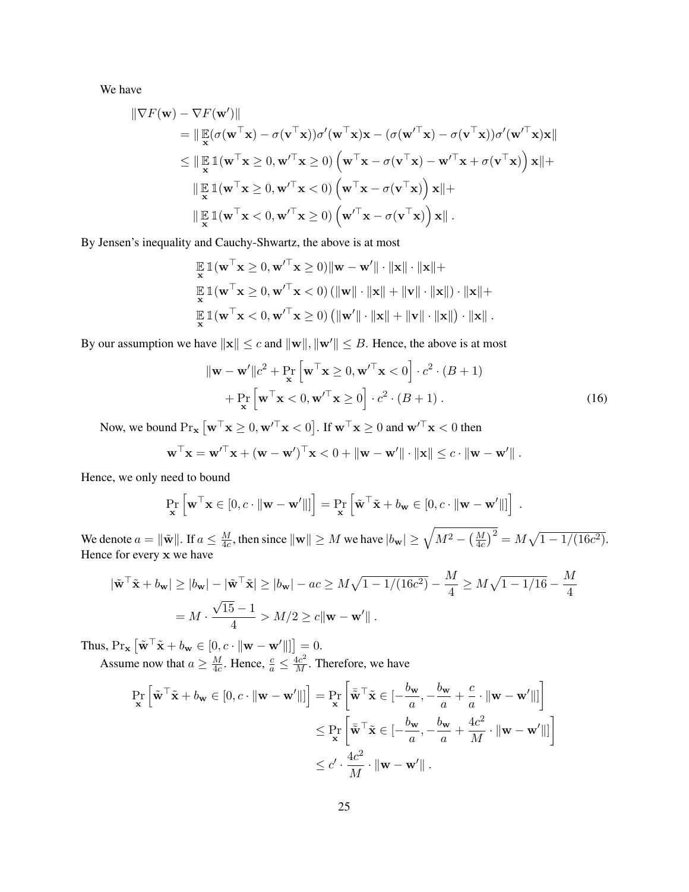We have

$$
\begin{aligned}
&\|\nabla F(\mathbf{w}) - \nabla F(\mathbf{w}')\| \\
&\quad = \|\mathop{\mathbb{E}}_{\mathbf{x}}(\sigma(\mathbf{w}^\top \mathbf{x}) - \sigma(\mathbf{v}^\top \mathbf{x}))\sigma'(\mathbf{w}^\top \mathbf{x})\mathbf{x} - (\sigma(\mathbf{w}'^\top \mathbf{x}) - \sigma(\mathbf{v}^\top \mathbf{x}))\sigma'(\mathbf{w}'^\top \mathbf{x})\mathbf{x}\| \\
&\quad \leq \|\mathop{\mathbb{E}}_{\mathbf{x}} \mathbb{1}(\mathbf{w}^\top \mathbf{x} \geq 0, \mathbf{w}'^\top \mathbf{x} \geq 0)\left(\mathbf{w}^\top \mathbf{x} - \sigma(\mathbf{v}^\top \mathbf{x}) - \mathbf{w}'^\top \mathbf{x} + \sigma(\mathbf{v}^\top \mathbf{x})\right)\mathbf{x}\| + \\
&\quad\quad \|\mathop{\mathbb{E}}_{\mathbf{x}} \mathbb{1}(\mathbf{w}^\top \mathbf{x} \geq 0, \mathbf{w}'^\top \mathbf{x} < 0)\left(\mathbf{w}^\top \mathbf{x} - \sigma(\mathbf{v}^\top \mathbf{x})\right)\mathbf{x}\| + \\
&\quad\quad \|\mathop{\mathbb{E}}_{\mathbf{x}} \mathbb{1}(\mathbf{w}^\top \mathbf{x} < 0, \mathbf{w}'^\top \mathbf{x} \geq 0)\left(\mathbf{w}'^\top \mathbf{x} - \sigma(\mathbf{v}^\top \mathbf{x})\right)\mathbf{x}\| .
\end{aligned}
$$

By Jensen's inequality and Cauchy-Shwartz, the above is at most

$$
\begin{aligned}
&\mathop{\mathbb{E}}_{\mathbf{x}} \mathbb{1}(\mathbf{w}^\top \mathbf{x} \geq 0, \mathbf{w}'^\top \mathbf{x} \geq 0)\|\mathbf{w} - \mathbf{w}'\| \cdot \|\mathbf{x}\| \cdot \|\mathbf{x}\| + \\
&\mathop{\mathbb{E}}_{\mathbf{x}} \mathbb{1}(\mathbf{w}^\top \mathbf{x} \geq 0, \mathbf{w}'^\top \mathbf{x} < 0)\left(\|\mathbf{w}\| \cdot \|\mathbf{x}\| + \|\mathbf{v}\| \cdot \|\mathbf{x}\|\right) \cdot \|\mathbf{x}\| + \\
&\mathop{\mathbb{E}}_{\mathbf{x}} \mathbb{1}(\mathbf{w}^\top \mathbf{x} < 0, \mathbf{w}'^\top \mathbf{x} \geq 0)\left(\|\mathbf{w}'\| \cdot \|\mathbf{x}\| + \|\mathbf{v}\| \cdot \|\mathbf{x}\|\right) \cdot \|\mathbf{x}\| .
\end{aligned}
$$

By our assumption we have $\|\mathbf{x}\| \leq c$ and $\|\mathbf{w}\|, \|\mathbf{w}'\| \leq B$. Hence, the above is at most

$$
\begin{aligned}
&\|\mathbf{w} - \mathbf{w}'\|c^2 + \Pr_{\mathbf{x}}\left[\mathbf{w}^\top \mathbf{x} \geq 0, \mathbf{w}'^\top \mathbf{x} < 0\right] \cdot c^2 \cdot (B+1) \\
&\quad + \Pr_{\mathbf{x}}\left[\mathbf{w}^\top \mathbf{x} < 0, \mathbf{w}'^\top \mathbf{x} \geq 0\right] \cdot c^2 \cdot (B+1) . \qquad (16)
\end{aligned}
$$

Now, we bound $\Pr_{\mathbf{x}}\left[\mathbf{w}^\top \mathbf{x} \geq 0, \mathbf{w}'^\top \mathbf{x} < 0\right]$. If $\mathbf{w}^\top \mathbf{x} \geq 0$ and $\mathbf{w}'^\top \mathbf{x} < 0$ then

$$
\mathbf{w}^\top \mathbf{x} = \mathbf{w}'^\top \mathbf{x} + (\mathbf{w} - \mathbf{w}')^\top \mathbf{x} < 0 + \|\mathbf{w} - \mathbf{w}'\| \cdot \|\mathbf{x}\| \leq c \cdot \|\mathbf{w} - \mathbf{w}'\| .
$$

Hence, we only need to bound

$$
\Pr_{\mathbf{x}}\left[\mathbf{w}^\top \mathbf{x} \in [0, c \cdot \|\mathbf{w} - \mathbf{w}'\|]\right] = \Pr_{\mathbf{x}}\left[\tilde{\mathbf{w}}^\top \tilde{\mathbf{x}} + b_{\mathbf{w}} \in [0, c \cdot \|\mathbf{w} - \mathbf{w}'\|]\right] .
$$

We denote $a = \|\tilde{\mathbf{w}}\|$. If $a \leq \frac{M}{4c}$, then since $\|\mathbf{w}\| \geq M$ we have $|b_{\mathbf{w}}| \geq \sqrt{M^2 - \left(\frac{M}{4c}\right)^2} = M\sqrt{1 - 1/(16c^2)}$. Hence for every $\mathbf{x}$ we have

$$
\begin{aligned}
|\tilde{\mathbf{w}}^\top \tilde{\mathbf{x}} + b_{\mathbf{w}}| &\geq |b_{\mathbf{w}}| - |\tilde{\mathbf{w}}^\top \tilde{\mathbf{x}}| \geq |b_{\mathbf{w}}| - ac \geq M\sqrt{1 - 1/(16c^2)} - \frac{M}{4} \geq M\sqrt{1 - 1/16} - \frac{M}{4} \\
&= M \cdot \frac{\sqrt{15} - 1}{4} > M/2 \geq c\|\mathbf{w} - \mathbf{w}'\| .
\end{aligned}
$$

Thus, $\Pr_{\mathbf{x}}\left[\tilde{\mathbf{w}}^\top \tilde{\mathbf{x}} + b_{\mathbf{w}} \in [0, c \cdot \|\mathbf{w} - \mathbf{w}'\|]\right] = 0$.

Assume now that $a \geq \frac{M}{4c}$. Hence, $\frac{c}{a} \leq \frac{4c^2}{M}$. Therefore, we have

$$
\begin{aligned}
\Pr_{\mathbf{x}}\left[\tilde{\mathbf{w}}^\top \tilde{\mathbf{x}} + b_{\mathbf{w}} \in [0, c \cdot \|\mathbf{w} - \mathbf{w}'\|]\right] &= \Pr_{\mathbf{x}}\left[\bar{\tilde{\mathbf{w}}}^\top \tilde{\mathbf{x}} \in [-\frac{b_{\mathbf{w}}}{a}, -\frac{b_{\mathbf{w}}}{a} + \frac{c}{a} \cdot \|\mathbf{w} - \mathbf{w}'\|]\right] \\
&\leq \Pr_{\mathbf{x}}\left[\bar{\tilde{\mathbf{w}}}^\top \tilde{\mathbf{x}} \in [-\frac{b_{\mathbf{w}}}{a}, -\frac{b_{\mathbf{w}}}{a} + \frac{4c^2}{M} \cdot \|\mathbf{w} - \mathbf{w}'\|]\right] \\
&\leq c' \cdot \frac{4c^2}{M} \cdot \|\mathbf{w} - \mathbf{w}'\| .
\end{aligned}
$$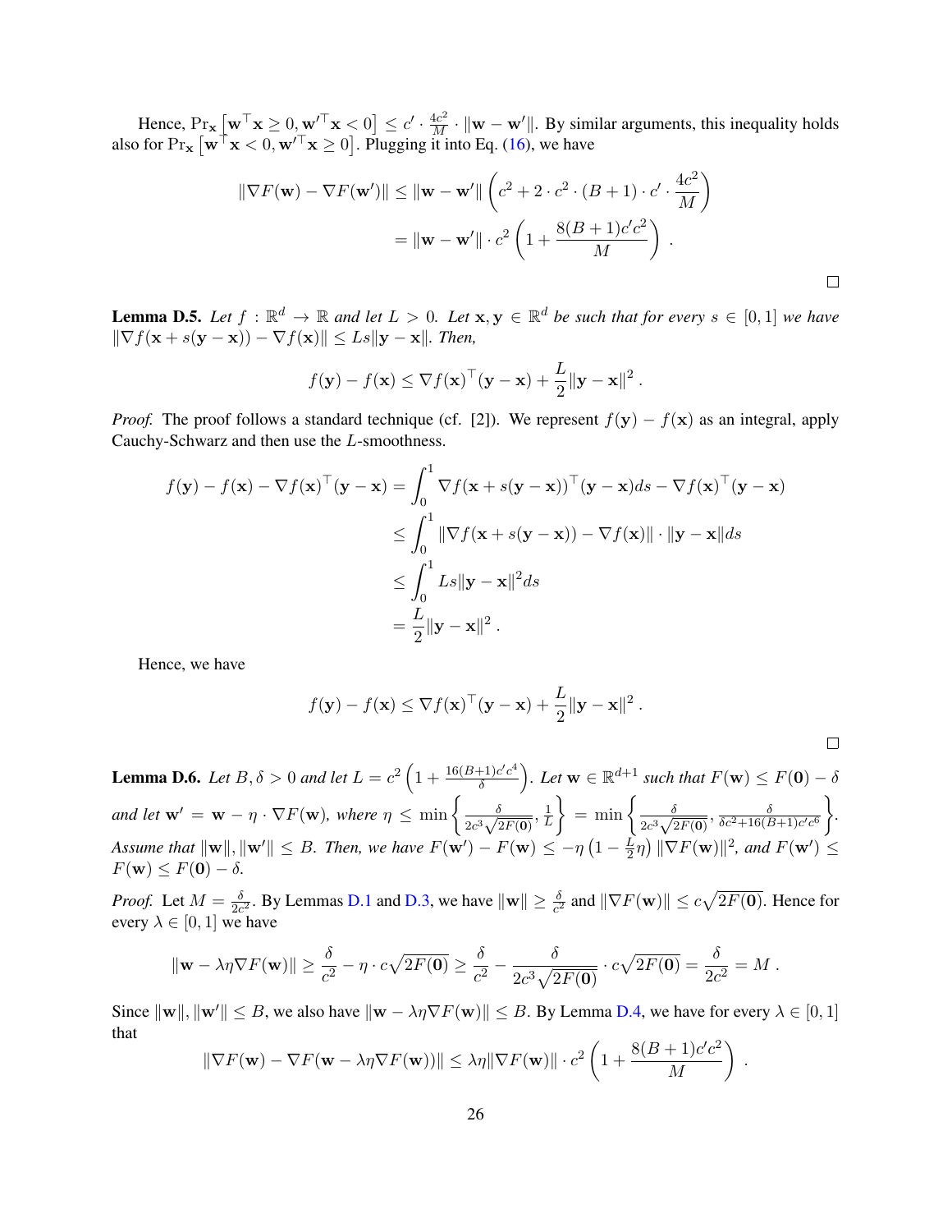Hence, $\Pr_{\mathbf{x}}\left[\mathbf{w}^\top \mathbf{x} \geq 0, \mathbf{w}'^\top \mathbf{x} < 0\right] \leq c' \cdot \frac{4c^2}{M} \cdot \|\mathbf{w} - \mathbf{w}'\|$. By similar arguments, this inequality holds also for $\Pr_{\mathbf{x}}\left[\mathbf{w}^\top \mathbf{x} < 0, \mathbf{w}'^\top \mathbf{x} \geq 0\right]$. Plugging it into Eq. (16), we have

$$
\begin{aligned}
\|\nabla F(\mathbf{w}) - \nabla F(\mathbf{w}')\| &\leq \|\mathbf{w} - \mathbf{w}'\| \left( c^2 + 2 \cdot c^2 \cdot (B+1) \cdot c' \cdot \frac{4c^2}{M} \right) \\
&= \|\mathbf{w} - \mathbf{w}'\| \cdot c^2 \left( 1 + \frac{8(B+1)c'c^2}{M} \right) .
\end{aligned}
$$

□

**Lemma D.5.** *Let $f : \mathbb{R}^d \to \mathbb{R}$ and let $L > 0$. Let $\mathbf{x}, \mathbf{y} \in \mathbb{R}^d$ be such that for every $s \in [0,1]$ we have $\|\nabla f(\mathbf{x} + s(\mathbf{y} - \mathbf{x})) - \nabla f(\mathbf{x})\| \leq Ls\|\mathbf{y} - \mathbf{x}\|$. Then,*

$$
f(\mathbf{y}) - f(\mathbf{x}) \leq \nabla f(\mathbf{x})^\top (\mathbf{y} - \mathbf{x}) + \frac{L}{2}\|\mathbf{y} - \mathbf{x}\|^2 .
$$

*Proof.* The proof follows a standard technique (cf. [2]). We represent $f(\mathbf{y}) - f(\mathbf{x})$ as an integral, apply Cauchy-Schwarz and then use the $L$-smoothness.

$$
\begin{aligned}
f(\mathbf{y}) - f(\mathbf{x}) - \nabla f(\mathbf{x})^\top (\mathbf{y} - \mathbf{x}) &= \int_0^1 \nabla f(\mathbf{x} + s(\mathbf{y} - \mathbf{x}))^\top (\mathbf{y} - \mathbf{x}) ds - \nabla f(\mathbf{x})^\top (\mathbf{y} - \mathbf{x}) \\
&\leq \int_0^1 \|\nabla f(\mathbf{x} + s(\mathbf{y} - \mathbf{x})) - \nabla f(\mathbf{x})\| \cdot \|\mathbf{y} - \mathbf{x}\| ds \\
&\leq \int_0^1 Ls\|\mathbf{y} - \mathbf{x}\|^2 ds \\
&= \frac{L}{2}\|\mathbf{y} - \mathbf{x}\|^2 .
\end{aligned}
$$

Hence, we have

$$
f(\mathbf{y}) - f(\mathbf{x}) \leq \nabla f(\mathbf{x})^\top (\mathbf{y} - \mathbf{x}) + \frac{L}{2}\|\mathbf{y} - \mathbf{x}\|^2 .
$$

□

**Lemma D.6.** *Let $B, \delta > 0$ and let $L = c^2 \left(1 + \frac{16(B+1)c'c^4}{\delta}\right)$. Let $\mathbf{w} \in \mathbb{R}^{d+1}$ such that $F(\mathbf{w}) \leq F(\mathbf{0}) - \delta$ and let $\mathbf{w}' = \mathbf{w} - \eta \cdot \nabla F(\mathbf{w})$, where $\eta \leq \min\left\{\frac{\delta}{2c^3\sqrt{2F(\mathbf{0})}}, \frac{1}{L}\right\} = \min\left\{\frac{\delta}{2c^3\sqrt{2F(\mathbf{0})}}, \frac{\delta}{\delta c^2 + 16(B+1)c'c^6}\right\}$. Assume that $\|\mathbf{w}\|, \|\mathbf{w}'\| \leq B$. Then, we have $F(\mathbf{w}') - F(\mathbf{w}) \leq -\eta\left(1 - \frac{L}{2}\eta\right)\|\nabla F(\mathbf{w})\|^2$, and $F(\mathbf{w}') \leq F(\mathbf{w}) \leq F(\mathbf{0}) - \delta$.*

*Proof.* Let $M = \frac{\delta}{2c^2}$. By Lemmas D.1 and D.3, we have $\|\mathbf{w}\| \geq \frac{\delta}{c^2}$ and $\|\nabla F(\mathbf{w})\| \leq c\sqrt{2F(\mathbf{0})}$. Hence for every $\lambda \in [0,1]$ we have

$$
\|\mathbf{w} - \lambda\eta\nabla F(\mathbf{w})\| \geq \frac{\delta}{c^2} - \eta \cdot c\sqrt{2F(\mathbf{0})} \geq \frac{\delta}{c^2} - \frac{\delta}{2c^3\sqrt{2F(\mathbf{0})}} \cdot c\sqrt{2F(\mathbf{0})} = \frac{\delta}{2c^2} = M .
$$

Since $\|\mathbf{w}\|, \|\mathbf{w}'\| \leq B$, we also have $\|\mathbf{w} - \lambda\eta\nabla F(\mathbf{w})\| \leq B$. By Lemma D.4, we have for every $\lambda \in [0,1]$ that

$$
\|\nabla F(\mathbf{w}) - \nabla F(\mathbf{w} - \lambda\eta\nabla F(\mathbf{w}))\| \leq \lambda\eta\|\nabla F(\mathbf{w})\| \cdot c^2 \left(1 + \frac{8(B+1)c'c^2}{M}\right) .
$$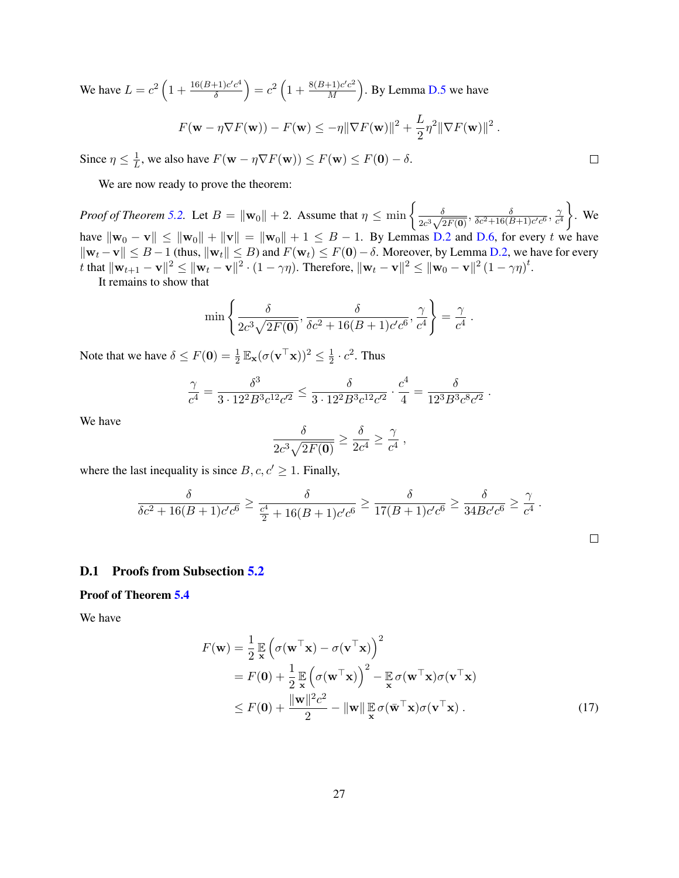We have $L = c^2 \left(1 + \frac{16(B+1)c'c^4}{\delta}\right) = c^2 \left(1 + \frac{8(B+1)c'c^2}{M}\right)$. By Lemma D.5 we have

$$F(\mathbf{w} - \eta \nabla F(\mathbf{w})) - F(\mathbf{w}) \leq -\eta \|\nabla F(\mathbf{w})\|^2 + \frac{L}{2}\eta^2 \|\nabla F(\mathbf{w})\|^2 .$$

Since $\eta \leq \frac{1}{L}$, we also have $F(\mathbf{w} - \eta \nabla F(\mathbf{w})) \leq F(\mathbf{w}) \leq F(\mathbf{0}) - \delta$. $\square$

We are now ready to prove the theorem:

*Proof of Theorem 5.2.* Let $B = \|\mathbf{w}_0\| + 2$. Assume that $\eta \leq \min\left\{\frac{\delta}{2c^3\sqrt{2F(\mathbf{0})}}, \frac{\delta}{\delta c^2 + 16(B+1)c'c^6}, \frac{\gamma}{c^4}\right\}$. We have $\|\mathbf{w}_0 - \mathbf{v}\| \leq \|\mathbf{w}_0\| + \|\mathbf{v}\| = \|\mathbf{w}_0\| + 1 \leq B - 1$. By Lemmas D.2 and D.6, for every $t$ we have $\|\mathbf{w}_t - \mathbf{v}\| \leq B - 1$ (thus, $\|\mathbf{w}_t\| \leq B$) and $F(\mathbf{w}_t) \leq F(\mathbf{0}) - \delta$. Moreover, by Lemma D.2, we have for every $t$ that $\|\mathbf{w}_{t+1} - \mathbf{v}\|^2 \leq \|\mathbf{w}_t - \mathbf{v}\|^2 \cdot (1 - \gamma\eta)$. Therefore, $\|\mathbf{w}_t - \mathbf{v}\|^2 \leq \|\mathbf{w}_0 - \mathbf{v}\|^2 (1 - \gamma\eta)^t$.

It remains to show that

$$\min\left\{\frac{\delta}{2c^3\sqrt{2F(\mathbf{0})}}, \frac{\delta}{\delta c^2 + 16(B+1)c'c^6}, \frac{\gamma}{c^4}\right\} = \frac{\gamma}{c^4} .$$

Note that we have $\delta \leq F(\mathbf{0}) = \frac{1}{2}\mathbb{E}_{\mathbf{x}}(\sigma(\mathbf{v}^\top \mathbf{x}))^2 \leq \frac{1}{2} \cdot c^2$. Thus

$$\frac{\gamma}{c^4} = \frac{\delta^3}{3 \cdot 12^2 B^3 c^{12} c'^2} \leq \frac{\delta}{3 \cdot 12^2 B^3 c^{12} c'^2} \cdot \frac{c^4}{4} = \frac{\delta}{12^3 B^3 c^8 c'^2} .$$

We have

$$\frac{\delta}{2c^3\sqrt{2F(\mathbf{0})}} \geq \frac{\delta}{2c^4} \geq \frac{\gamma}{c^4} ,$$

where the last inequality is since $B, c, c' \geq 1$. Finally,

$$\frac{\delta}{\delta c^2 + 16(B+1)c'c^6} \geq \frac{\delta}{\frac{c^4}{2} + 16(B+1)c'c^6} \geq \frac{\delta}{17(B+1)c'c^6} \geq \frac{\delta}{34Bc'c^6} \geq \frac{\gamma}{c^4} .$$

$\square$

## D.1 Proofs from Subsection 5.2

**Proof of Theorem 5.4**

We have

$$\begin{aligned}
F(\mathbf{w}) &= \frac{1}{2}\mathbb{E}_{\mathbf{x}}\left(\sigma(\mathbf{w}^\top \mathbf{x}) - \sigma(\mathbf{v}^\top \mathbf{x})\right)^2 \\
&= F(\mathbf{0}) + \frac{1}{2}\mathbb{E}_{\mathbf{x}}\left(\sigma(\mathbf{w}^\top \mathbf{x})\right)^2 - \mathbb{E}_{\mathbf{x}}\sigma(\mathbf{w}^\top \mathbf{x})\sigma(\mathbf{v}^\top \mathbf{x}) \\
&\leq F(\mathbf{0}) + \frac{\|\mathbf{w}\|^2 c^2}{2} - \|\mathbf{w}\|\mathbb{E}_{\mathbf{x}}\sigma(\bar{\mathbf{w}}^\top \mathbf{x})\sigma(\mathbf{v}^\top \mathbf{x}) .
\end{aligned} \tag{17}$$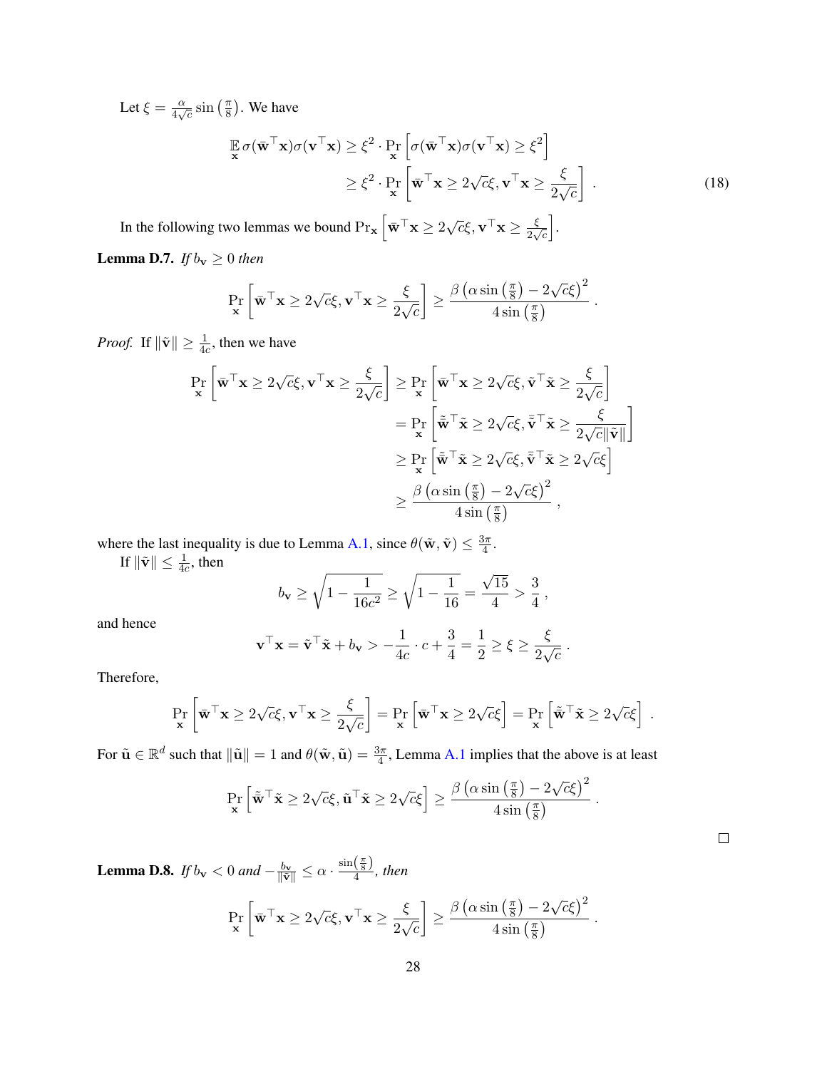Let $\xi = \frac{\alpha}{4\sqrt{c}} \sin\left(\frac{\pi}{8}\right)$. We have

$$
\begin{aligned}
\mathop{\mathbb{E}}_{\mathbf{x}} \sigma(\bar{\mathbf{w}}^\top \mathbf{x})\sigma(\mathbf{v}^\top \mathbf{x}) &\geq \xi^2 \cdot \Pr_{\mathbf{x}}\left[\sigma(\bar{\mathbf{w}}^\top \mathbf{x})\sigma(\mathbf{v}^\top \mathbf{x}) \geq \xi^2\right] \\
&\geq \xi^2 \cdot \Pr_{\mathbf{x}}\left[\bar{\mathbf{w}}^\top \mathbf{x} \geq 2\sqrt{c}\xi, \mathbf{v}^\top \mathbf{x} \geq \frac{\xi}{2\sqrt{c}}\right] . \qquad (18)
\end{aligned}
$$

In the following two lemmas we bound $\Pr_{\mathbf{x}}\left[\bar{\mathbf{w}}^\top \mathbf{x} \geq 2\sqrt{c}\xi, \mathbf{v}^\top \mathbf{x} \geq \frac{\xi}{2\sqrt{c}}\right]$.

**Lemma D.7.** *If $b_{\mathbf{v}} \geq 0$ then*

$$
\Pr_{\mathbf{x}}\left[\bar{\mathbf{w}}^\top \mathbf{x} \geq 2\sqrt{c}\xi, \mathbf{v}^\top \mathbf{x} \geq \frac{\xi}{2\sqrt{c}}\right] \geq \frac{\beta\left(\alpha \sin\left(\frac{\pi}{8}\right) - 2\sqrt{c}\xi\right)^2}{4 \sin\left(\frac{\pi}{8}\right)} .
$$

*Proof.* If $\|\tilde{\mathbf{v}}\| \geq \frac{1}{4c}$, then we have

$$
\begin{aligned}
\Pr_{\mathbf{x}}\left[\bar{\mathbf{w}}^\top \mathbf{x} \geq 2\sqrt{c}\xi, \mathbf{v}^\top \mathbf{x} \geq \frac{\xi}{2\sqrt{c}}\right] &\geq \Pr_{\mathbf{x}}\left[\bar{\mathbf{w}}^\top \mathbf{x} \geq 2\sqrt{c}\xi, \tilde{\mathbf{v}}^\top \tilde{\mathbf{x}} \geq \frac{\xi}{2\sqrt{c}}\right] \\
&= \Pr_{\mathbf{x}}\left[\bar{\tilde{\mathbf{w}}}^\top \tilde{\mathbf{x}} \geq 2\sqrt{c}\xi, \bar{\tilde{\mathbf{v}}}^\top \tilde{\mathbf{x}} \geq \frac{\xi}{2\sqrt{c}\|\tilde{\mathbf{v}}\|}\right] \\
&\geq \Pr_{\mathbf{x}}\left[\bar{\tilde{\mathbf{w}}}^\top \tilde{\mathbf{x}} \geq 2\sqrt{c}\xi, \bar{\tilde{\mathbf{v}}}^\top \tilde{\mathbf{x}} \geq 2\sqrt{c}\xi\right] \\
&\geq \frac{\beta\left(\alpha \sin\left(\frac{\pi}{8}\right) - 2\sqrt{c}\xi\right)^2}{4 \sin\left(\frac{\pi}{8}\right)} ,
\end{aligned}
$$

where the last inequality is due to Lemma A.1, since $\theta(\tilde{\mathbf{w}}, \tilde{\mathbf{v}}) \leq \frac{3\pi}{4}$.

If $\|\tilde{\mathbf{v}}\| \leq \frac{1}{4c}$, then

$$
b_{\mathbf{v}} \geq \sqrt{1 - \frac{1}{16c^2}} \geq \sqrt{1 - \frac{1}{16}} = \frac{\sqrt{15}}{4} > \frac{3}{4} ,
$$

and hence

$$
\mathbf{v}^\top \mathbf{x} = \tilde{\mathbf{v}}^\top \tilde{\mathbf{x}} + b_{\mathbf{v}} > -\frac{1}{4c} \cdot c + \frac{3}{4} = \frac{1}{2} \geq \xi \geq \frac{\xi}{2\sqrt{c}} .
$$

Therefore,

$$
\Pr_{\mathbf{x}}\left[\bar{\mathbf{w}}^\top \mathbf{x} \geq 2\sqrt{c}\xi, \mathbf{v}^\top \mathbf{x} \geq \frac{\xi}{2\sqrt{c}}\right] = \Pr_{\mathbf{x}}\left[\bar{\mathbf{w}}^\top \mathbf{x} \geq 2\sqrt{c}\xi\right] = \Pr_{\mathbf{x}}\left[\bar{\tilde{\mathbf{w}}}^\top \tilde{\mathbf{x}} \geq 2\sqrt{c}\xi\right] .
$$

For $\tilde{\mathbf{u}} \in \mathbb{R}^d$ such that $\|\tilde{\mathbf{u}}\| = 1$ and $\theta(\tilde{\mathbf{w}}, \tilde{\mathbf{u}}) = \frac{3\pi}{4}$, Lemma A.1 implies that the above is at least

$$
\Pr_{\mathbf{x}}\left[\bar{\tilde{\mathbf{w}}}^\top \tilde{\mathbf{x}} \geq 2\sqrt{c}\xi, \tilde{\mathbf{u}}^\top \tilde{\mathbf{x}} \geq 2\sqrt{c}\xi\right] \geq \frac{\beta\left(\alpha \sin\left(\frac{\pi}{8}\right) - 2\sqrt{c}\xi\right)^2}{4 \sin\left(\frac{\pi}{8}\right)} .
$$

□

**Lemma D.8.** *If $b_{\mathbf{v}} < 0$ and $-\frac{b_{\mathbf{v}}}{\|\tilde{\mathbf{v}}\|} \leq \alpha \cdot \frac{\sin\left(\frac{\pi}{8}\right)}{4}$, then*

$$
\Pr_{\mathbf{x}}\left[\bar{\mathbf{w}}^\top \mathbf{x} \geq 2\sqrt{c}\xi, \mathbf{v}^\top \mathbf{x} \geq \frac{\xi}{2\sqrt{c}}\right] \geq \frac{\beta\left(\alpha \sin\left(\frac{\pi}{8}\right) - 2\sqrt{c}\xi\right)^2}{4 \sin\left(\frac{\pi}{8}\right)} .
$$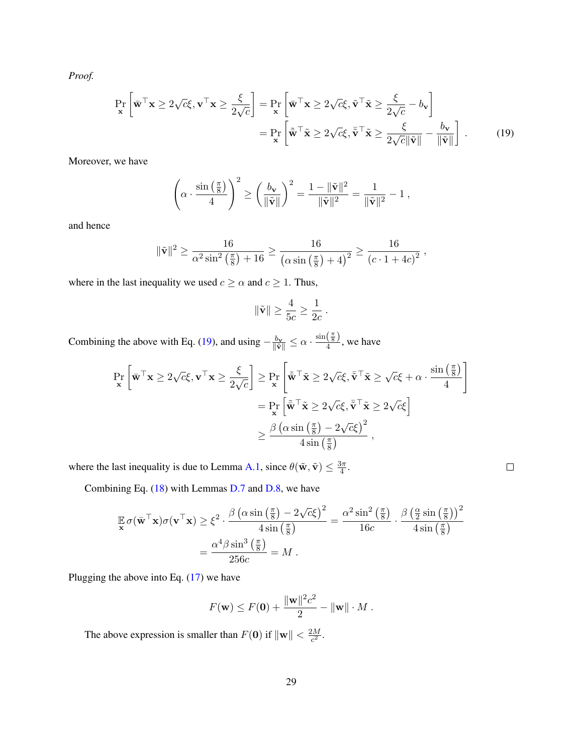*Proof.*

$$\Pr_{\mathbf{x}}\left[\bar{\mathbf{w}}^\top \mathbf{x} \geq 2\sqrt{c}\xi, \mathbf{v}^\top \mathbf{x} \geq \frac{\xi}{2\sqrt{c}}\right] = \Pr_{\mathbf{x}}\left[\bar{\mathbf{w}}^\top \mathbf{x} \geq 2\sqrt{c}\xi, \tilde{\mathbf{v}}^\top \tilde{\mathbf{x}} \geq \frac{\xi}{2\sqrt{c}} - b_{\mathbf{v}}\right]$$
$$= \Pr_{\mathbf{x}}\left[\bar{\tilde{\mathbf{w}}}^\top \tilde{\mathbf{x}} \geq 2\sqrt{c}\xi, \bar{\tilde{\mathbf{v}}}^\top \tilde{\mathbf{x}} \geq \frac{\xi}{2\sqrt{c}\|\tilde{\mathbf{v}}\|} - \frac{b_{\mathbf{v}}}{\|\tilde{\mathbf{v}}\|}\right]. \tag{19}$$

Moreover, we have

$$\left(\alpha \cdot \frac{\sin\left(\frac{\pi}{8}\right)}{4}\right)^2 \geq \left(\frac{b_{\mathbf{v}}}{\|\tilde{\mathbf{v}}\|}\right)^2 = \frac{1 - \|\tilde{\mathbf{v}}\|^2}{\|\tilde{\mathbf{v}}\|^2} = \frac{1}{\|\tilde{\mathbf{v}}\|^2} - 1 ,$$

and hence

$$\|\tilde{\mathbf{v}}\|^2 \geq \frac{16}{\alpha^2 \sin^2\left(\frac{\pi}{8}\right) + 16} \geq \frac{16}{\left(\alpha \sin\left(\frac{\pi}{8}\right) + 4\right)^2} \geq \frac{16}{(c \cdot 1 + 4c)^2} ,$$

where in the last inequality we used $c \geq \alpha$ and $c \geq 1$. Thus,

$$\|\tilde{\mathbf{v}}\| \geq \frac{4}{5c} \geq \frac{1}{2c} .$$

Combining the above with Eq. (19), and using $-\frac{b_{\mathbf{v}}}{\|\tilde{\mathbf{v}}\|} \leq \alpha \cdot \frac{\sin\left(\frac{\pi}{8}\right)}{4}$, we have

$$\Pr_{\mathbf{x}}\left[\bar{\mathbf{w}}^\top \mathbf{x} \geq 2\sqrt{c}\xi, \mathbf{v}^\top \mathbf{x} \geq \frac{\xi}{2\sqrt{c}}\right] \geq \Pr_{\mathbf{x}}\left[\bar{\tilde{\mathbf{w}}}^\top \tilde{\mathbf{x}} \geq 2\sqrt{c}\xi, \bar{\tilde{\mathbf{v}}}^\top \tilde{\mathbf{x}} \geq \sqrt{c}\xi + \alpha \cdot \frac{\sin\left(\frac{\pi}{8}\right)}{4}\right]$$
$$= \Pr_{\mathbf{x}}\left[\bar{\tilde{\mathbf{w}}}^\top \tilde{\mathbf{x}} \geq 2\sqrt{c}\xi, \bar{\tilde{\mathbf{v}}}^\top \tilde{\mathbf{x}} \geq 2\sqrt{c}\xi\right]$$
$$\geq \frac{\beta\left(\alpha \sin\left(\frac{\pi}{8}\right) - 2\sqrt{c}\xi\right)^2}{4 \sin\left(\frac{\pi}{8}\right)} ,$$

where the last inequality is due to Lemma A.1, since $\theta(\tilde{\mathbf{w}}, \tilde{\mathbf{v}}) \leq \frac{3\pi}{4}$. ∎

Combining Eq. (18) with Lemmas D.7 and D.8, we have

$$\mathop{\mathbb{E}}_{\mathbf{x}} \sigma(\bar{\mathbf{w}}^\top \mathbf{x})\sigma(\mathbf{v}^\top \mathbf{x}) \geq \xi^2 \cdot \frac{\beta\left(\alpha \sin\left(\frac{\pi}{8}\right) - 2\sqrt{c}\xi\right)^2}{4 \sin\left(\frac{\pi}{8}\right)} = \frac{\alpha^2 \sin^2\left(\frac{\pi}{8}\right)}{16c} \cdot \frac{\beta\left(\frac{\alpha}{2} \sin\left(\frac{\pi}{8}\right)\right)^2}{4 \sin\left(\frac{\pi}{8}\right)}$$
$$= \frac{\alpha^4 \beta \sin^3\left(\frac{\pi}{8}\right)}{256c} = M .$$

Plugging the above into Eq. (17) we have

$$F(\mathbf{w}) \leq F(\mathbf{0}) + \frac{\|\mathbf{w}\|^2 c^2}{2} - \|\mathbf{w}\| \cdot M .$$

The above expression is smaller than $F(\mathbf{0})$ if $\|\mathbf{w}\| < \frac{2M}{c^2}$.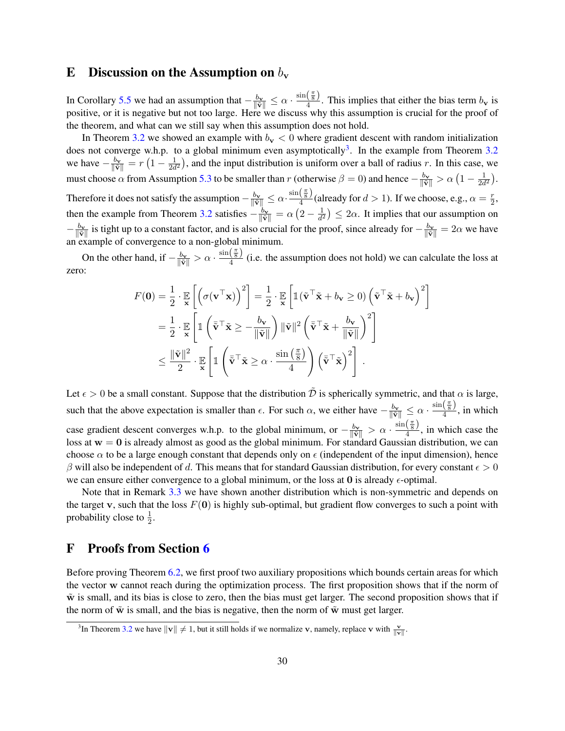# E Discussion on the Assumption on $b_{\mathbf{v}}$

In Corollary 5.5 we had an assumption that $-\frac{b_{\mathbf{v}}}{\|\tilde{\mathbf{v}}\|} \leq \alpha \cdot \frac{\sin\left(\frac{\pi}{8}\right)}{4}$. This implies that either the bias term $b_{\mathbf{v}}$ is positive, or it is negative but not too large. Here we discuss why this assumption is crucial for the proof of the theorem, and what can we still say when this assumption does not hold.

In Theorem 3.2 we showed an example with $b_{\mathbf{v}} < 0$ where gradient descent with random initialization does not converge w.h.p. to a global minimum even asymptotically[3]. In the example from Theorem 3.2 we have $-\frac{b_{\mathbf{v}}}{\|\tilde{\mathbf{v}}\|} = r\left(1 - \frac{1}{2d^2}\right)$, and the input distribution is uniform over a ball of radius $r$. In this case, we must choose $\alpha$ from Assumption 5.3 to be smaller than $r$ (otherwise $\beta = 0$) and hence $-\frac{b_{\mathbf{v}}}{\|\tilde{\mathbf{v}}\|} > \alpha\left(1 - \frac{1}{2d^2}\right)$. Therefore it does not satisfy the assumption $-\frac{b_{\mathbf{v}}}{\|\tilde{\mathbf{v}}\|} \leq \alpha \cdot \frac{\sin\left(\frac{\pi}{8}\right)}{4}$ (already for $d > 1$). If we choose, e.g., $\alpha = \frac{r}{2}$, then the example from Theorem 3.2 satisfies $-\frac{b_{\mathbf{v}}}{\|\tilde{\mathbf{v}}\|} = \alpha\left(2 - \frac{1}{d^2}\right) \leq 2\alpha$. It implies that our assumption on $-\frac{b_{\mathbf{v}}}{\|\tilde{\mathbf{v}}\|}$ is tight up to a constant factor, and is also crucial for the proof, since already for $-\frac{b_{\mathbf{v}}}{\|\tilde{\mathbf{v}}\|} = 2\alpha$ we have an example of convergence to a non-global minimum.

On the other hand, if $-\frac{b_{\mathbf{v}}}{\|\tilde{\mathbf{v}}\|} > \alpha \cdot \frac{\sin\left(\frac{\pi}{8}\right)}{4}$ (i.e. the assumption does not hold) we can calculate the loss at zero:

$$
\begin{aligned}
F(\mathbf{0}) &= \frac{1}{2} \cdot \mathbb{E}_{\mathbf{x}}\left[\left(\sigma(\mathbf{v}^\top \mathbf{x})\right)^2\right] = \frac{1}{2} \cdot \mathbb{E}_{\mathbf{x}}\left[\mathbb{1}\left(\tilde{\mathbf{v}}^\top \tilde{\mathbf{x}} + b_{\mathbf{v}} \geq 0\right)\left(\tilde{\mathbf{v}}^\top \tilde{\mathbf{x}} + b_{\mathbf{v}}\right)^2\right] \\
&= \frac{1}{2} \cdot \mathbb{E}_{\mathbf{x}}\left[\mathbb{1}\left(\bar{\tilde{\mathbf{v}}}^\top \tilde{\mathbf{x}} \geq -\frac{b_{\mathbf{v}}}{\|\tilde{\mathbf{v}}\|}\right)\|\tilde{\mathbf{v}}\|^2\left(\bar{\tilde{\mathbf{v}}}^\top \tilde{\mathbf{x}} + \frac{b_{\mathbf{v}}}{\|\tilde{\mathbf{v}}\|}\right)^2\right] \\
&\leq \frac{\|\tilde{\mathbf{v}}\|^2}{2} \cdot \mathbb{E}_{\mathbf{x}}\left[\mathbb{1}\left(\bar{\tilde{\mathbf{v}}}^\top \tilde{\mathbf{x}} \geq \alpha \cdot \frac{\sin\left(\frac{\pi}{8}\right)}{4}\right)\left(\bar{\tilde{\mathbf{v}}}^\top \tilde{\mathbf{x}}\right)^2\right].
\end{aligned}
$$

Let $\epsilon > 0$ be a small constant. Suppose that the distribution $\tilde{\mathcal{D}}$ is spherically symmetric, and that $\alpha$ is large, such that the above expectation is smaller than $\epsilon$. For such $\alpha$, we either have $-\frac{b_{\mathbf{v}}}{\|\tilde{\mathbf{v}}\|} \leq \alpha \cdot \frac{\sin\left(\frac{\pi}{8}\right)}{4}$, in which case gradient descent converges w.h.p. to the global minimum, or $-\frac{b_{\mathbf{v}}}{\|\tilde{\mathbf{v}}\|} > \alpha \cdot \frac{\sin\left(\frac{\pi}{8}\right)}{4}$, in which case the loss at $\mathbf{w} = \mathbf{0}$ is already almost as good as the global minimum. For standard Gaussian distribution, we can choose $\alpha$ to be a large enough constant that depends only on $\epsilon$ (independent of the input dimension), hence $\beta$ will also be independent of $d$. This means that for standard Gaussian distribution, for every constant $\epsilon > 0$ we can ensure either convergence to a global minimum, or the loss at $\mathbf{0}$ is already $\epsilon$-optimal.

Note that in Remark 3.3 we have shown another distribution which is non-symmetric and depends on the target $\mathbf{v}$, such that the loss $F(\mathbf{0})$ is highly sub-optimal, but gradient flow converges to such a point with probability close to $\frac{1}{2}$.

# F Proofs from Section 6

Before proving Theorem 6.2, we first proof two auxiliary propositions which bounds certain areas for which the vector $\mathbf{w}$ cannot reach during the optimization process. The first proposition shows that if the norm of $\tilde{\mathbf{w}}$ is small, and its bias is close to zero, then the bias must get larger. The second proposition shows that if the norm of $\tilde{\mathbf{w}}$ is small, and the bias is negative, then the norm of $\tilde{\mathbf{w}}$ must get larger.

[3] In Theorem 3.2 we have $\|\mathbf{v}\| \neq 1$, but it still holds if we normalize $\mathbf{v}$, namely, replace $\mathbf{v}$ with $\frac{\mathbf{v}}{\|\mathbf{v}\|}$.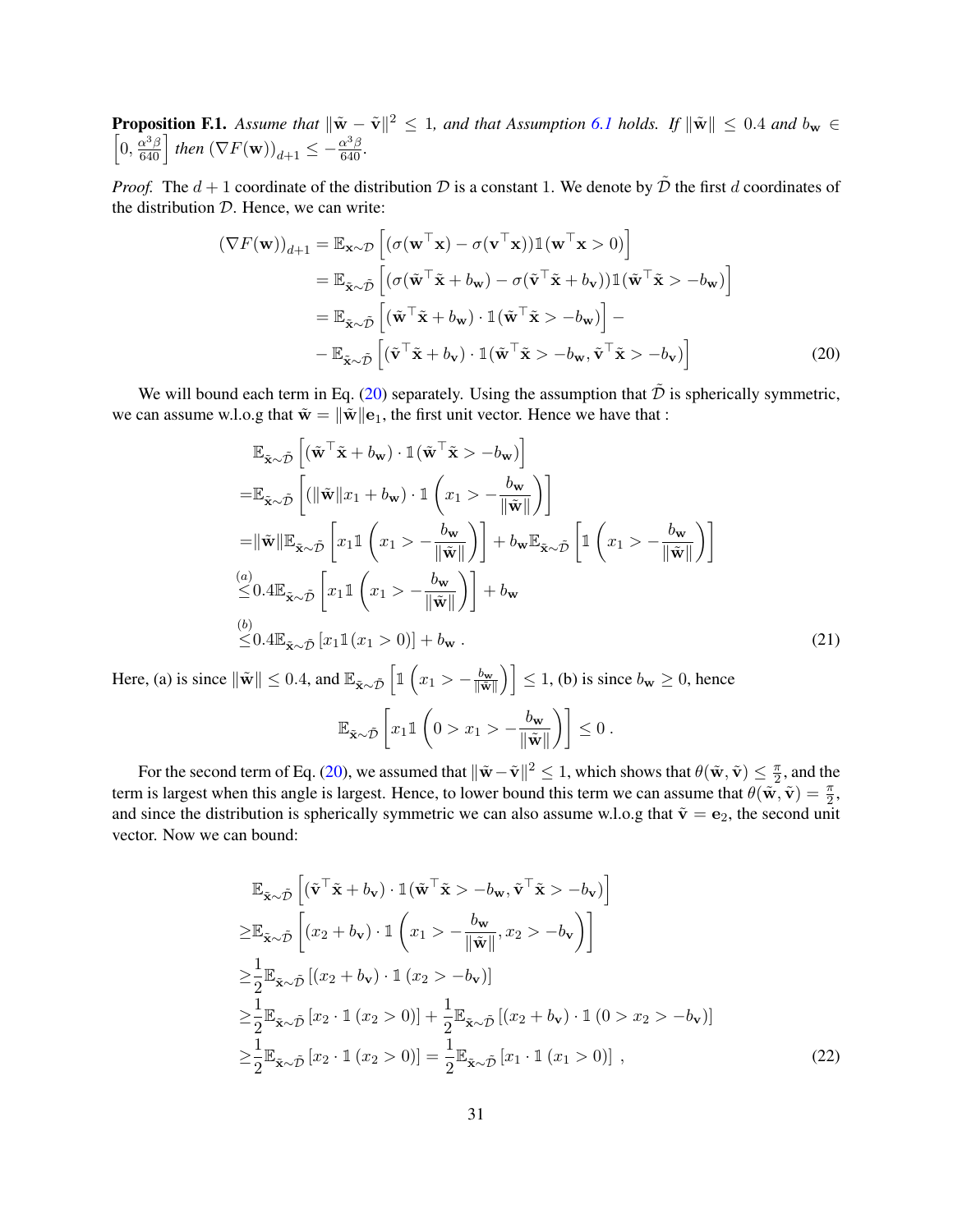**Proposition F.1.** *Assume that* $\|\tilde{\mathbf{w}} - \tilde{\mathbf{v}}\|^2 \leq 1$, *and that Assumption 6.1 holds. If* $\|\tilde{\mathbf{w}}\| \leq 0.4$ *and* $b_{\mathbf{w}} \in \left[0, \frac{\alpha^3\beta}{640}\right]$ *then* $(\nabla F(\mathbf{w}))_{d+1} \leq -\frac{\alpha^3\beta}{640}$.

*Proof.* The $d+1$ coordinate of the distribution $\mathcal{D}$ is a constant 1. We denote by $\tilde{\mathcal{D}}$ the first $d$ coordinates of the distribution $\mathcal{D}$. Hence, we can write:

$$
\begin{aligned}
(\nabla F(\mathbf{w}))_{d+1} &= \mathbb{E}_{\mathbf{x}\sim\mathcal{D}}\left[(\sigma(\mathbf{w}^\top\mathbf{x}) - \sigma(\mathbf{v}^\top\mathbf{x}))\mathbb{1}(\mathbf{w}^\top\mathbf{x} > 0)\right] \\
&= \mathbb{E}_{\tilde{\mathbf{x}}\sim\tilde{\mathcal{D}}}\left[(\sigma(\tilde{\mathbf{w}}^\top\tilde{\mathbf{x}} + b_{\mathbf{w}}) - \sigma(\tilde{\mathbf{v}}^\top\tilde{\mathbf{x}} + b_{\mathbf{v}}))\mathbb{1}(\tilde{\mathbf{w}}^\top\tilde{\mathbf{x}} > -b_{\mathbf{w}})\right] \\
&= \mathbb{E}_{\tilde{\mathbf{x}}\sim\tilde{\mathcal{D}}}\left[(\tilde{\mathbf{w}}^\top\tilde{\mathbf{x}} + b_{\mathbf{w}}) \cdot \mathbb{1}(\tilde{\mathbf{w}}^\top\tilde{\mathbf{x}} > -b_{\mathbf{w}})\right] - \\
&\quad - \mathbb{E}_{\tilde{\mathbf{x}}\sim\tilde{\mathcal{D}}}\left[(\tilde{\mathbf{v}}^\top\tilde{\mathbf{x}} + b_{\mathbf{v}}) \cdot \mathbb{1}(\tilde{\mathbf{w}}^\top\tilde{\mathbf{x}} > -b_{\mathbf{w}}, \tilde{\mathbf{v}}^\top\tilde{\mathbf{x}} > -b_{\mathbf{v}})\right]
\end{aligned} \tag{20}
$$

We will bound each term in Eq. (20) separately. Using the assumption that $\tilde{\mathcal{D}}$ is spherically symmetric, we can assume w.l.o.g that $\tilde{\mathbf{w}} = \|\tilde{\mathbf{w}}\|\mathbf{e}_1$, the first unit vector. Hence we have that :

$$
\begin{aligned}
&\mathbb{E}_{\tilde{\mathbf{x}}\sim\tilde{\mathcal{D}}}\left[(\tilde{\mathbf{w}}^\top\tilde{\mathbf{x}} + b_{\mathbf{w}}) \cdot \mathbb{1}(\tilde{\mathbf{w}}^\top\tilde{\mathbf{x}} > -b_{\mathbf{w}})\right] \\
=&\mathbb{E}_{\tilde{\mathbf{x}}\sim\tilde{\mathcal{D}}}\left[(\|\tilde{\mathbf{w}}\|x_1 + b_{\mathbf{w}}) \cdot \mathbb{1}\left(x_1 > -\frac{b_{\mathbf{w}}}{\|\tilde{\mathbf{w}}\|}\right)\right] \\
=&\|\tilde{\mathbf{w}}\|\mathbb{E}_{\tilde{\mathbf{x}}\sim\tilde{\mathcal{D}}}\left[x_1\mathbb{1}\left(x_1 > -\frac{b_{\mathbf{w}}}{\|\tilde{\mathbf{w}}\|}\right)\right] + b_{\mathbf{w}}\mathbb{E}_{\tilde{\mathbf{x}}\sim\tilde{\mathcal{D}}}\left[\mathbb{1}\left(x_1 > -\frac{b_{\mathbf{w}}}{\|\tilde{\mathbf{w}}\|}\right)\right] \\
\overset{(a)}{\leq}&0.4\mathbb{E}_{\tilde{\mathbf{x}}\sim\tilde{\mathcal{D}}}\left[x_1\mathbb{1}\left(x_1 > -\frac{b_{\mathbf{w}}}{\|\tilde{\mathbf{w}}\|}\right)\right] + b_{\mathbf{w}} \\
\overset{(b)}{\leq}&0.4\mathbb{E}_{\tilde{\mathbf{x}}\sim\tilde{\mathcal{D}}}\left[x_1\mathbb{1}(x_1 > 0)\right] + b_{\mathbf{w}}\ .
\end{aligned} \tag{21}
$$

Here, (a) is since $\|\tilde{\mathbf{w}}\| \leq 0.4$, and $\mathbb{E}_{\tilde{\mathbf{x}}\sim\tilde{\mathcal{D}}}\left[\mathbb{1}\left(x_1 > -\frac{b_{\mathbf{w}}}{\|\tilde{\mathbf{w}}\|}\right)\right] \leq 1$, (b) is since $b_{\mathbf{w}} \geq 0$, hence

$$
\mathbb{E}_{\tilde{\mathbf{x}}\sim\tilde{\mathcal{D}}}\left[x_1\mathbb{1}\left(0 > x_1 > -\frac{b_{\mathbf{w}}}{\|\tilde{\mathbf{w}}\|}\right)\right] \leq 0\ .
$$

For the second term of Eq. (20), we assumed that $\|\tilde{\mathbf{w}} - \tilde{\mathbf{v}}\|^2 \leq 1$, which shows that $\theta(\tilde{\mathbf{w}}, \tilde{\mathbf{v}}) \leq \frac{\pi}{2}$, and the term is largest when this angle is largest. Hence, to lower bound this term we can assume that $\theta(\tilde{\mathbf{w}}, \tilde{\mathbf{v}}) = \frac{\pi}{2}$, and since the distribution is spherically symmetric we can also assume w.l.o.g that $\tilde{\mathbf{v}} = \mathbf{e}_2$, the second unit vector. Now we can bound:

$$
\begin{aligned}
&\mathbb{E}_{\tilde{\mathbf{x}}\sim\tilde{\mathcal{D}}}\left[(\tilde{\mathbf{v}}^\top\tilde{\mathbf{x}} + b_{\mathbf{v}}) \cdot \mathbb{1}(\tilde{\mathbf{w}}^\top\tilde{\mathbf{x}} > -b_{\mathbf{w}}, \tilde{\mathbf{v}}^\top\tilde{\mathbf{x}} > -b_{\mathbf{v}})\right] \\
\geq&\mathbb{E}_{\tilde{\mathbf{x}}\sim\tilde{\mathcal{D}}}\left[(x_2 + b_{\mathbf{v}}) \cdot \mathbb{1}\left(x_1 > -\frac{b_{\mathbf{w}}}{\|\tilde{\mathbf{w}}\|}, x_2 > -b_{\mathbf{v}}\right)\right] \\
\geq&\frac{1}{2}\mathbb{E}_{\tilde{\mathbf{x}}\sim\tilde{\mathcal{D}}}\left[(x_2 + b_{\mathbf{v}}) \cdot \mathbb{1}(x_2 > -b_{\mathbf{v}})\right] \\
\geq&\frac{1}{2}\mathbb{E}_{\tilde{\mathbf{x}}\sim\tilde{\mathcal{D}}}\left[x_2 \cdot \mathbb{1}(x_2 > 0)\right] + \frac{1}{2}\mathbb{E}_{\tilde{\mathbf{x}}\sim\tilde{\mathcal{D}}}\left[(x_2 + b_{\mathbf{v}}) \cdot \mathbb{1}(0 > x_2 > -b_{\mathbf{v}})\right] \\
\geq&\frac{1}{2}\mathbb{E}_{\tilde{\mathbf{x}}\sim\tilde{\mathcal{D}}}\left[x_2 \cdot \mathbb{1}(x_2 > 0)\right] = \frac{1}{2}\mathbb{E}_{\tilde{\mathbf{x}}\sim\tilde{\mathcal{D}}}\left[x_1 \cdot \mathbb{1}(x_1 > 0)\right]\ ,
\end{aligned} \tag{22}
$$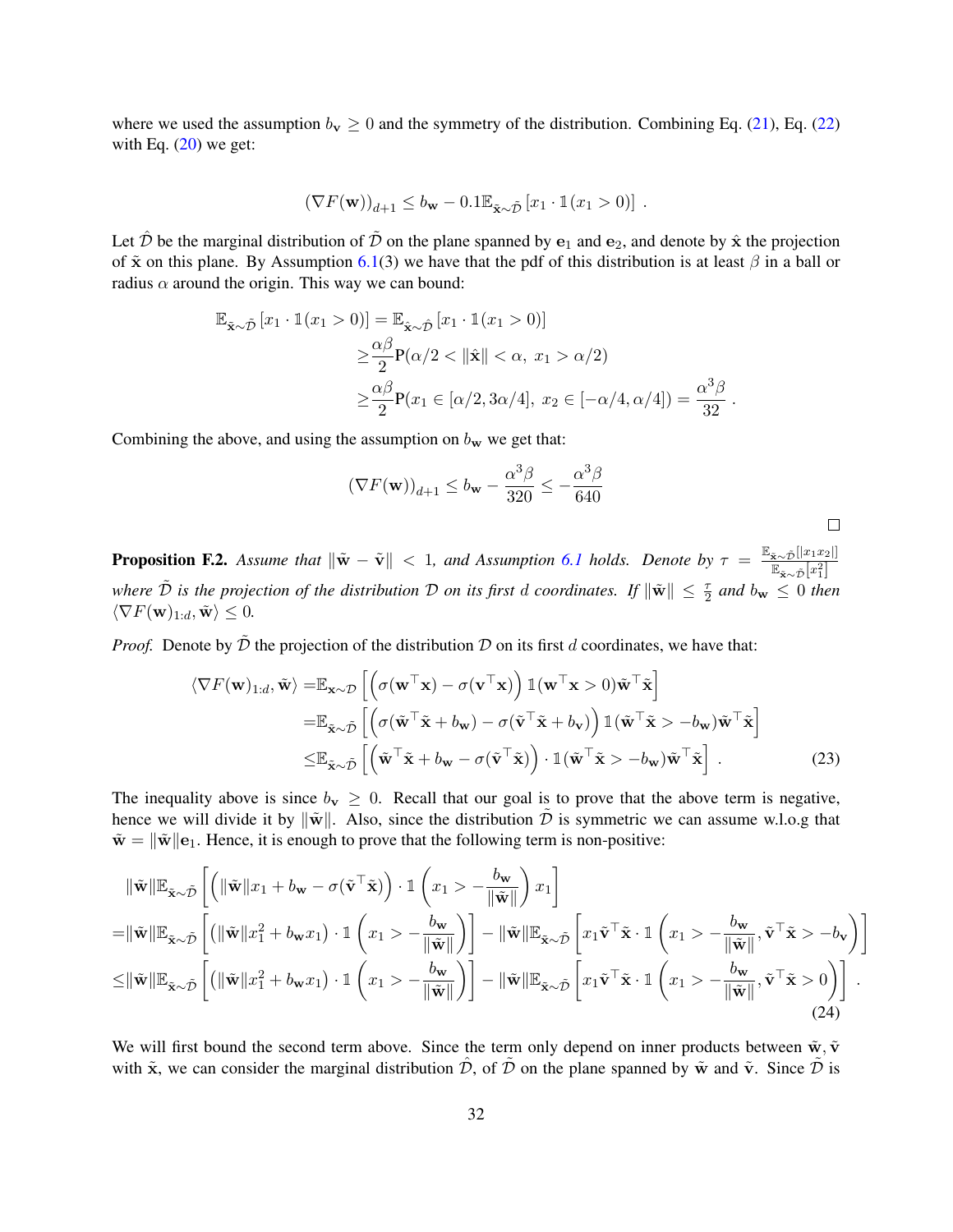where we used the assumption $b_{\mathbf{v}} \geq 0$ and the symmetry of the distribution. Combining Eq. (21), Eq. (22) with Eq. (20) we get:

$$(\nabla F(\mathbf{w}))_{d+1} \leq b_{\mathbf{w}} - 0.1\mathbb{E}_{\tilde{\mathbf{x}}\sim\tilde{\mathcal{D}}}\left[x_1 \cdot \mathbb{1}(x_1 > 0)\right] .$$

Let $\hat{\mathcal{D}}$ be the marginal distribution of $\tilde{\mathcal{D}}$ on the plane spanned by $\mathbf{e}_1$ and $\mathbf{e}_2$, and denote by $\hat{\mathbf{x}}$ the projection of $\tilde{\mathbf{x}}$ on this plane. By Assumption 6.1(3) we have that the pdf of this distribution is at least $\beta$ in a ball or radius $\alpha$ around the origin. This way we can bound:

$$\begin{aligned}
\mathbb{E}_{\tilde{\mathbf{x}}\sim\tilde{\mathcal{D}}}\left[x_1 \cdot \mathbb{1}(x_1 > 0)\right] &= \mathbb{E}_{\hat{\mathbf{x}}\sim\hat{\mathcal{D}}}\left[x_1 \cdot \mathbb{1}(x_1 > 0)\right] \\
&\geq \frac{\alpha\beta}{2}\mathrm{P}(\alpha/2 < \|\hat{\mathbf{x}}\| < \alpha,\ x_1 > \alpha/2) \\
&\geq \frac{\alpha\beta}{2}\mathrm{P}(x_1 \in [\alpha/2, 3\alpha/4],\ x_2 \in [-\alpha/4, \alpha/4]) = \frac{\alpha^3\beta}{32} .
\end{aligned}$$

Combining the above, and using the assumption on $b_{\mathbf{w}}$ we get that:

$$(\nabla F(\mathbf{w}))_{d+1} \leq b_{\mathbf{w}} - \frac{\alpha^3\beta}{320} \leq -\frac{\alpha^3\beta}{640}$$

□

**Proposition F.2.** *Assume that $\|\tilde{\mathbf{w}} - \tilde{\mathbf{v}}\| < 1$, and Assumption 6.1 holds. Denote by $\tau = \frac{\mathbb{E}_{\tilde{\mathbf{x}}\sim\tilde{\mathcal{D}}}[|x_1x_2|]}{\mathbb{E}_{\tilde{\mathbf{x}}\sim\tilde{\mathcal{D}}}[x_1^2]}$ where $\tilde{\mathcal{D}}$ is the projection of the distribution $\mathcal{D}$ on its first $d$ coordinates. If $\|\tilde{\mathbf{w}}\| \leq \frac{\tau}{2}$ and $b_{\mathbf{w}} \leq 0$ then $\langle \nabla F(\mathbf{w})_{1:d}, \tilde{\mathbf{w}}\rangle \leq 0$.*

*Proof.* Denote by $\tilde{\mathcal{D}}$ the projection of the distribution $\mathcal{D}$ on its first $d$ coordinates, we have that:

$$\begin{aligned}
\langle \nabla F(\mathbf{w})_{1:d}, \tilde{\mathbf{w}}\rangle =& \mathbb{E}_{\mathbf{x}\sim\mathcal{D}}\left[\left(\sigma(\mathbf{w}^\top\mathbf{x}) - \sigma(\mathbf{v}^\top\mathbf{x})\right)\mathbb{1}(\mathbf{w}^\top\mathbf{x} > 0)\tilde{\mathbf{w}}^\top\tilde{\mathbf{x}}\right] \\
=& \mathbb{E}_{\tilde{\mathbf{x}}\sim\tilde{\mathcal{D}}}\left[\left(\sigma(\tilde{\mathbf{w}}^\top\tilde{\mathbf{x}} + b_{\mathbf{w}}) - \sigma(\tilde{\mathbf{v}}^\top\tilde{\mathbf{x}} + b_{\mathbf{v}})\right)\mathbb{1}(\tilde{\mathbf{w}}^\top\tilde{\mathbf{x}} > -b_{\mathbf{w}})\tilde{\mathbf{w}}^\top\tilde{\mathbf{x}}\right] \\
\leq& \mathbb{E}_{\tilde{\mathbf{x}}\sim\tilde{\mathcal{D}}}\left[\left(\tilde{\mathbf{w}}^\top\tilde{\mathbf{x}} + b_{\mathbf{w}} - \sigma(\tilde{\mathbf{v}}^\top\tilde{\mathbf{x}})\right)\cdot\mathbb{1}(\tilde{\mathbf{w}}^\top\tilde{\mathbf{x}} > -b_{\mathbf{w}})\tilde{\mathbf{w}}^\top\tilde{\mathbf{x}}\right] .
\end{aligned} \tag{23}$$

The inequality above is since $b_{\mathbf{v}} \geq 0$. Recall that our goal is to prove that the above term is negative, hence we will divide it by $\|\tilde{\mathbf{w}}\|$. Also, since the distribution $\tilde{\mathcal{D}}$ is symmetric we can assume w.l.o.g that $\tilde{\mathbf{w}} = \|\tilde{\mathbf{w}}\|\mathbf{e}_1$. Hence, it is enough to prove that the following term is non-positive:

$$\begin{aligned}
&\|\tilde{\mathbf{w}}\|\mathbb{E}_{\tilde{\mathbf{x}}\sim\tilde{\mathcal{D}}}\left[\left(\|\tilde{\mathbf{w}}\|x_1 + b_{\mathbf{w}} - \sigma(\tilde{\mathbf{v}}^\top\tilde{\mathbf{x}})\right)\cdot\mathbb{1}\left(x_1 > -\frac{b_{\mathbf{w}}}{\|\tilde{\mathbf{w}}\|}\right)x_1\right] \\
=&\|\tilde{\mathbf{w}}\|\mathbb{E}_{\tilde{\mathbf{x}}\sim\tilde{\mathcal{D}}}\left[\left(\|\tilde{\mathbf{w}}\|x_1^2 + b_{\mathbf{w}}x_1\right)\cdot\mathbb{1}\left(x_1 > -\frac{b_{\mathbf{w}}}{\|\tilde{\mathbf{w}}\|}\right)\right] - \|\tilde{\mathbf{w}}\|\mathbb{E}_{\tilde{\mathbf{x}}\sim\tilde{\mathcal{D}}}\left[x_1\tilde{\mathbf{v}}^\top\tilde{\mathbf{x}}\cdot\mathbb{1}\left(x_1 > -\frac{b_{\mathbf{w}}}{\|\tilde{\mathbf{w}}\|}, \tilde{\mathbf{v}}^\top\tilde{\mathbf{x}} > -b_{\mathbf{v}}\right)\right] \\
\leq&\|\tilde{\mathbf{w}}\|\mathbb{E}_{\tilde{\mathbf{x}}\sim\tilde{\mathcal{D}}}\left[\left(\|\tilde{\mathbf{w}}\|x_1^2 + b_{\mathbf{w}}x_1\right)\cdot\mathbb{1}\left(x_1 > -\frac{b_{\mathbf{w}}}{\|\tilde{\mathbf{w}}\|}\right)\right] - \|\tilde{\mathbf{w}}\|\mathbb{E}_{\tilde{\mathbf{x}}\sim\tilde{\mathcal{D}}}\left[x_1\tilde{\mathbf{v}}^\top\tilde{\mathbf{x}}\cdot\mathbb{1}\left(x_1 > -\frac{b_{\mathbf{w}}}{\|\tilde{\mathbf{w}}\|}, \tilde{\mathbf{v}}^\top\tilde{\mathbf{x}} > 0\right)\right] .
\end{aligned} \tag{24}$$

We will first bound the second term above. Since the term only depend on inner products between $\tilde{\mathbf{w}}, \tilde{\mathbf{v}}$ with $\tilde{\mathbf{x}}$, we can consider the marginal distribution $\hat{\mathcal{D}}$, of $\tilde{\mathcal{D}}$ on the plane spanned by $\tilde{\mathbf{w}}$ and $\tilde{\mathbf{v}}$. Since $\hat{\mathcal{D}}$ is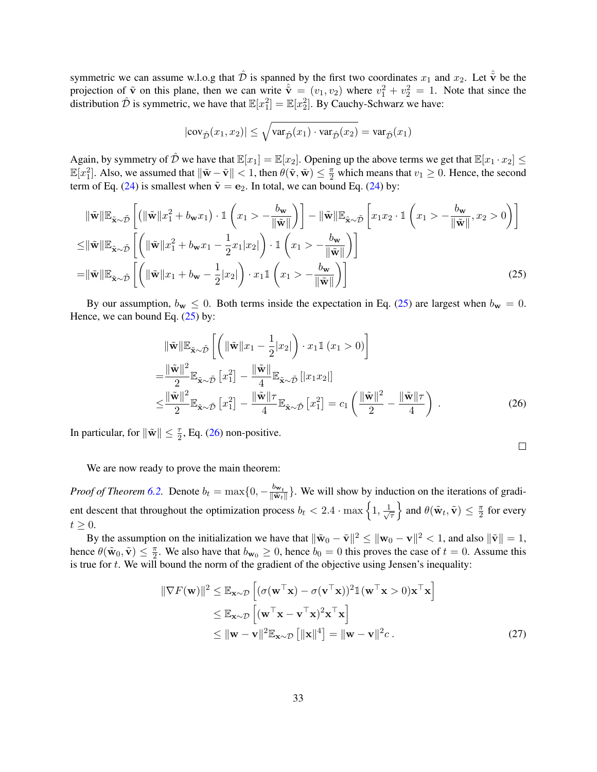symmetric we can assume w.l.o.g that $\hat{\mathcal{D}}$ is spanned by the first two coordinates $x_1$ and $x_2$. Let $\hat{\tilde{\mathbf{v}}}$ be the projection of $\tilde{\mathbf{v}}$ on this plane, then we can write $\hat{\tilde{\mathbf{v}}} = (v_1, v_2)$ where $v_1^2 + v_2^2 = 1$. Note that since the distribution $\hat{\mathcal{D}}$ is symmetric, we have that $\mathbb{E}[x_1^2] = \mathbb{E}[x_2^2]$. By Cauchy-Schwarz we have:

$$|\text{cov}_{\hat{\mathcal{D}}}(x_1, x_2)| \leq \sqrt{\text{var}_{\hat{\mathcal{D}}}(x_1) \cdot \text{var}_{\hat{\mathcal{D}}}(x_2)} = \text{var}_{\hat{\mathcal{D}}}(x_1)$$

Again, by symmetry of $\hat{\mathcal{D}}$ we have that $\mathbb{E}[x_1] = \mathbb{E}[x_2]$. Opening up the above terms we get that $\mathbb{E}[x_1 \cdot x_2] \leq \mathbb{E}[x_1^2]$. Also, we assumed that $\|\tilde{\mathbf{w}} - \tilde{\mathbf{v}}\| < 1$, then $\theta(\tilde{\mathbf{v}}, \tilde{\mathbf{w}}) \leq \frac{\pi}{2}$ which means that $v_1 \geq 0$. Hence, the second term of Eq. (24) is smallest when $\tilde{\mathbf{v}} = \mathbf{e}_2$. In total, we can bound Eq. (24) by:

$$\begin{aligned}
&\|\tilde{\mathbf{w}}\|\mathbb{E}_{\tilde{\mathbf{x}}\sim\tilde{\mathcal{D}}}\left[\left(\|\tilde{\mathbf{w}}\|x_1^2 + b_{\mathbf{w}}x_1\right)\cdot \mathbb{1}\left(x_1 > -\frac{b_{\mathbf{w}}}{\|\tilde{\mathbf{w}}\|}\right)\right] - \|\tilde{\mathbf{w}}\|\mathbb{E}_{\tilde{\mathbf{x}}\sim\tilde{\mathcal{D}}}\left[x_1x_2\cdot \mathbb{1}\left(x_1 > -\frac{b_{\mathbf{w}}}{\|\tilde{\mathbf{w}}\|}, x_2 > 0\right)\right] \\
\leq &\|\tilde{\mathbf{w}}\|\mathbb{E}_{\tilde{\mathbf{x}}\sim\tilde{\mathcal{D}}}\left[\left(\|\tilde{\mathbf{w}}\|x_1^2 + b_{\mathbf{w}}x_1 - \frac{1}{2}x_1|x_2|\right)\cdot \mathbb{1}\left(x_1 > -\frac{b_{\mathbf{w}}}{\|\tilde{\mathbf{w}}\|}\right)\right] \\
= &\|\tilde{\mathbf{w}}\|\mathbb{E}_{\tilde{\mathbf{x}}\sim\tilde{\mathcal{D}}}\left[\left(\|\tilde{\mathbf{w}}\|x_1 + b_{\mathbf{w}} - \frac{1}{2}|x_2|\right)\cdot x_1\mathbb{1}\left(x_1 > -\frac{b_{\mathbf{w}}}{\|\tilde{\mathbf{w}}\|}\right)\right] \qquad (25)
\end{aligned}$$

By our assumption, $b_{\mathbf{w}} \leq 0$. Both terms inside the expectation in Eq. (25) are largest when $b_{\mathbf{w}} = 0$. Hence, we can bound Eq. (25) by:

$$\begin{aligned}
&\|\tilde{\mathbf{w}}\|\mathbb{E}_{\tilde{\mathbf{x}}\sim\tilde{\mathcal{D}}}\left[\left(\|\tilde{\mathbf{w}}\|x_1 - \frac{1}{2}|x_2|\right)\cdot x_1\mathbb{1}\left(x_1 > 0\right)\right] \\
= &\frac{\|\tilde{\mathbf{w}}\|^2}{2}\mathbb{E}_{\tilde{\mathbf{x}}\sim\tilde{\mathcal{D}}}\left[x_1^2\right] - \frac{\|\tilde{\mathbf{w}}\|}{4}\mathbb{E}_{\tilde{\mathbf{x}}\sim\tilde{\mathcal{D}}}\left[|x_1x_2|\right] \\
\leq &\frac{\|\tilde{\mathbf{w}}\|^2}{2}\mathbb{E}_{\tilde{\mathbf{x}}\sim\tilde{\mathcal{D}}}\left[x_1^2\right] - \frac{\|\tilde{\mathbf{w}}\|\tau}{4}\mathbb{E}_{\tilde{\mathbf{x}}\sim\tilde{\mathcal{D}}}\left[x_1^2\right] = c_1\left(\frac{\|\tilde{\mathbf{w}}\|^2}{2} - \frac{\|\tilde{\mathbf{w}}\|\tau}{4}\right). \qquad (26)
\end{aligned}$$

In particular, for $\|\tilde{\mathbf{w}}\| \leq \frac{\tau}{2}$, Eq. (26) non-positive.

□

We are now ready to prove the main theorem:

*Proof of Theorem 6.2.* Denote $b_t = \max\{0, -\frac{b_{\mathbf{w}_t}}{\|\tilde{\mathbf{w}}_t\|}\}$. We will show by induction on the iterations of gradient descent that throughout the optimization process $b_t < 2.4 \cdot \max\left\{1, \frac{1}{\sqrt{\tau}}\right\}$ and $\theta(\tilde{\mathbf{w}}_t, \tilde{\mathbf{v}}) \leq \frac{\pi}{2}$ for every $t \geq 0$.

By the assumption on the initialization we have that $\|\tilde{\mathbf{w}}_0 - \tilde{\mathbf{v}}\|^2 \leq \|\mathbf{w}_0 - \mathbf{v}\|^2 < 1$, and also $\|\tilde{\mathbf{v}}\| = 1$, hence $\theta(\tilde{\mathbf{w}}_0, \tilde{\mathbf{v}}) \leq \frac{\pi}{2}$. We also have that $b_{\mathbf{w}_0} \geq 0$, hence $b_0 = 0$ this proves the case of $t = 0$. Assume this is true for $t$. We will bound the norm of the gradient of the objective using Jensen's inequality:

$$\begin{aligned}
\|\nabla F(\mathbf{w})\|^2 &\leq \mathbb{E}_{\mathbf{x}\sim\mathcal{D}}\left[(\sigma(\mathbf{w}^\top\mathbf{x}) - \sigma(\mathbf{v}^\top\mathbf{x}))^2\mathbb{1}(\mathbf{w}^\top\mathbf{x} > 0)\mathbf{x}^\top\mathbf{x}\right] \\
&\leq \mathbb{E}_{\mathbf{x}\sim\mathcal{D}}\left[(\mathbf{w}^\top\mathbf{x} - \mathbf{v}^\top\mathbf{x})^2\mathbf{x}^\top\mathbf{x}\right] \\
&\leq \|\mathbf{w} - \mathbf{v}\|^2\mathbb{E}_{\mathbf{x}\sim\mathcal{D}}\left[\|\mathbf{x}\|^4\right] = \|\mathbf{w} - \mathbf{v}\|^2 c\,. \qquad (27)
\end{aligned}$$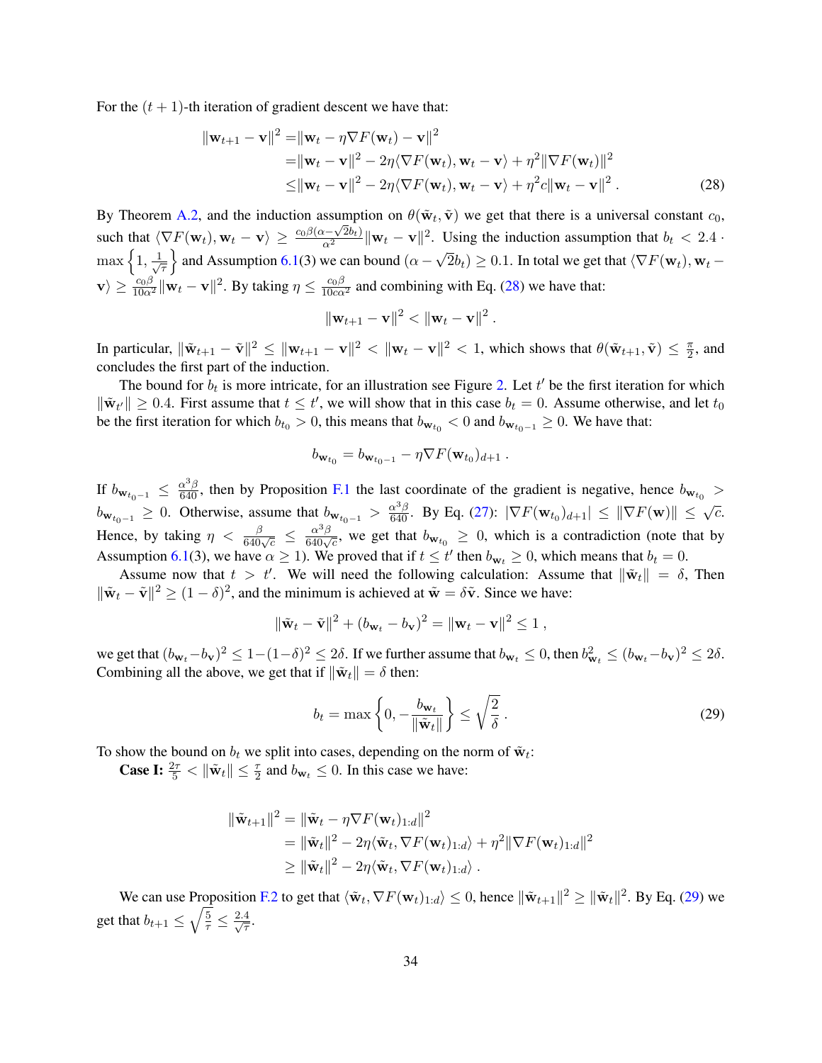For the $(t+1)$-th iteration of gradient descent we have that:

$$
\begin{aligned}
\|\mathbf{w}_{t+1} - \mathbf{v}\|^2 =& \|\mathbf{w}_t - \eta \nabla F(\mathbf{w}_t) - \mathbf{v}\|^2 \\
=& \|\mathbf{w}_t - \mathbf{v}\|^2 - 2\eta \langle \nabla F(\mathbf{w}_t), \mathbf{w}_t - \mathbf{v}\rangle + \eta^2 \|\nabla F(\mathbf{w}_t)\|^2 \\
\leq& \|\mathbf{w}_t - \mathbf{v}\|^2 - 2\eta \langle \nabla F(\mathbf{w}_t), \mathbf{w}_t - \mathbf{v}\rangle + \eta^2 c \|\mathbf{w}_t - \mathbf{v}\|^2 . \qquad (28)
\end{aligned}
$$

By Theorem A.2, and the induction assumption on $\theta(\tilde{\mathbf{w}}_t, \tilde{\mathbf{v}})$ we get that there is a universal constant $c_0$, such that $\langle \nabla F(\mathbf{w}_t), \mathbf{w}_t - \mathbf{v}\rangle \geq \frac{c_0 \beta (\alpha - \sqrt{2} b_t)}{\alpha^2} \|\mathbf{w}_t - \mathbf{v}\|^2$. Using the induction assumption that $b_t < 2.4 \cdot \max\left\{1, \frac{1}{\sqrt{\tau}}\right\}$ and Assumption 6.1(3) we can bound $(\alpha - \sqrt{2} b_t) \geq 0.1$. In total we get that $\langle \nabla F(\mathbf{w}_t), \mathbf{w}_t - \mathbf{v}\rangle \geq \frac{c_0 \beta}{10\alpha^2} \|\mathbf{w}_t - \mathbf{v}\|^2$. By taking $\eta \leq \frac{c_0 \beta}{10 c \alpha^2}$ and combining with Eq. (28) we have that:

$$
\|\mathbf{w}_{t+1} - \mathbf{v}\|^2 < \|\mathbf{w}_t - \mathbf{v}\|^2 .
$$

In particular, $\|\tilde{\mathbf{w}}_{t+1} - \tilde{\mathbf{v}}\|^2 \leq \|\mathbf{w}_{t+1} - \mathbf{v}\|^2 < \|\mathbf{w}_t - \mathbf{v}\|^2 < 1$, which shows that $\theta(\tilde{\mathbf{w}}_{t+1}, \tilde{\mathbf{v}}) \leq \frac{\pi}{2}$, and concludes the first part of the induction.

The bound for $b_t$ is more intricate, for an illustration see Figure 2. Let $t'$ be the first iteration for which $\|\tilde{\mathbf{w}}_{t'}\| \geq 0.4$. First assume that $t \leq t'$, we will show that in this case $b_t = 0$. Assume otherwise, and let $t_0$ be the first iteration for which $b_{t_0} > 0$, this means that $b_{\mathbf{w}_{t_0}} < 0$ and $b_{\mathbf{w}_{t_0 - 1}} \geq 0$. We have that:

$$
b_{\mathbf{w}_{t_0}} = b_{\mathbf{w}_{t_0-1}} - \eta \nabla F(\mathbf{w}_{t_0})_{d+1} .
$$

If $b_{\mathbf{w}_{t_0-1}} \leq \frac{\alpha^3 \beta}{640}$, then by Proposition F.1 the last coordinate of the gradient is negative, hence $b_{\mathbf{w}_{t_0}} > b_{\mathbf{w}_{t_0-1}} \geq 0$. Otherwise, assume that $b_{\mathbf{w}_{t_0-1}} > \frac{\alpha^3 \beta}{640}$. By Eq. (27): $|\nabla F(\mathbf{w}_{t_0})_{d+1}| \leq \|\nabla F(\mathbf{w})\| \leq \sqrt{c}$. Hence, by taking $\eta < \frac{\beta}{640\sqrt{c}} \leq \frac{\alpha^3 \beta}{640 \sqrt{c}}$, we get that $b_{\mathbf{w}_{t_0}} \geq 0$, which is a contradiction (note that by Assumption 6.1(3), we have $\alpha \geq 1$). We proved that if $t \leq t'$ then $b_{\mathbf{w}_t} \geq 0$, which means that $b_t = 0$.

Assume now that $t > t'$. We will need the following calculation: Assume that $\|\tilde{\mathbf{w}}_t\| = \delta$, Then $\|\tilde{\mathbf{w}}_t - \tilde{\mathbf{v}}\|^2 \geq (1-\delta)^2$, and the minimum is achieved at $\tilde{\mathbf{w}} = \delta \tilde{\mathbf{v}}$. Since we have:

$$
\|\tilde{\mathbf{w}}_t - \tilde{\mathbf{v}}\|^2 + (b_{\mathbf{w}_t} - b_{\mathbf{v}})^2 = \|\mathbf{w}_t - \mathbf{v}\|^2 \leq 1 ,
$$

we get that $(b_{\mathbf{w}_t} - b_{\mathbf{v}})^2 \leq 1 - (1-\delta)^2 \leq 2\delta$. If we further assume that $b_{\mathbf{w}_t} \leq 0$, then $b_{\mathbf{w}_t}^2 \leq (b_{\mathbf{w}_t} - b_{\mathbf{v}})^2 \leq 2\delta$. Combining all the above, we get that if $\|\tilde{\mathbf{w}}_t\| = \delta$ then:

$$
b_t = \max\left\{0, -\frac{b_{\mathbf{w}_t}}{\|\tilde{\mathbf{w}}_t\|}\right\} \leq \sqrt{\frac{2}{\delta}} . \qquad (29)
$$

To show the bound on $b_t$ we split into cases, depending on the norm of $\tilde{\mathbf{w}}_t$:

**Case I:** $\frac{2\tau}{5} < \|\tilde{\mathbf{w}}_t\| \leq \frac{\tau}{2}$ and $b_{\mathbf{w}_t} \leq 0$. In this case we have:

$$
\begin{aligned}
\|\tilde{\mathbf{w}}_{t+1}\|^2 &= \|\tilde{\mathbf{w}}_t - \eta \nabla F(\mathbf{w}_t)_{1:d}\|^2 \\
&= \|\tilde{\mathbf{w}}_t\|^2 - 2\eta \langle \tilde{\mathbf{w}}_t, \nabla F(\mathbf{w}_t)_{1:d}\rangle + \eta^2 \|\nabla F(\mathbf{w}_t)_{1:d}\|^2 \\
&\geq \|\tilde{\mathbf{w}}_t\|^2 - 2\eta \langle \tilde{\mathbf{w}}_t, \nabla F(\mathbf{w}_t)_{1:d}\rangle .
\end{aligned}
$$

We can use Proposition F.2 to get that $\langle \tilde{\mathbf{w}}_t, \nabla F(\mathbf{w}_t)_{1:d}\rangle \leq 0$, hence $\|\tilde{\mathbf{w}}_{t+1}\|^2 \geq \|\tilde{\mathbf{w}}_t\|^2$. By Eq. (29) we get that $b_{t+1} \leq \sqrt{\frac{5}{\tau}} \leq \frac{2.4}{\sqrt{\tau}}$.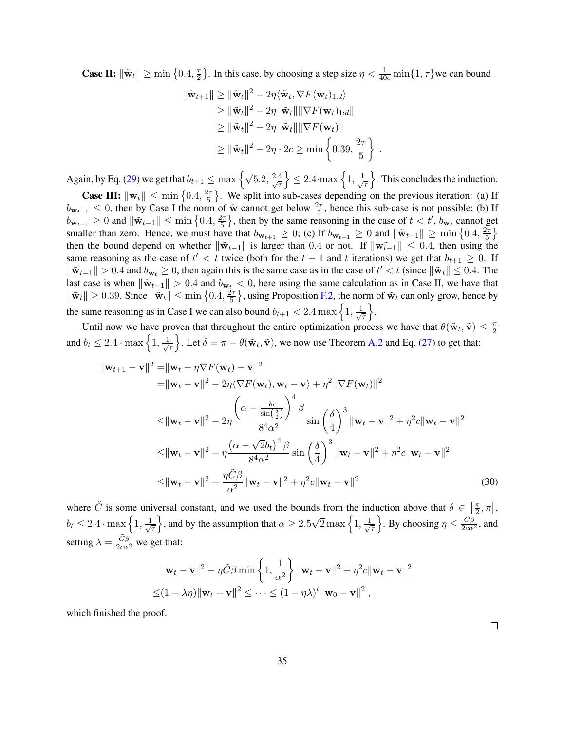**Case II:** $\|\tilde{\mathbf{w}}_t\| \geq \min\left\{0.4, \frac{\tau}{2}\right\}$. In this case, by choosing a step size $\eta < \frac{1}{40c}\min\{1, \tau\}$we can bound

$$
\begin{aligned}
\|\tilde{\mathbf{w}}_{t+1}\| &\geq \|\tilde{\mathbf{w}}_t\|^2 - 2\eta\langle \tilde{\mathbf{w}}_t, \nabla F(\mathbf{w}_t)_{1:d}\rangle \\
&\geq \|\tilde{\mathbf{w}}_t\|^2 - 2\eta\|\tilde{\mathbf{w}}_t\|\|\nabla F(\mathbf{w}_t)_{1:d}\| \\
&\geq \|\tilde{\mathbf{w}}_t\|^2 - 2\eta\|\tilde{\mathbf{w}}_t\|\|\nabla F(\mathbf{w}_t)\| \\
&\geq \|\tilde{\mathbf{w}}_t\|^2 - 2\eta \cdot 2c \geq \min\left\{0.39, \frac{2\tau}{5}\right\} .
\end{aligned}
$$

Again, by Eq. (29) we get that $b_{t+1} \leq \max\left\{\sqrt{5.2}, \frac{2.4}{\sqrt{\tau}}\right\} \leq 2.4 \cdot \max\left\{1, \frac{1}{\sqrt{\tau}}\right\}$. This concludes the induction.

**Case III:** $\|\tilde{\mathbf{w}}_t\| \leq \min\left\{0.4, \frac{2\tau}{5}\right\}$. We split into sub-cases depending on the previous iteration: (a) If $b_{\mathbf{w}_{t-1}} \leq 0$, then by Case I the norm of $\tilde{\mathbf{w}}$ cannot get below $\frac{2\tau}{5}$, hence this sub-case is not possible; (b) If $b_{\mathbf{w}_{t-1}} \geq 0$ and $\|\tilde{\mathbf{w}}_{t-1}\| \leq \min\left\{0.4, \frac{2\tau}{5}\right\}$, then by the same reasoning in the case of $t < t'$, $b_{\mathbf{w}_t}$ cannot get smaller than zero. Hence, we must have that $b_{\mathbf{w}_{t+1}} \geq 0$; (c) If $b_{\mathbf{w}_{t-1}} \geq 0$ and $\|\tilde{\mathbf{w}}_{t-1}\| \geq \min\left\{0.4, \frac{2\tau}{5}\right\}$ then the bound depend on whether $\|\tilde{\mathbf{w}}_{t-1}\|$ is larger than 0.4 or not. If $\|\tilde{\mathbf{w}_{t-1}}\| \leq 0.4$, then using the same reasoning as the case of $t' < t$ twice (both for the $t-1$ and $t$ iterations) we get that $b_{t+1} \geq 0$. If $\|\tilde{\mathbf{w}}_{t-1}\| > 0.4$ and $b_{\mathbf{w}_t} \geq 0$, then again this is the same case as in the case of $t' < t$ (since $\|\tilde{\mathbf{w}}_t\| \leq 0.4$. The last case is when $\|\tilde{\mathbf{w}}_{t-1}\| > 0.4$ and $b_{\mathbf{w}_t} < 0$, here using the same calculation as in Case II, we have that $\|\tilde{\mathbf{w}}_t\| \geq 0.39$. Since $\|\tilde{\mathbf{w}}_t\| \leq \min\left\{0.4, \frac{2\tau}{5}\right\}$, using Proposition F.2, the norm of $\tilde{\mathbf{w}}_t$ can only grow, hence by the same reasoning as in Case I we can also bound $b_{t+1} < 2.4\max\left\{1, \frac{1}{\sqrt{\tau}}\right\}$.

Until now we have proven that throughout the entire optimization process we have that $\theta(\tilde{\mathbf{w}}_t, \tilde{\mathbf{v}}) \leq \frac{\pi}{2}$ and $b_t \leq 2.4 \cdot \max\left\{1, \frac{1}{\sqrt{\tau}}\right\}$. Let $\delta = \pi - \theta(\tilde{\mathbf{w}}_t, \tilde{\mathbf{v}})$, we now use Theorem A.2 and Eq. (27) to get that:

$$
\begin{aligned}
\|\mathbf{w}_{t+1} - \mathbf{v}\|^2 =& \|\mathbf{w}_t - \eta\nabla F(\mathbf{w}_t) - \mathbf{v}\|^2 \\
=& \|\mathbf{w}_t - \mathbf{v}\|^2 - 2\eta\langle \nabla F(\mathbf{w}_t), \mathbf{w}_t - \mathbf{v}\rangle + \eta^2\|\nabla F(\mathbf{w}_t)\|^2 \\
\leq& \|\mathbf{w}_t - \mathbf{v}\|^2 - 2\eta\frac{\left(\alpha - \frac{b_t}{\sin\left(\frac{\delta}{2}\right)}\right)^4\beta}{8^4\alpha^2}\sin\left(\frac{\delta}{4}\right)^3\|\mathbf{w}_t - \mathbf{v}\|^2 + \eta^2 c\|\mathbf{w}_t - \mathbf{v}\|^2 \\
\leq& \|\mathbf{w}_t - \mathbf{v}\|^2 - \eta\frac{\left(\alpha - \sqrt{2}b_t\right)^4\beta}{8^4\alpha^2}\sin\left(\frac{\delta}{4}\right)^3\|\mathbf{w}_t - \mathbf{v}\|^2 + \eta^2 c\|\mathbf{w}_t - \mathbf{v}\|^2 \\
\leq& \|\mathbf{w}_t - \mathbf{v}\|^2 - \frac{\eta\tilde{C}\beta}{\alpha^2}\|\mathbf{w}_t - \mathbf{v}\|^2 + \eta^2 c\|\mathbf{w}_t - \mathbf{v}\|^2 
\end{aligned} \tag{30}
$$

where $\tilde{C}$ is some universal constant, and we used the bounds from the induction above that $\delta \in \left[\frac{\pi}{2}, \pi\right]$, $b_t \leq 2.4 \cdot \max\left\{1, \frac{1}{\sqrt{\tau}}\right\}$, and by the assumption that $\alpha \geq 2.5\sqrt{2}\max\left\{1, \frac{1}{\sqrt{\tau}}\right\}$. By choosing $\eta \leq \frac{\tilde{C}\beta}{2c\alpha^2}$, and setting $\lambda = \frac{\tilde{C}\beta}{2c\alpha^2}$ we get that:

$$
\begin{aligned}
&\|\mathbf{w}_t - \mathbf{v}\|^2 - \eta\tilde{C}\beta\min\left\{1, \frac{1}{\alpha^2}\right\}\|\mathbf{w}_t - \mathbf{v}\|^2 + \eta^2 c\|\mathbf{w}_t - \mathbf{v}\|^2 \\
\leq& (1 - \lambda\eta)\|\mathbf{w}_t - \mathbf{v}\|^2 \leq \cdots \leq (1 - \eta\lambda)^t\|\mathbf{w}_0 - \mathbf{v}\|^2 ,
\end{aligned}
$$

which finished the proof.

□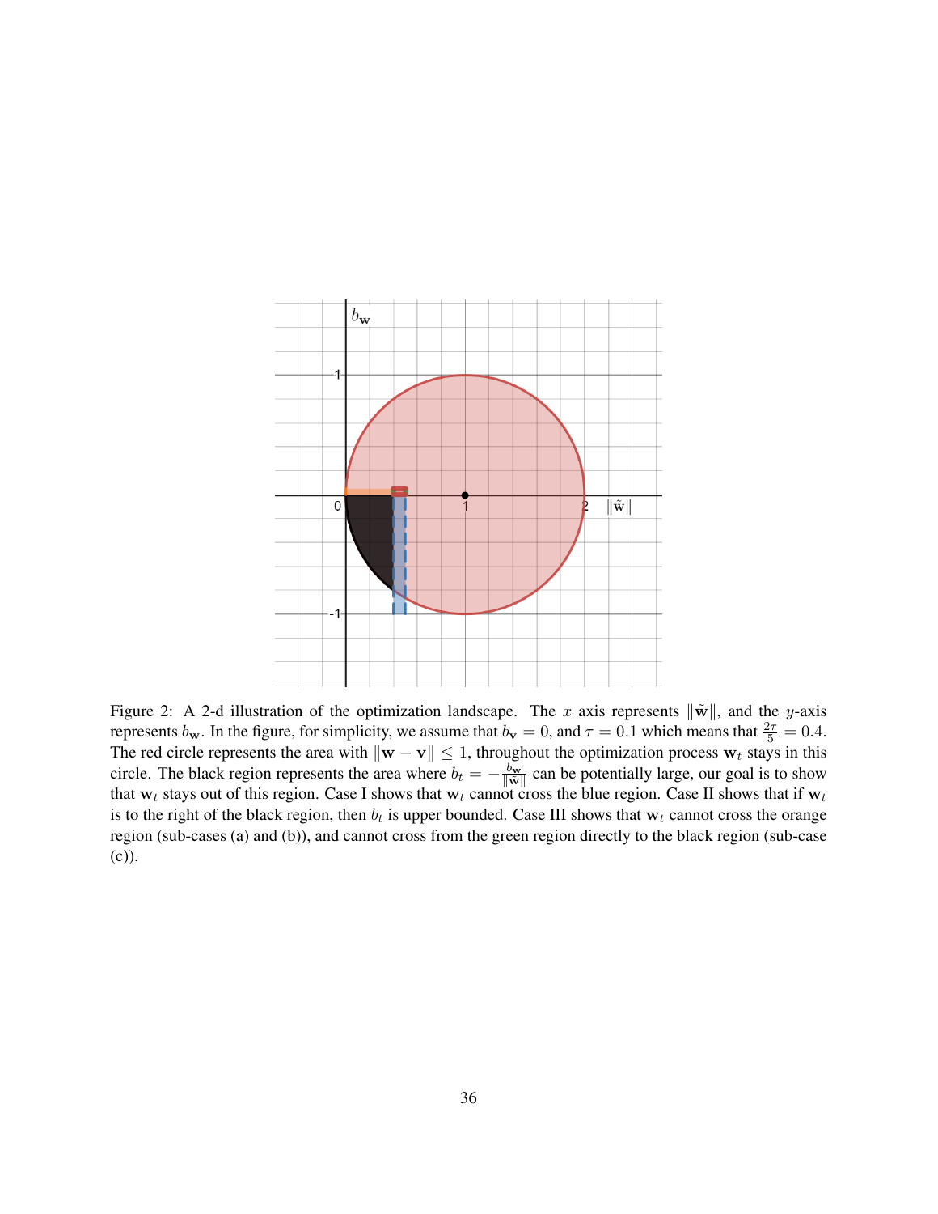$b_{\mathbf{w}}$

1

0

-1

1

2

$\|\tilde{\mathbf{w}}\|$

Figure 2: A 2-d illustration of the optimization landscape. The $x$ axis represents $\|\tilde{\mathbf{w}}\|$, and the $y$-axis represents $b_{\mathbf{w}}$. In the figure, for simplicity, we assume that $b_{\mathbf{v}} = 0$, and $\tau = 0.1$ which means that $\frac{2\tau}{5} = 0.4$. The red circle represents the area with $\|\mathbf{w} - \mathbf{v}\| \leq 1$, throughout the optimization process $\mathbf{w}_t$ stays in this circle. The black region represents the area where $b_t = -\frac{b_{\mathbf{w}}}{\|\tilde{\mathbf{w}}\|}$ can be potentially large, our goal is to show that $\mathbf{w}_t$ stays out of this region. Case I shows that $\mathbf{w}_t$ cannot cross the blue region. Case II shows that if $\mathbf{w}_t$ is to the right of the black region, then $b_t$ is upper bounded. Case III shows that $\mathbf{w}_t$ cannot cross the orange region (sub-cases (a) and (b)), and cannot cross from the green region directly to the black region (sub-case (c)).